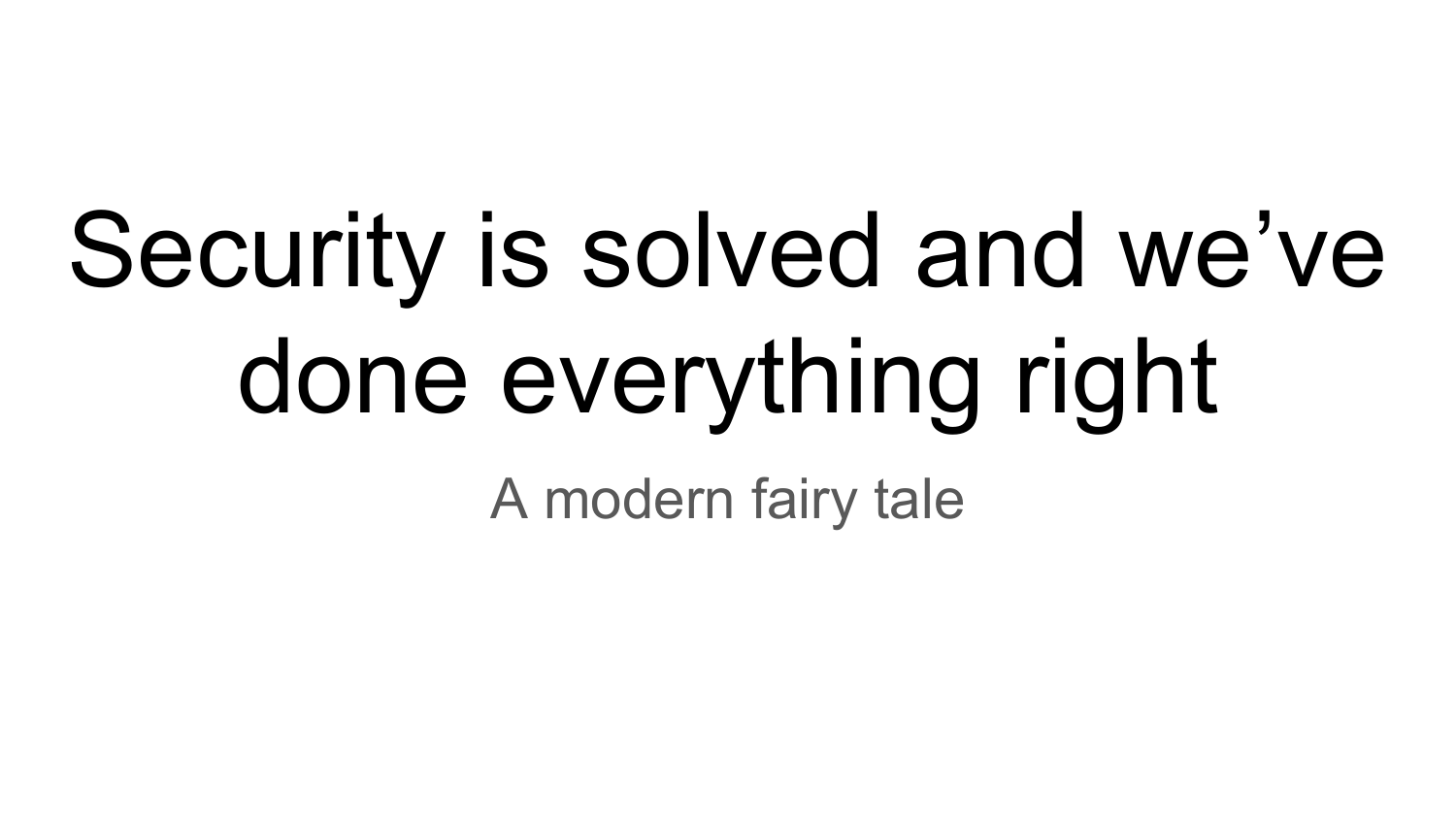# Security is solved and we've done everything right

A modern fairy tale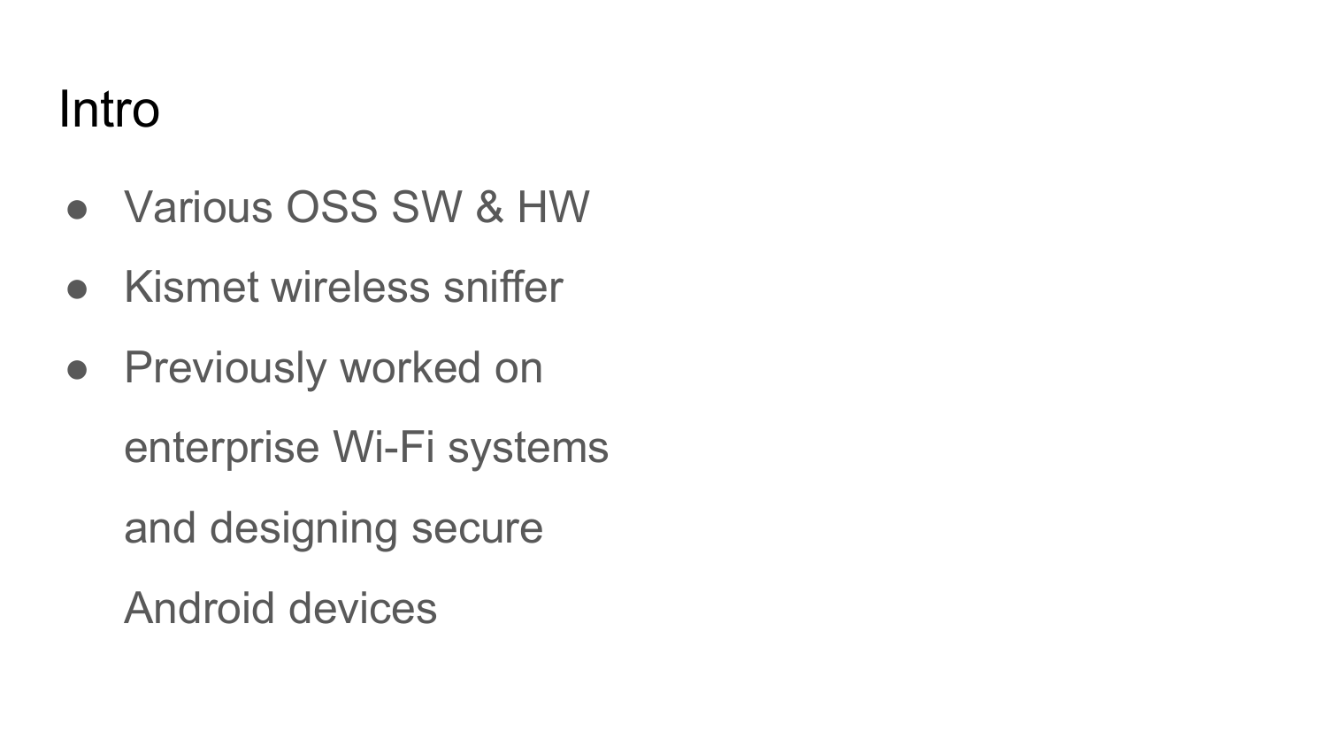# Intro

- Various OSS SW & HW
- Kismet wireless sniffer
- Previously worked on enterprise Wi-Fi systems and designing secure Android devices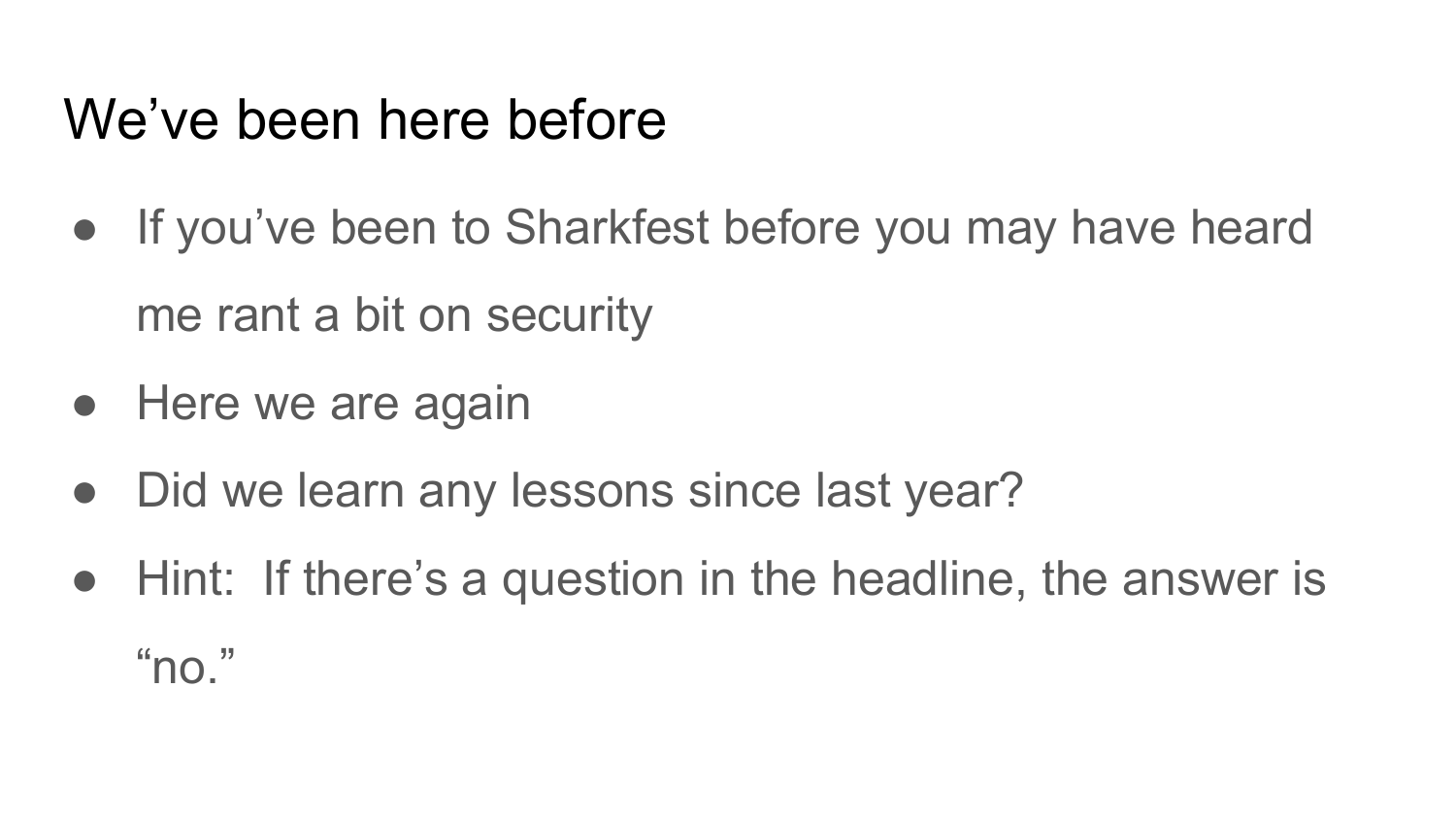# We’ve been here before

- If you’ve been to Sharkfest before you may have heard me rant a bit on security
- Here we are again
- Did we learn any lessons since last year?
- Hint: If there’s a question in the headline, the answer is “no.”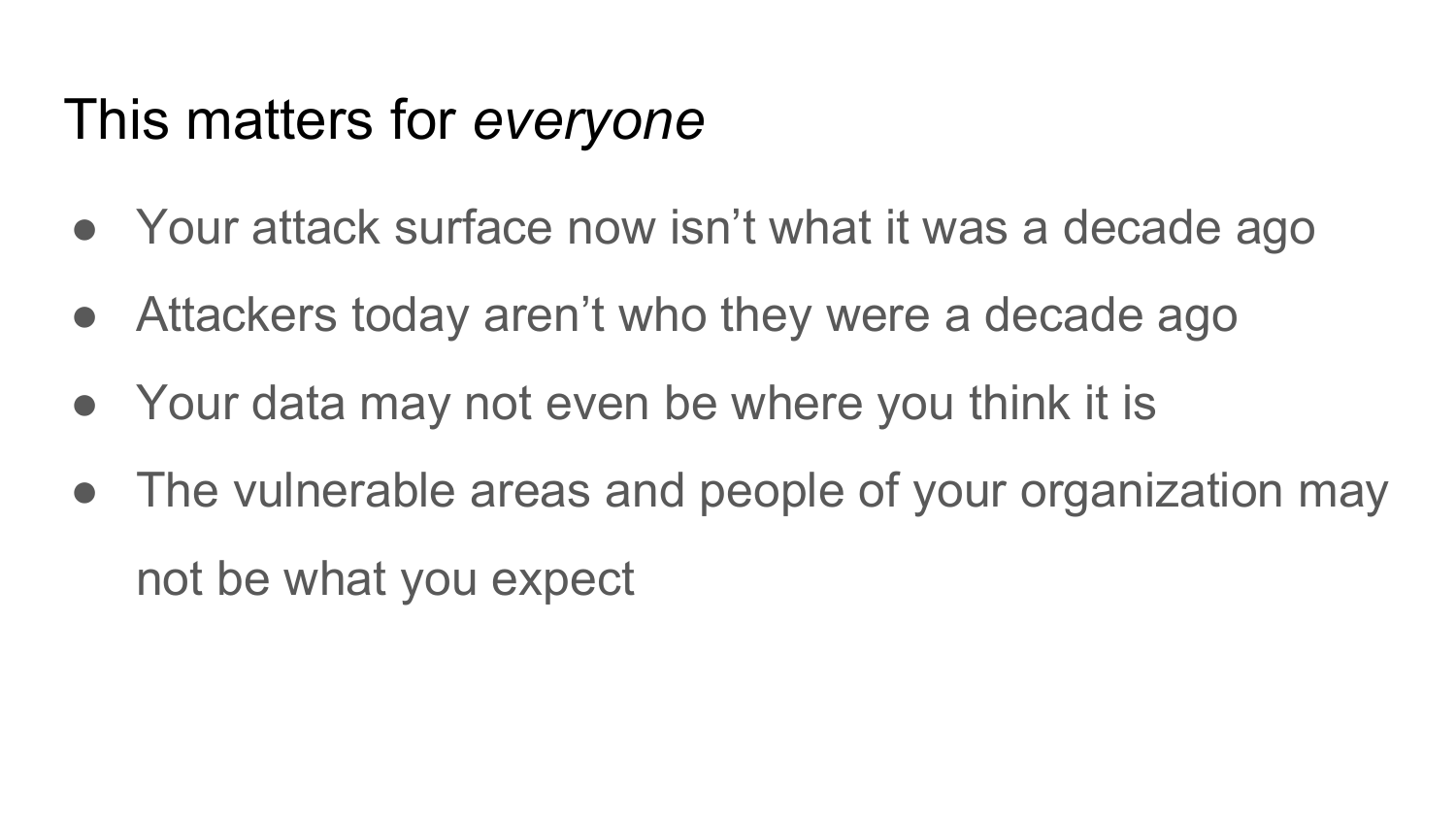# This matters for *everyone*

- Your attack surface now isn't what it was a decade ago
- Attackers today aren't who they were a decade ago
- Your data may not even be where you think it is
- The vulnerable areas and people of your organization may not be what you expect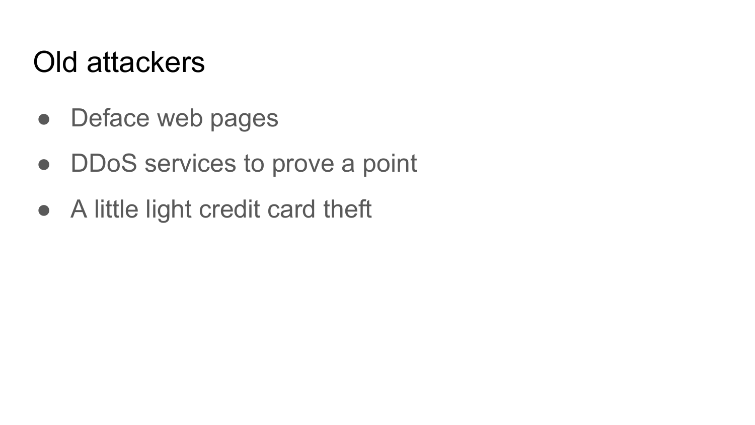# Old attackers

- Deface web pages
- DDoS services to prove a point
- A little light credit card theft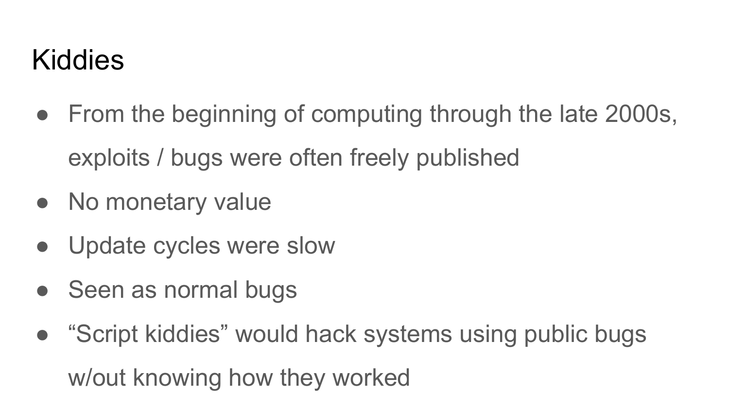# Kiddies

- From the beginning of computing through the late 2000s, exploits / bugs were often freely published
- No monetary value
- Update cycles were slow
- Seen as normal bugs
- “Script kiddies” would hack systems using public bugs w/out knowing how they worked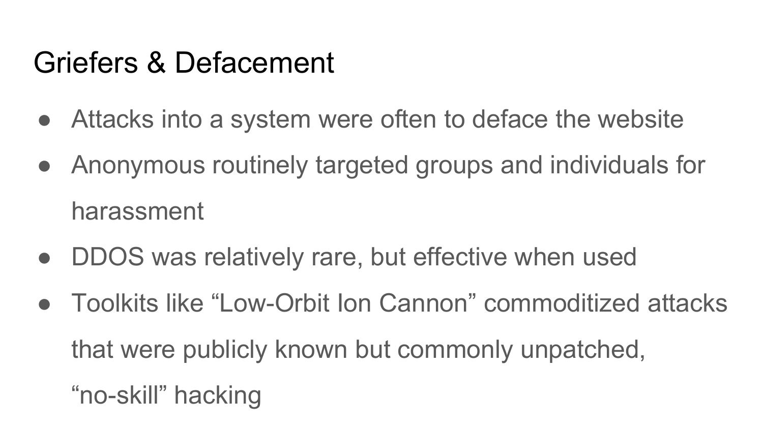# Griefers & Defacement

- Attacks into a system were often to deface the website
- Anonymous routinely targeted groups and individuals for harassment
- DDOS was relatively rare, but effective when used
- Toolkits like “Low-Orbit Ion Cannon” commoditized attacks that were publicly known but commonly unpatched, “no-skill” hacking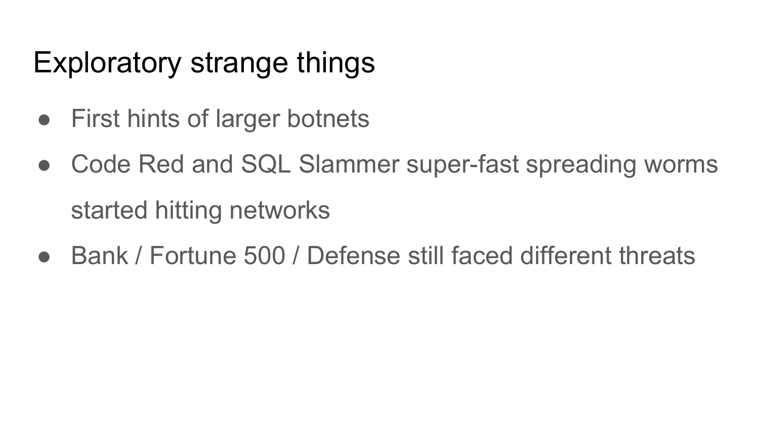# Exploratory strange things

- First hints of larger botnets
- Code Red and SQL Slammer super-fast spreading worms started hitting networks
- Bank / Fortune 500 / Defense still faced different threats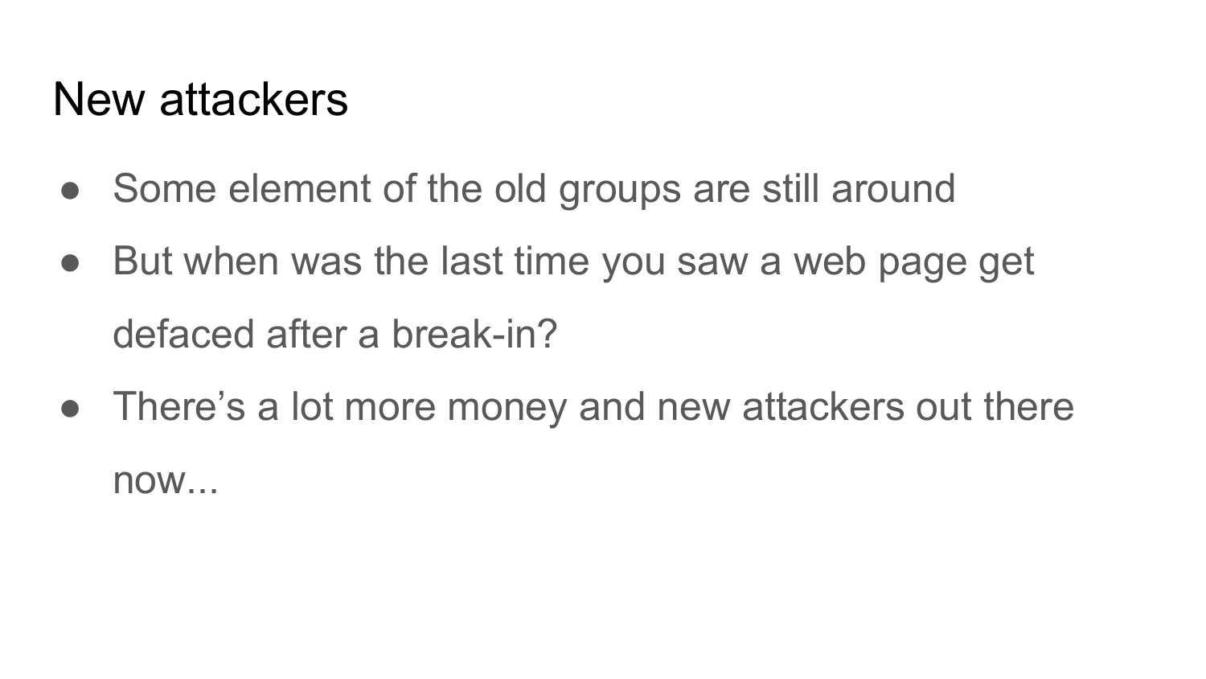# New attackers

- Some element of the old groups are still around
- But when was the last time you saw a web page get defaced after a break-in?
- There's a lot more money and new attackers out there now...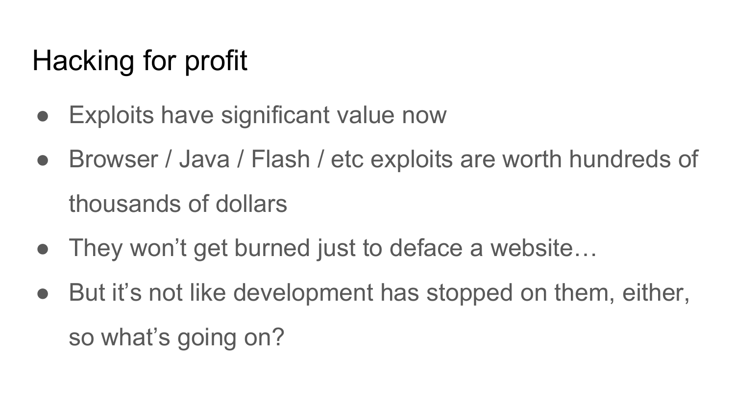# Hacking for profit

- Exploits have significant value now
- Browser / Java / Flash / etc exploits are worth hundreds of thousands of dollars
- They won't get burned just to deface a website…
- But it's not like development has stopped on them, either, so what's going on?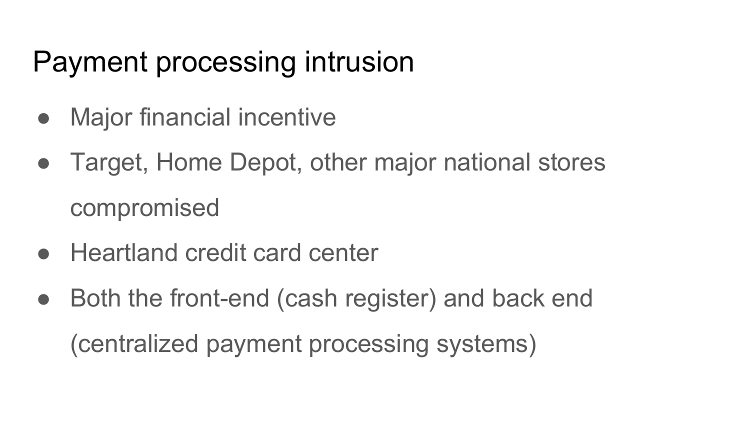# Payment processing intrusion

- Major financial incentive
- Target, Home Depot, other major national stores compromised
- Heartland credit card center
- Both the front-end (cash register) and back end (centralized payment processing systems)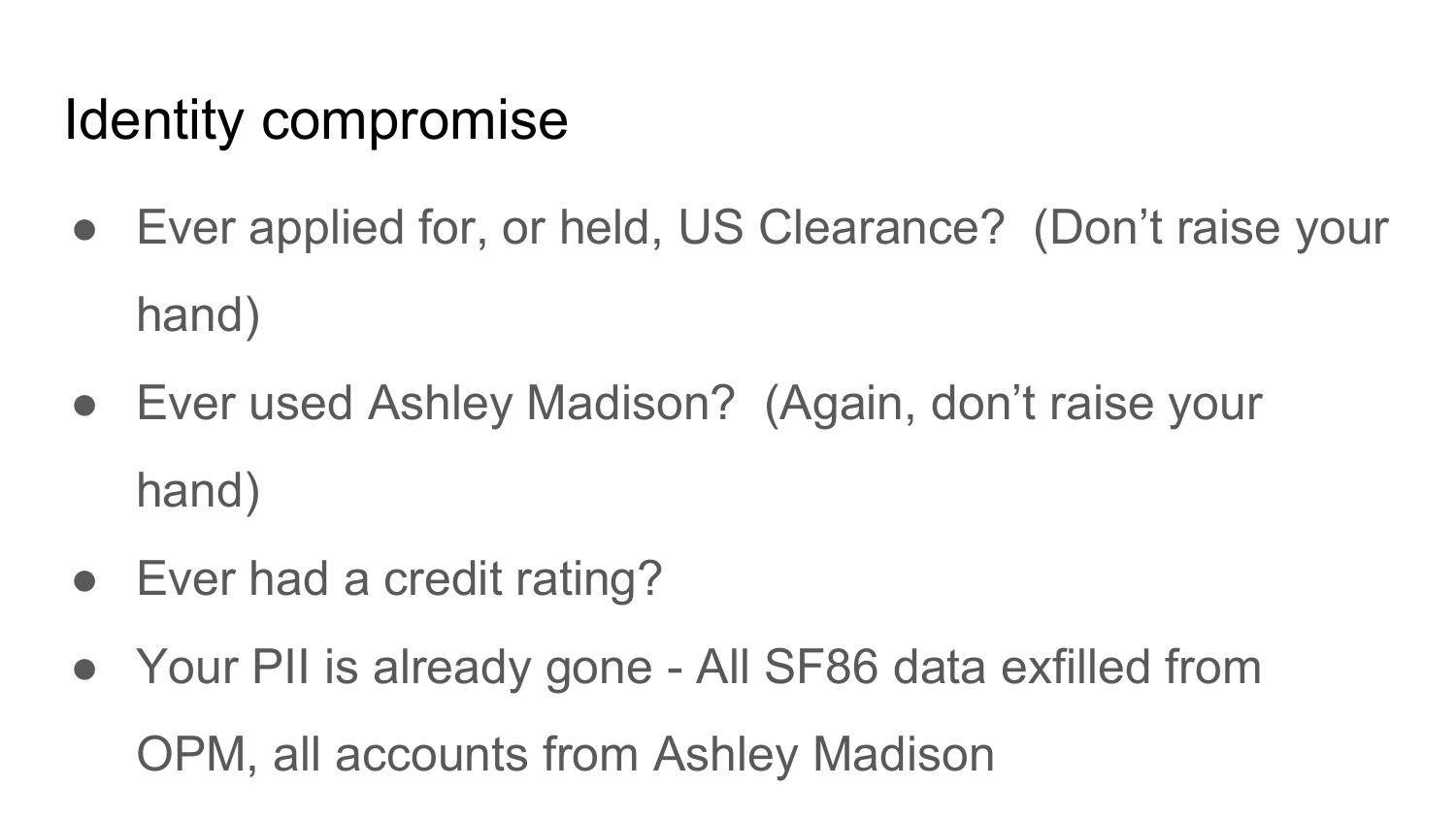# Identity compromise

- Ever applied for, or held, US Clearance?  (Don't raise your hand)
- Ever used Ashley Madison?  (Again, don't raise your hand)
- Ever had a credit rating?
- Your PII is already gone - All SF86 data exfilled from OPM, all accounts from Ashley Madison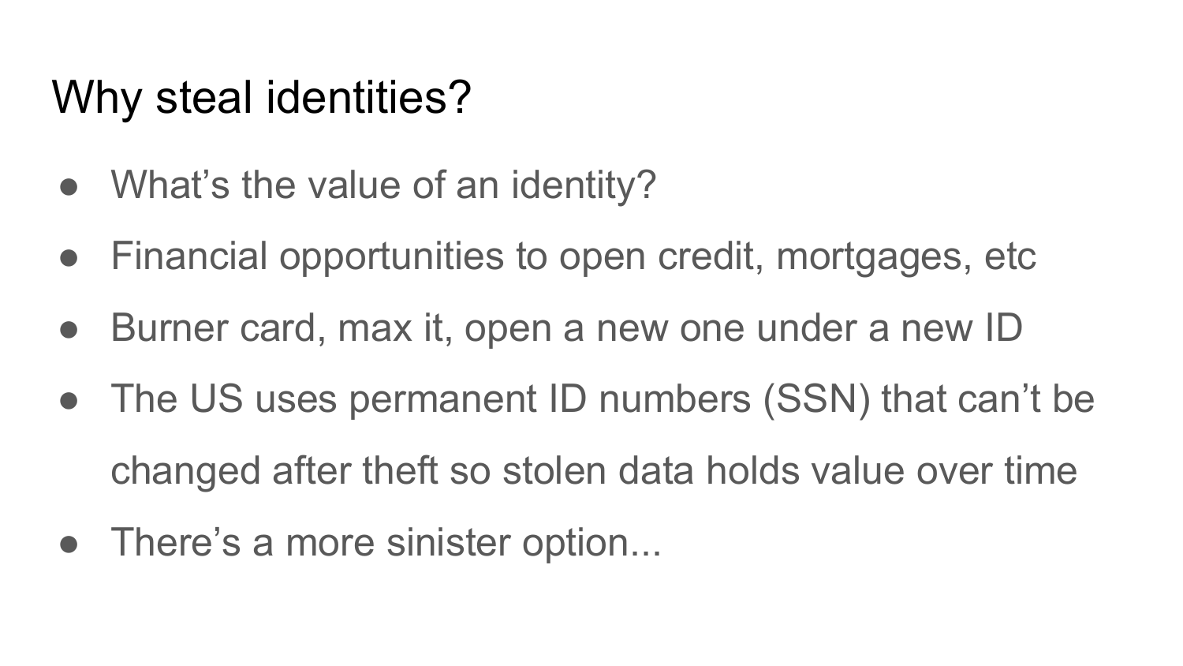# Why steal identities?

- What's the value of an identity?
- Financial opportunities to open credit, mortgages, etc
- Burner card, max it, open a new one under a new ID
- The US uses permanent ID numbers (SSN) that can't be changed after theft so stolen data holds value over time
- There's a more sinister option...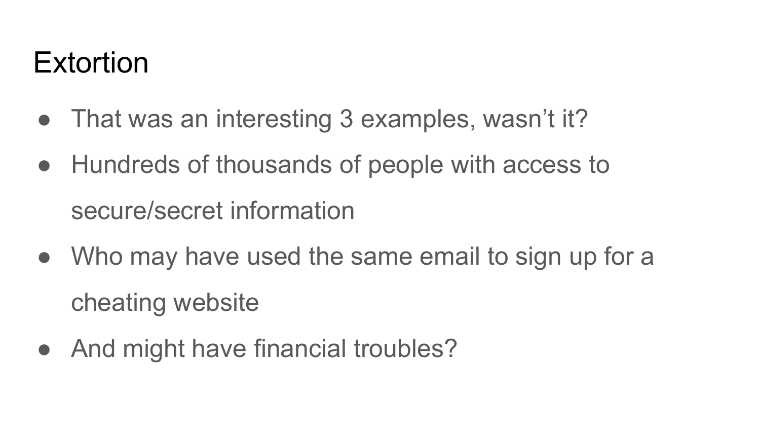# Extortion

- That was an interesting 3 examples, wasn't it?
- Hundreds of thousands of people with access to secure/secret information
- Who may have used the same email to sign up for a cheating website
- And might have financial troubles?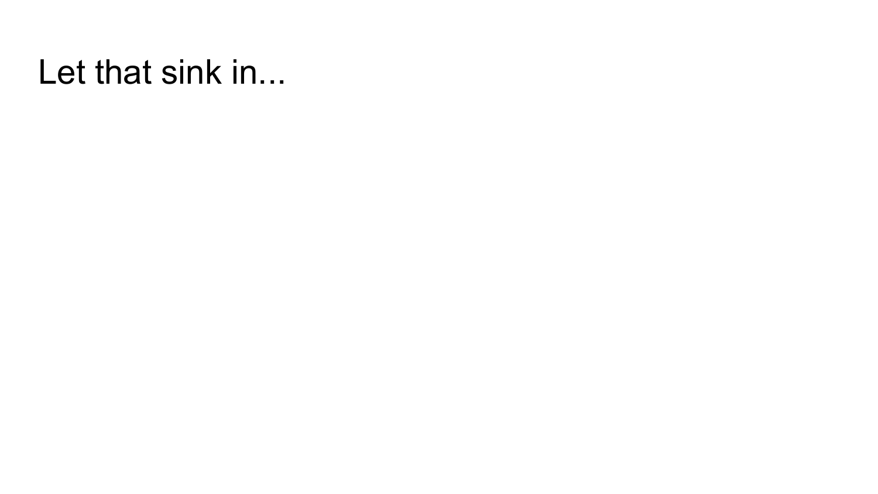# Let that sink in...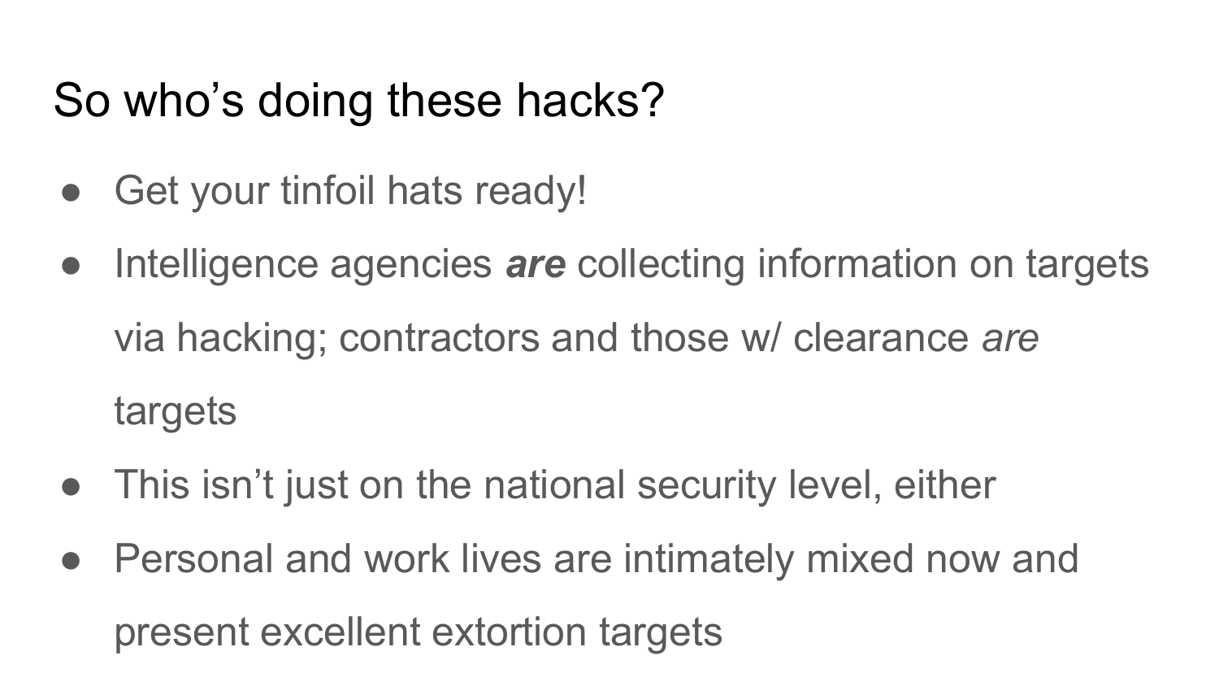# So who's doing these hacks?

- Get your tinfoil hats ready!
- Intelligence agencies ***are*** collecting information on targets via hacking; contractors and those w/ clearance *are* targets
- This isn't just on the national security level, either
- Personal and work lives are intimately mixed now and present excellent extortion targets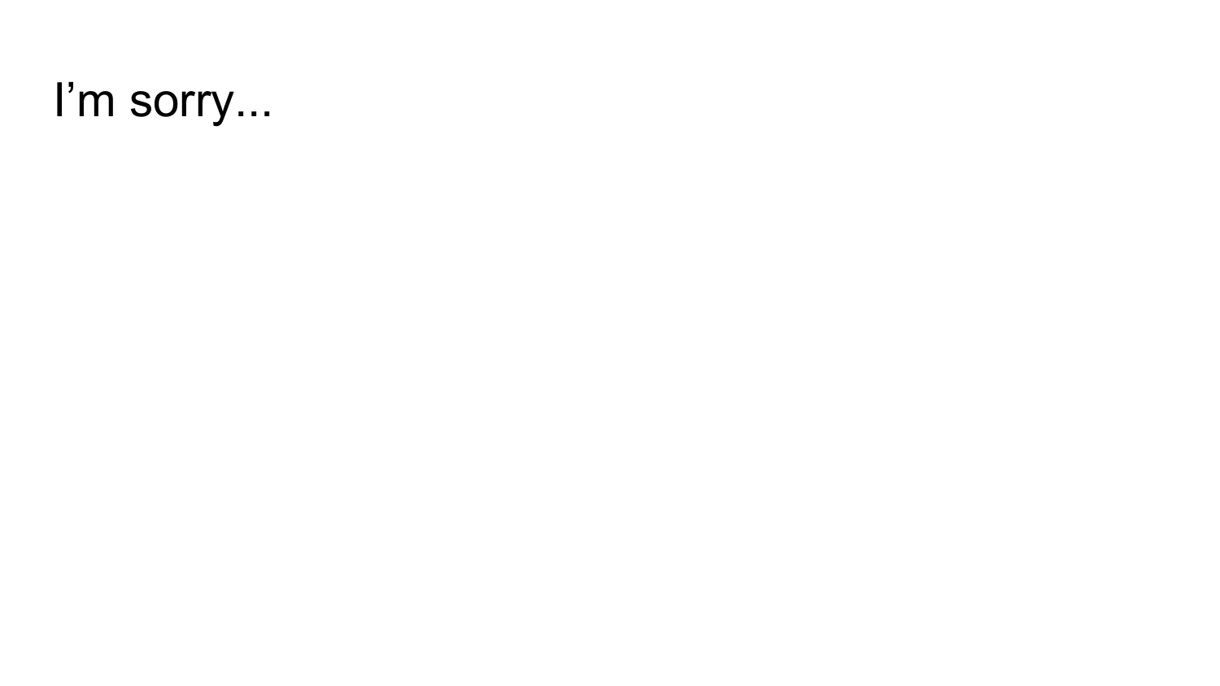I’m sorry...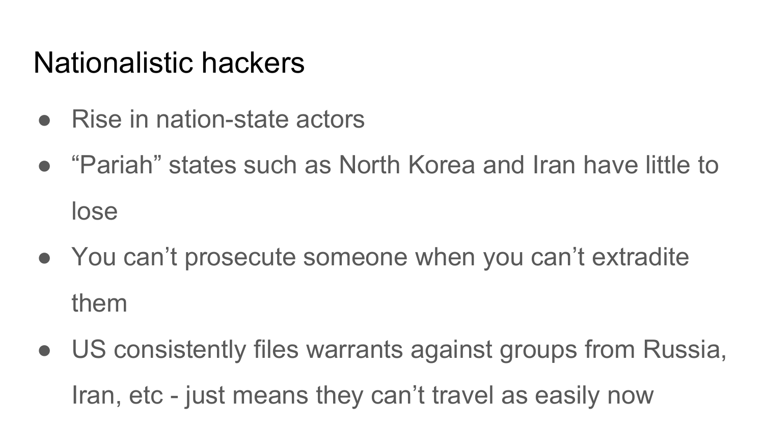# Nationalistic hackers

- Rise in nation-state actors
- “Pariah” states such as North Korea and Iran have little to lose
- You can’t prosecute someone when you can’t extradite them
- US consistently files warrants against groups from Russia, Iran, etc - just means they can’t travel as easily now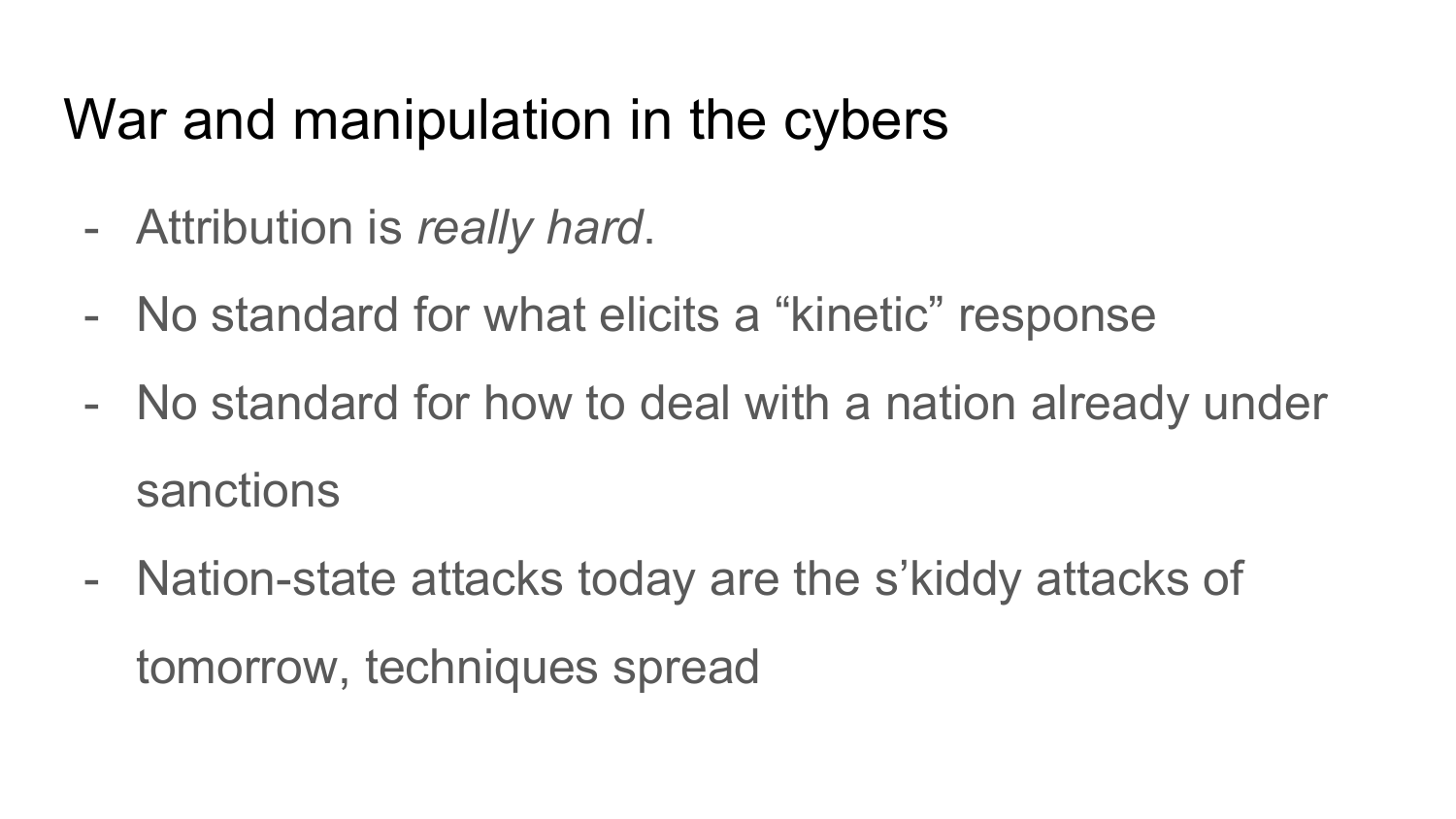# War and manipulation in the cybers

- Attribution is *really hard*.
- No standard for what elicits a “kinetic” response
- No standard for how to deal with a nation already under sanctions
- Nation-state attacks today are the s’kiddy attacks of tomorrow, techniques spread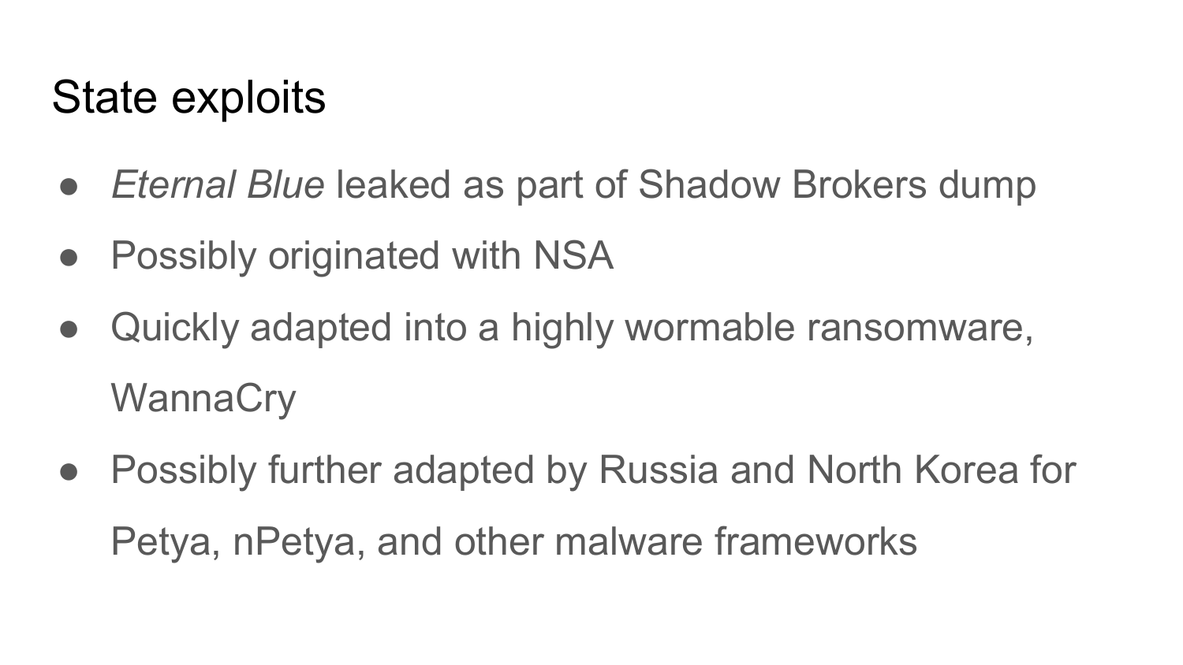# State exploits

- *Eternal Blue* leaked as part of Shadow Brokers dump
- Possibly originated with NSA
- Quickly adapted into a highly wormable ransomware, WannaCry
- Possibly further adapted by Russia and North Korea for Petya, nPetya, and other malware frameworks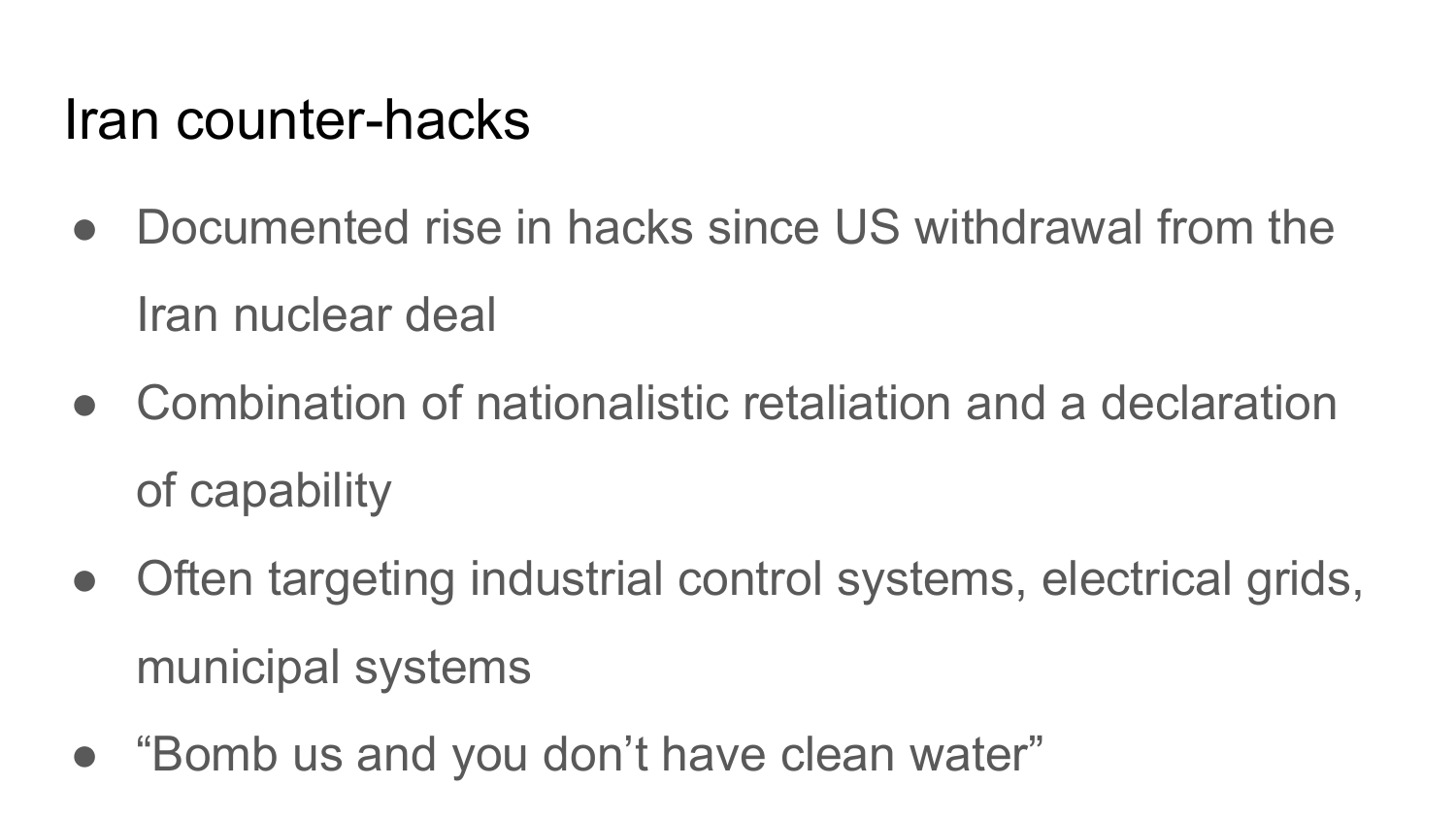# Iran counter-hacks

- Documented rise in hacks since US withdrawal from the Iran nuclear deal
- Combination of nationalistic retaliation and a declaration of capability
- Often targeting industrial control systems, electrical grids, municipal systems
- “Bomb us and you don’t have clean water”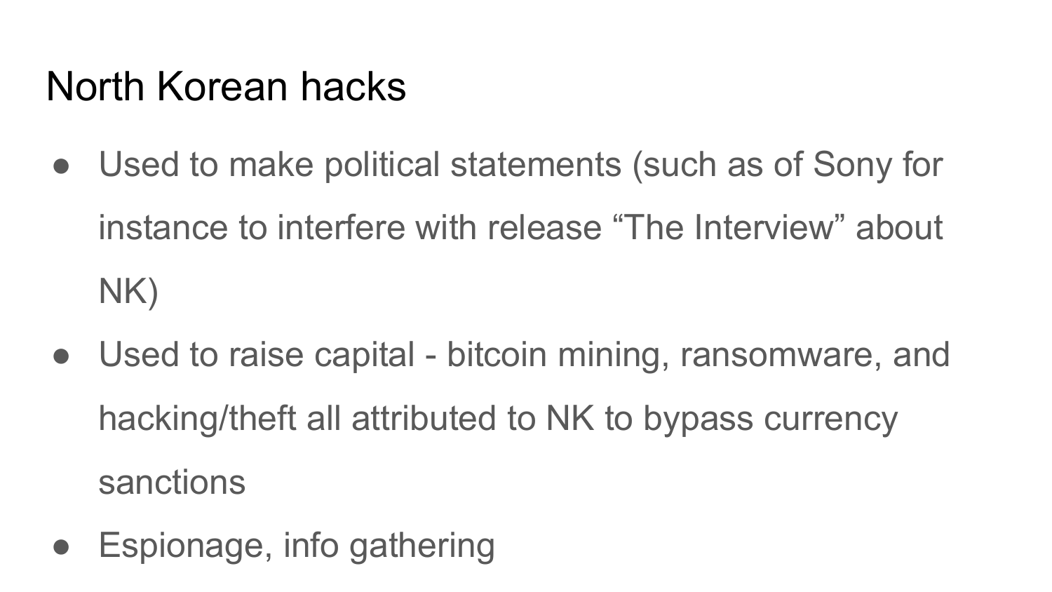# North Korean hacks

- Used to make political statements (such as of Sony for instance to interfere with release "The Interview" about NK)
- Used to raise capital - bitcoin mining, ransomware, and hacking/theft all attributed to NK to bypass currency sanctions
- Espionage, info gathering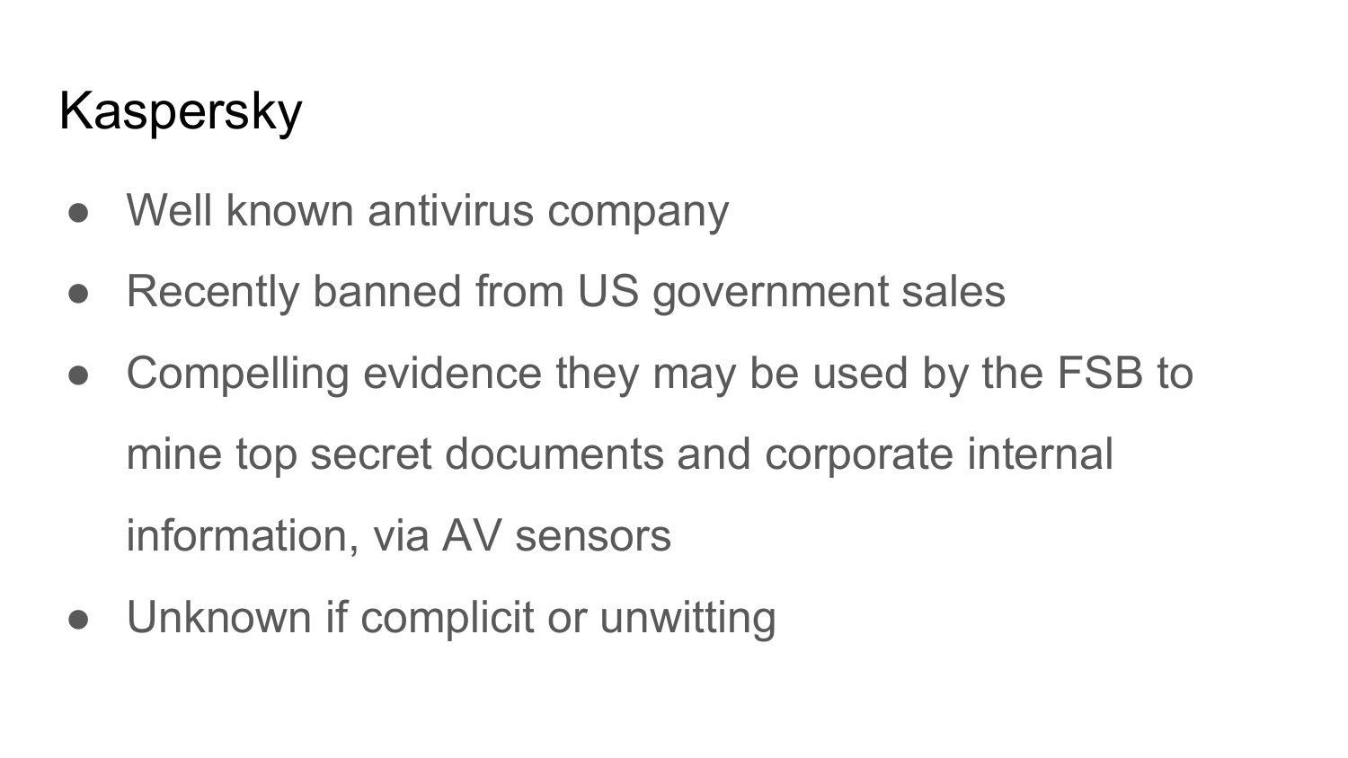# Kaspersky

- Well known antivirus company
- Recently banned from US government sales
- Compelling evidence they may be used by the FSB to mine top secret documents and corporate internal information, via AV sensors
- Unknown if complicit or unwitting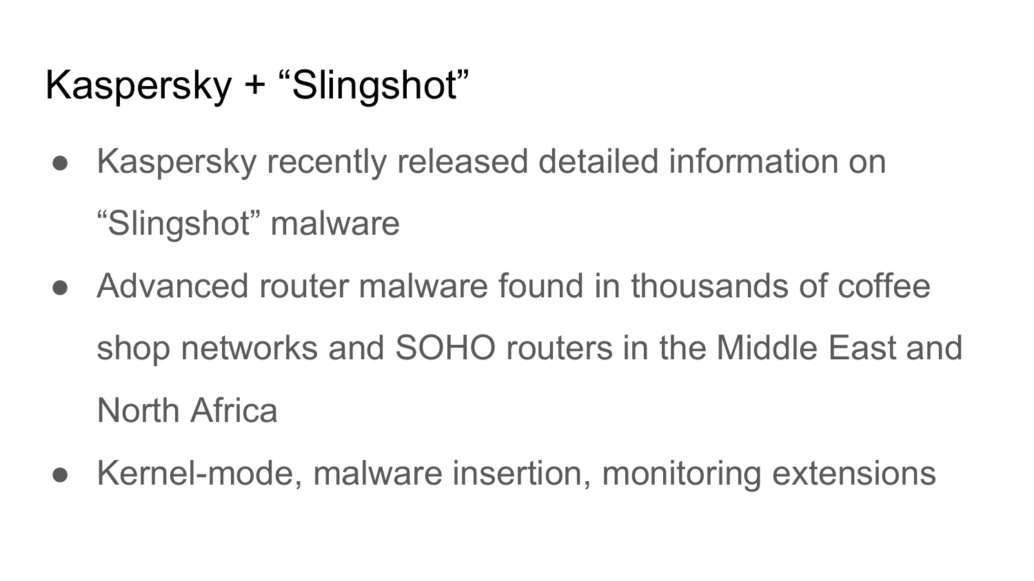# Kaspersky + “Slingshot”

- Kaspersky recently released detailed information on “Slingshot” malware
- Advanced router malware found in thousands of coffee shop networks and SOHO routers in the Middle East and North Africa
- Kernel-mode, malware insertion, monitoring extensions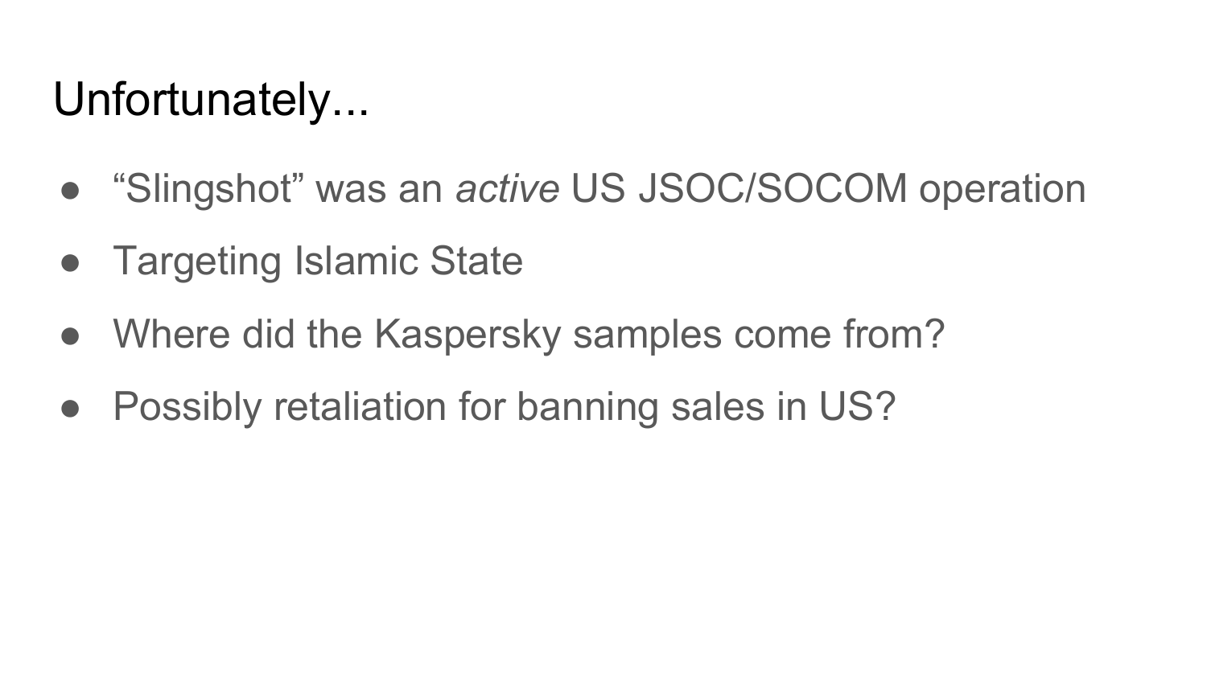# Unfortunately...

- “Slingshot” was an *active* US JSOC/SOCOM operation
- Targeting Islamic State
- Where did the Kaspersky samples come from?
- Possibly retaliation for banning sales in US?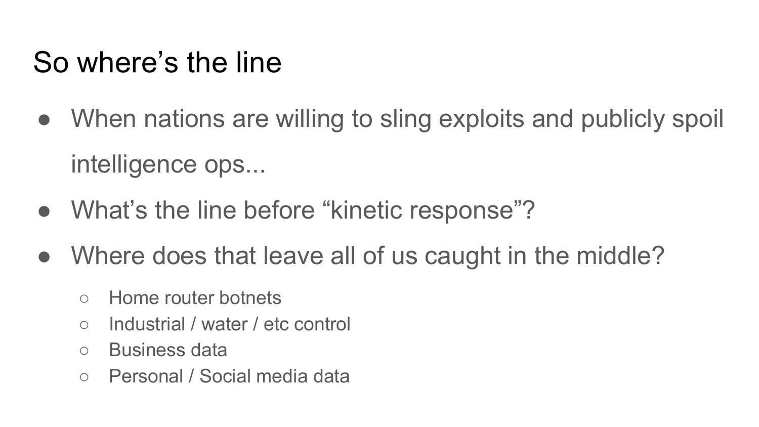# So where's the line

- When nations are willing to sling exploits and publicly spoil intelligence ops...
- What's the line before "kinetic response"?
- Where does that leave all of us caught in the middle?
  - Home router botnets
  - Industrial / water / etc control
  - Business data
  - Personal / Social media data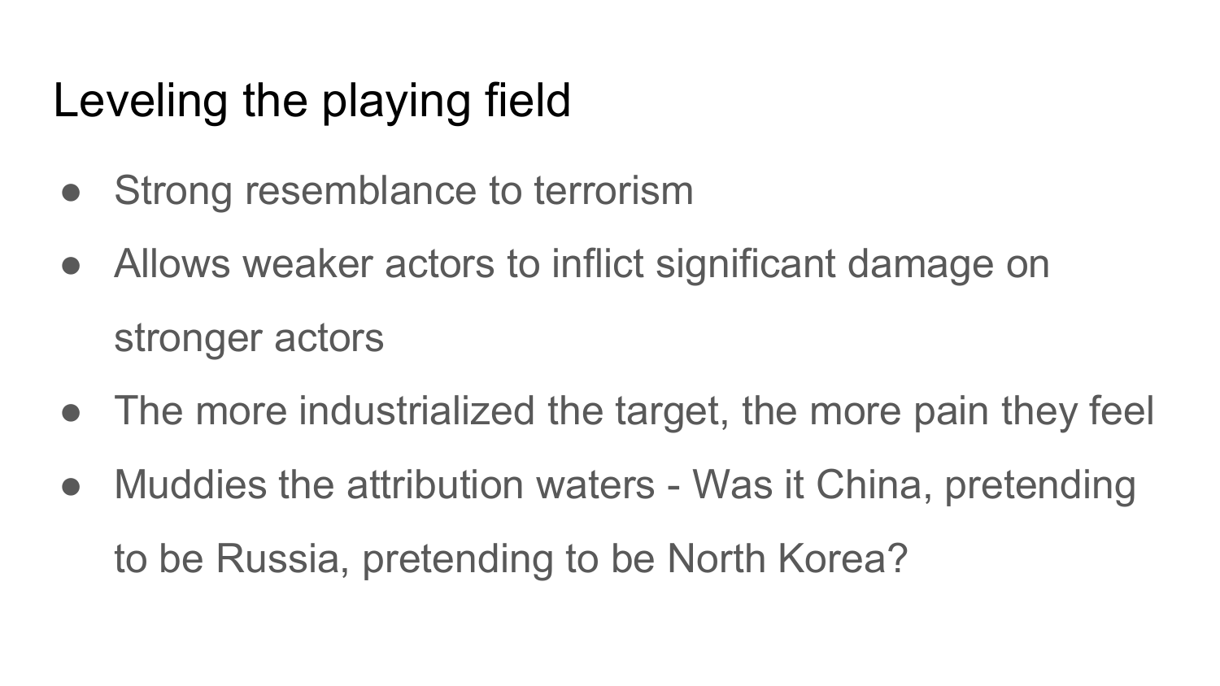# Leveling the playing field

- Strong resemblance to terrorism
- Allows weaker actors to inflict significant damage on stronger actors
- The more industrialized the target, the more pain they feel
- Muddies the attribution waters - Was it China, pretending to be Russia, pretending to be North Korea?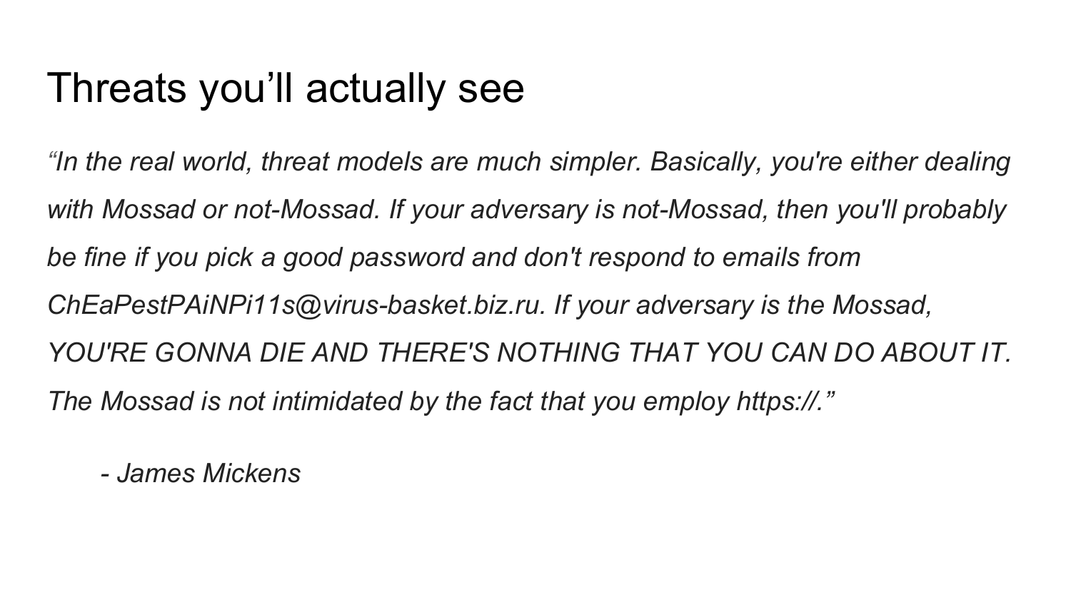# Threats you’ll actually see

*“In the real world, threat models are much simpler. Basically, you're either dealing with Mossad or not-Mossad. If your adversary is not-Mossad, then you'll probably be fine if you pick a good password and don't respond to emails from ChEaPestPAiNPi11s@virus-basket.biz.ru. If your adversary is the Mossad, YOU'RE GONNA DIE AND THERE'S NOTHING THAT YOU CAN DO ABOUT IT. The Mossad is not intimidated by the fact that you employ https://.”*

*- James Mickens*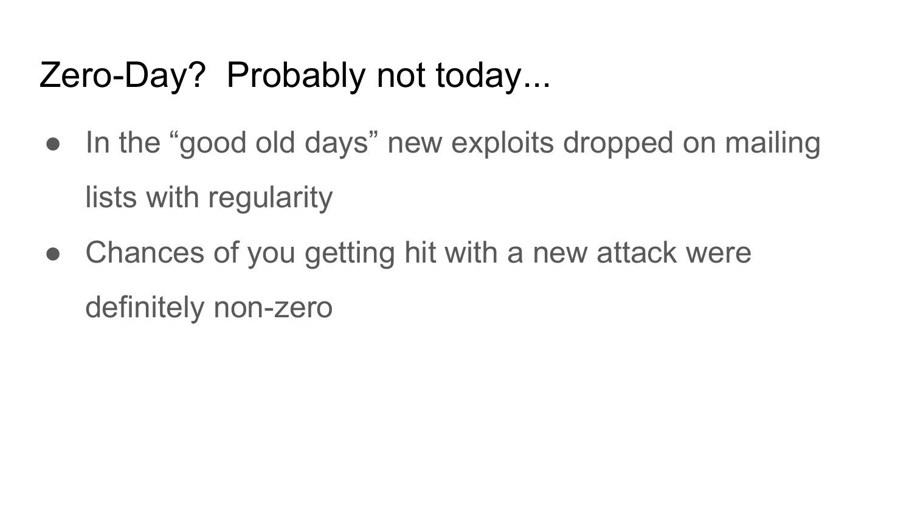# Zero-Day?  Probably not today...

- In the “good old days” new exploits dropped on mailing lists with regularity
- Chances of you getting hit with a new attack were definitely non-zero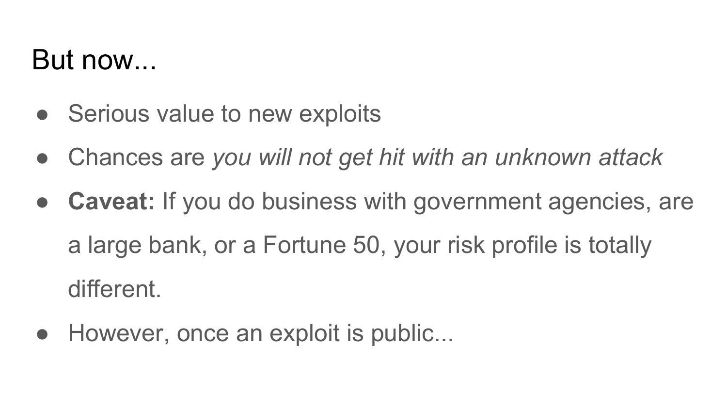# But now...

- Serious value to new exploits
- Chances are *you will not get hit with an unknown attack*
- **Caveat:** If you do business with government agencies, are a large bank, or a Fortune 50, your risk profile is totally different.
- However, once an exploit is public...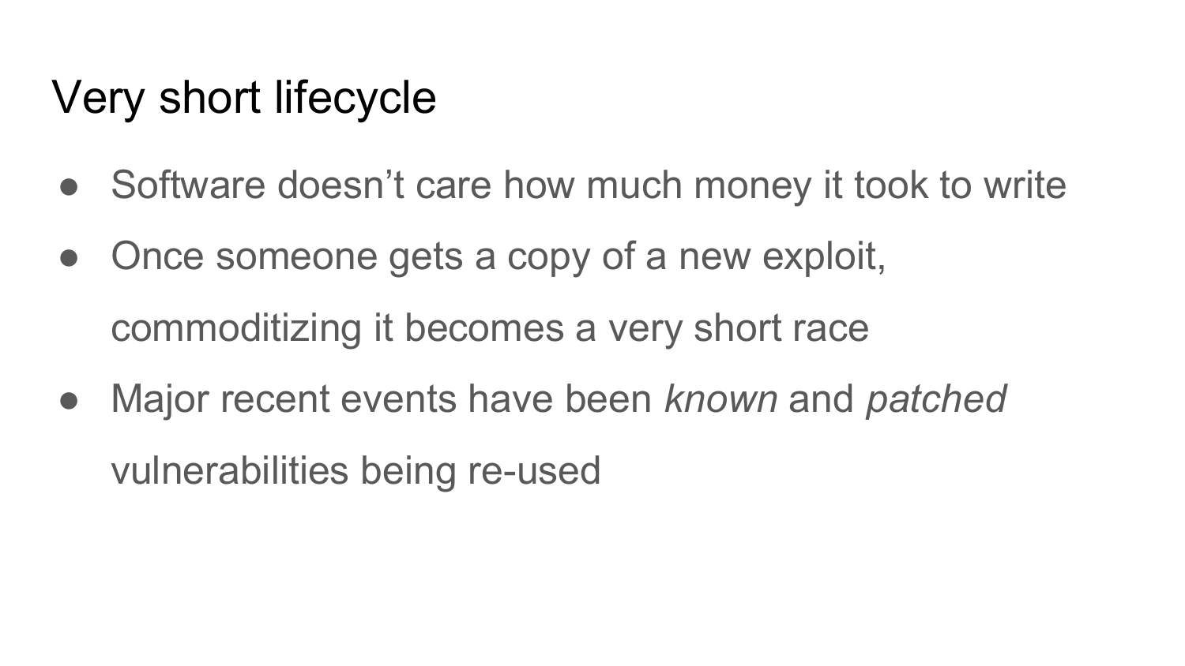# Very short lifecycle

- Software doesn't care how much money it took to write
- Once someone gets a copy of a new exploit, commoditizing it becomes a very short race
- Major recent events have been *known* and *patched* vulnerabilities being re-used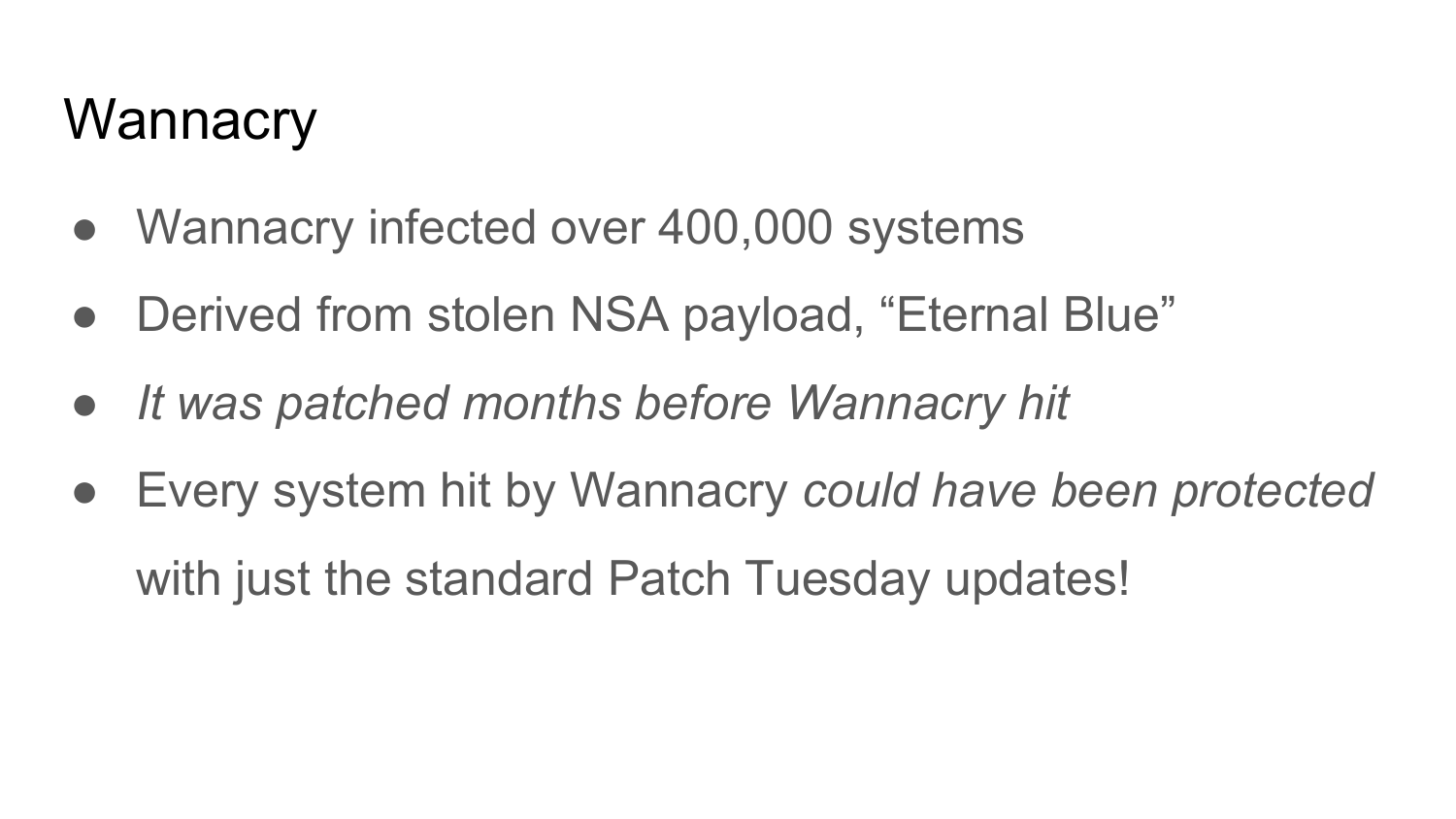# Wannacry

- Wannacry infected over 400,000 systems
- Derived from stolen NSA payload, “Eternal Blue”
- *It was patched months before Wannacry hit*
- Every system hit by Wannacry *could have been protected* with just the standard Patch Tuesday updates!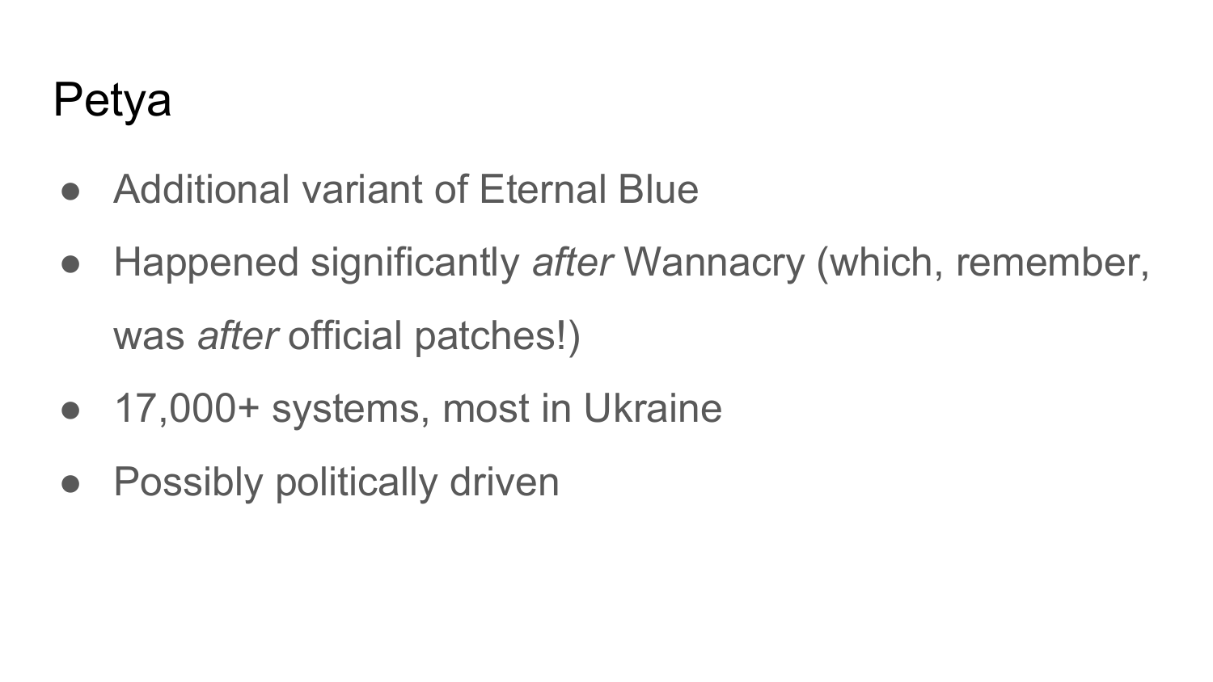# Petya

- Additional variant of Eternal Blue
- Happened significantly *after* Wannacry (which, remember, was *after* official patches!)
- 17,000+ systems, most in Ukraine
- Possibly politically driven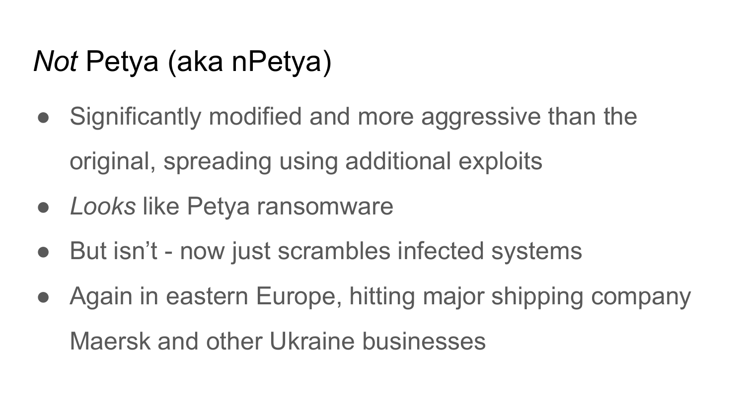# *Not* Petya (aka nPetya)

- Significantly modified and more aggressive than the original, spreading using additional exploits
- *Looks* like Petya ransomware
- But isn’t - now just scrambles infected systems
- Again in eastern Europe, hitting major shipping company Maersk and other Ukraine businesses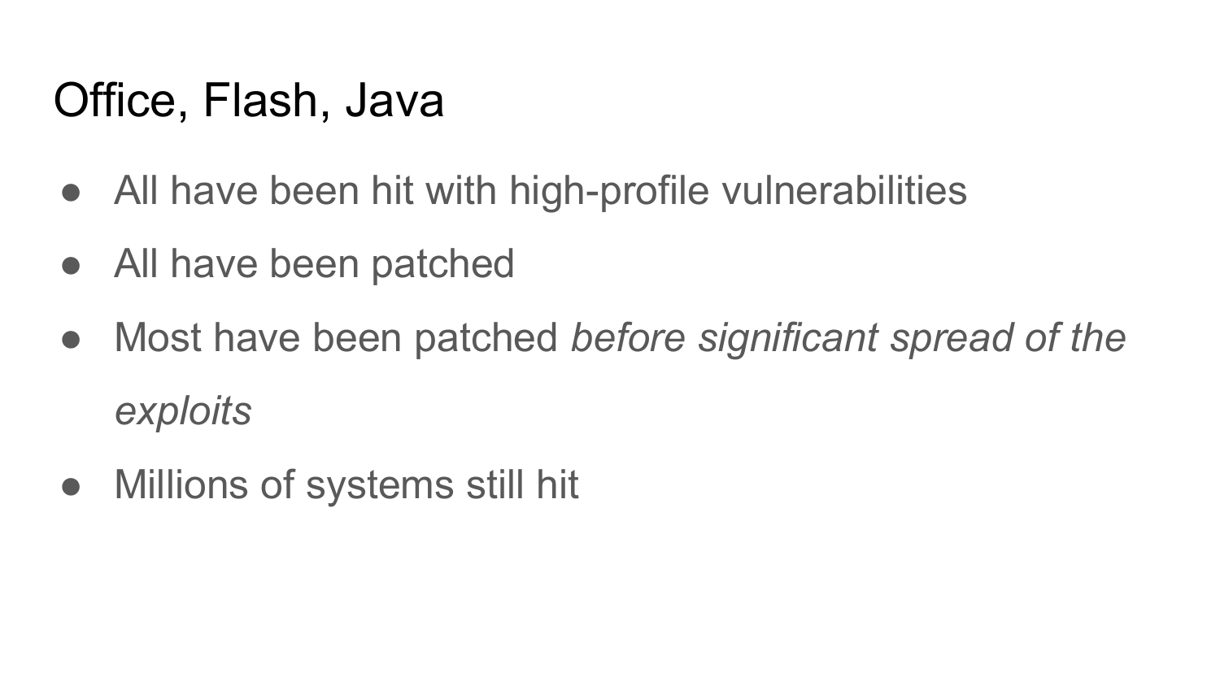# Office, Flash, Java

- All have been hit with high-profile vulnerabilities
- All have been patched
- Most have been patched *before significant spread of the exploits*
- Millions of systems still hit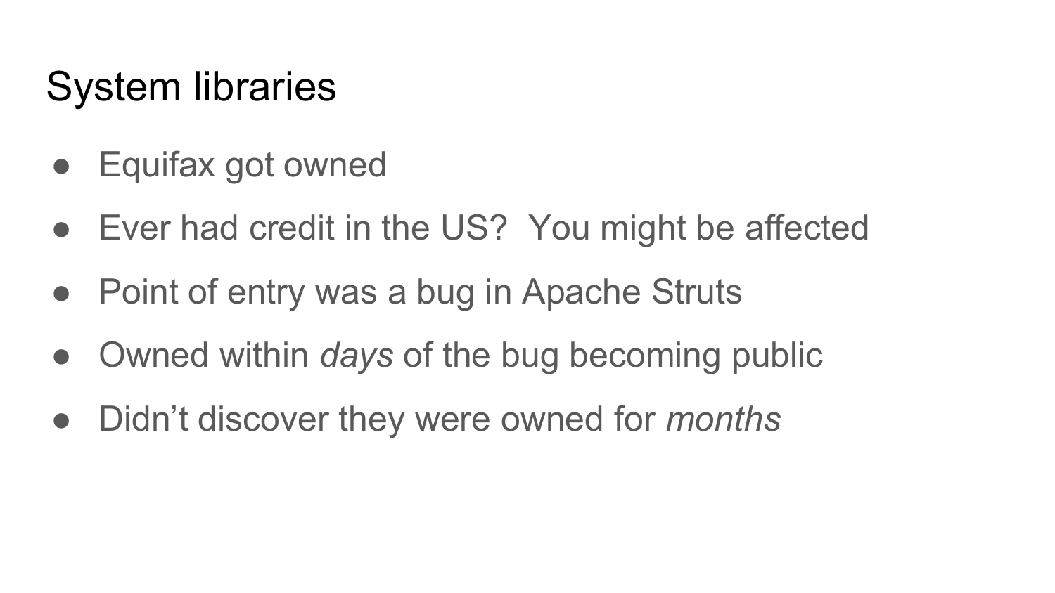# System libraries

- Equifax got owned
- Ever had credit in the US?  You might be affected
- Point of entry was a bug in Apache Struts
- Owned within *days* of the bug becoming public
- Didn't discover they were owned for *months*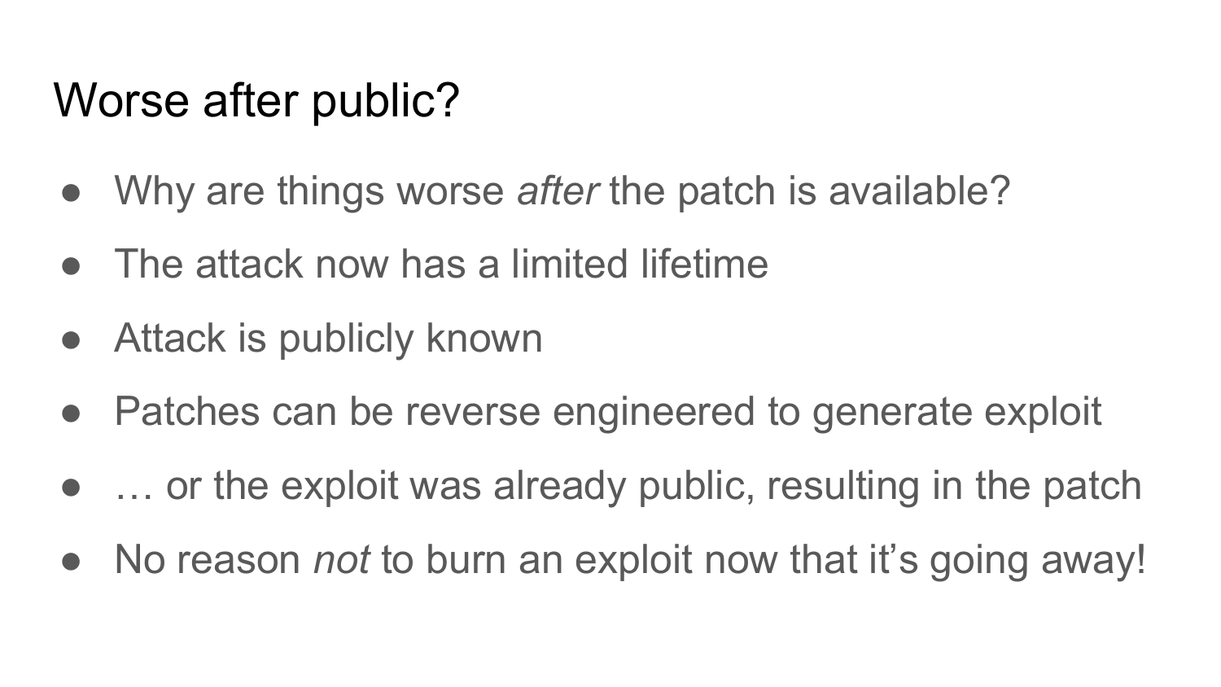# Worse after public?

- Why are things worse *after* the patch is available?
- The attack now has a limited lifetime
- Attack is publicly known
- Patches can be reverse engineered to generate exploit
- … or the exploit was already public, resulting in the patch
- No reason *not* to burn an exploit now that it's going away!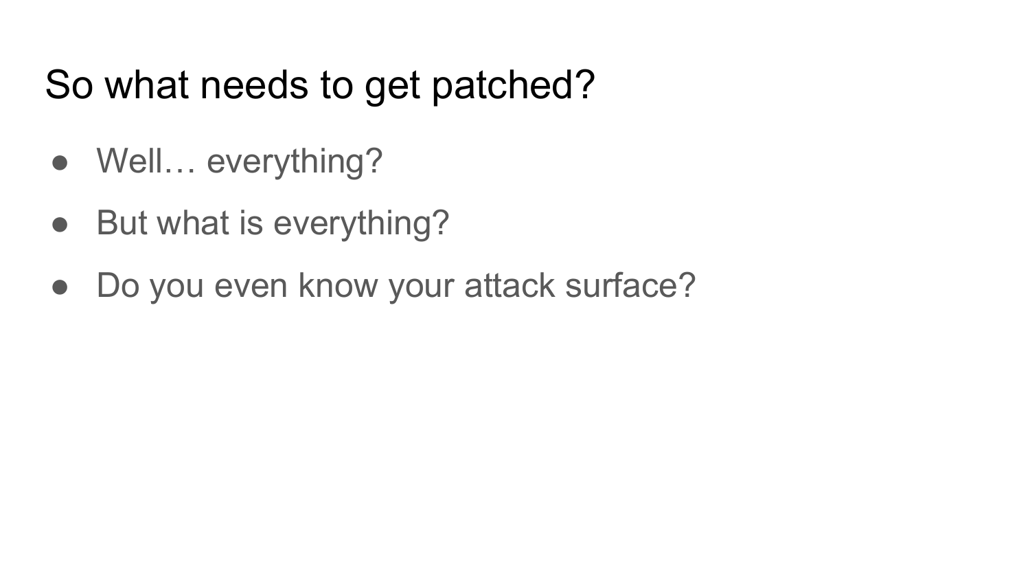# So what needs to get patched?

- Well… everything?
- But what is everything?
- Do you even know your attack surface?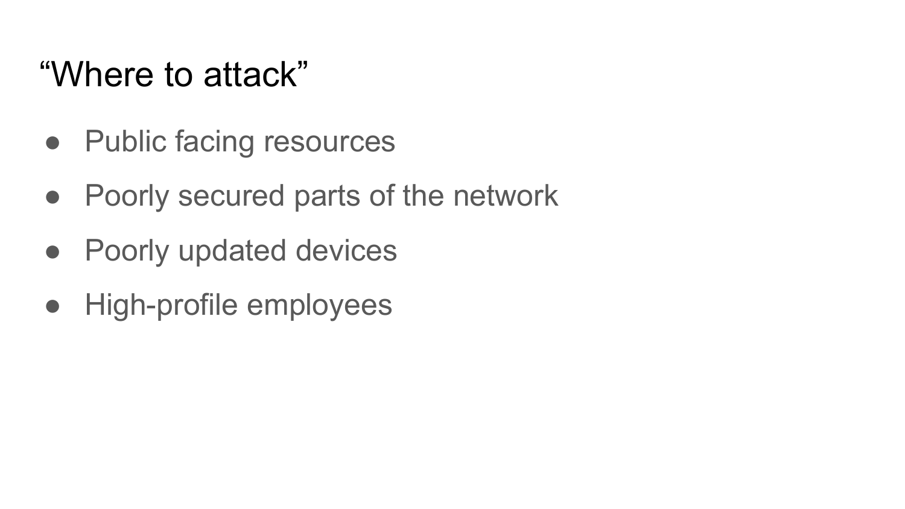# “Where to attack”

- Public facing resources
- Poorly secured parts of the network
- Poorly updated devices
- High-profile employees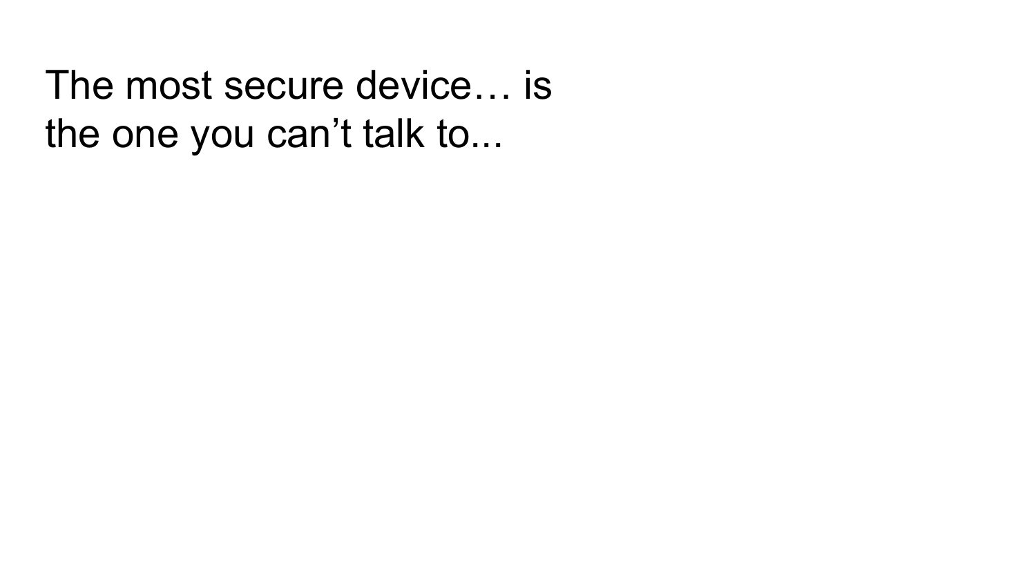The most secure device… is the one you can’t talk to...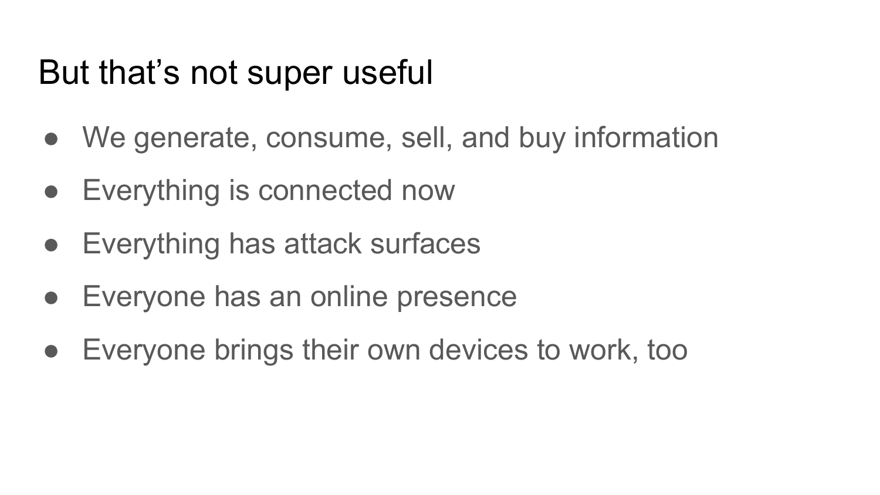# But that's not super useful

- We generate, consume, sell, and buy information
- Everything is connected now
- Everything has attack surfaces
- Everyone has an online presence
- Everyone brings their own devices to work, too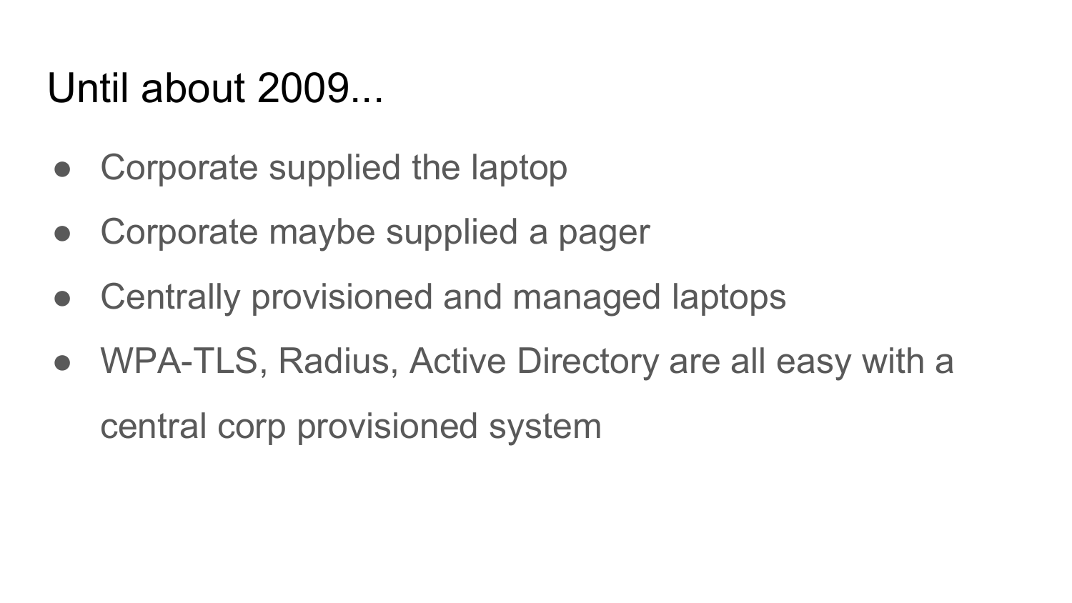# Until about 2009...

- Corporate supplied the laptop
- Corporate maybe supplied a pager
- Centrally provisioned and managed laptops
- WPA-TLS, Radius, Active Directory are all easy with a central corp provisioned system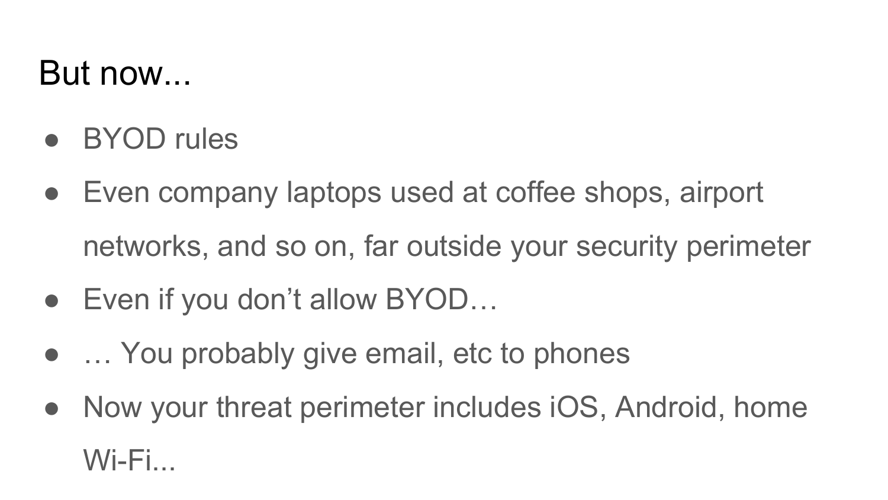# But now...

- BYOD rules
- Even company laptops used at coffee shops, airport networks, and so on, far outside your security perimeter
- Even if you don’t allow BYOD…
- … You probably give email, etc to phones
- Now your threat perimeter includes iOS, Android, home Wi-Fi...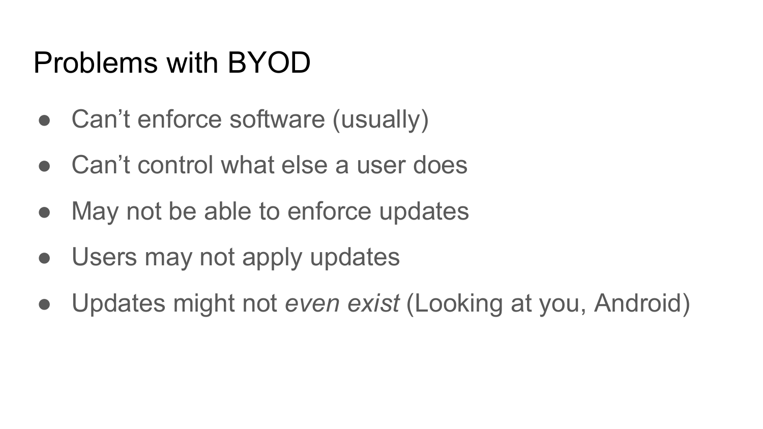# Problems with BYOD

- Can’t enforce software (usually)
- Can’t control what else a user does
- May not be able to enforce updates
- Users may not apply updates
- Updates might not *even exist* (Looking at you, Android)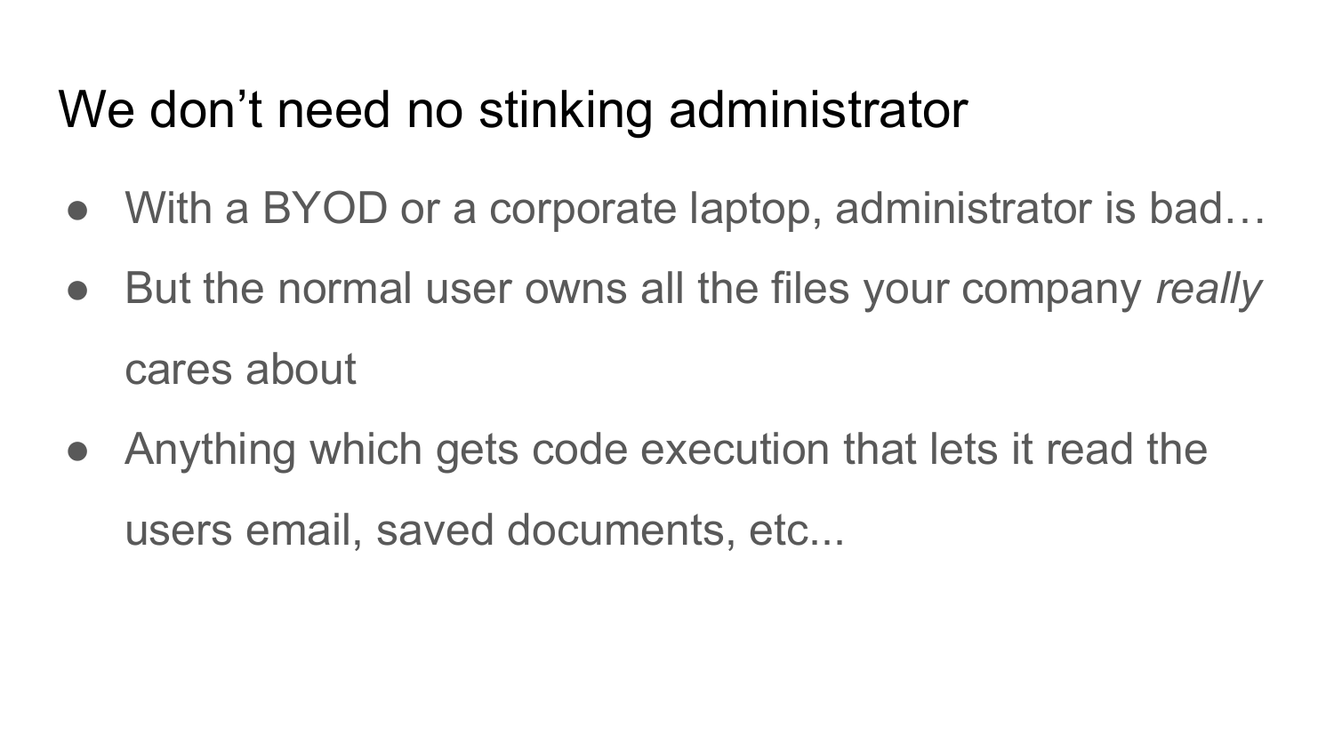# We don’t need no stinking administrator

- With a BYOD or a corporate laptop, administrator is bad…
- But the normal user owns all the files your company *really* cares about
- Anything which gets code execution that lets it read the users email, saved documents, etc...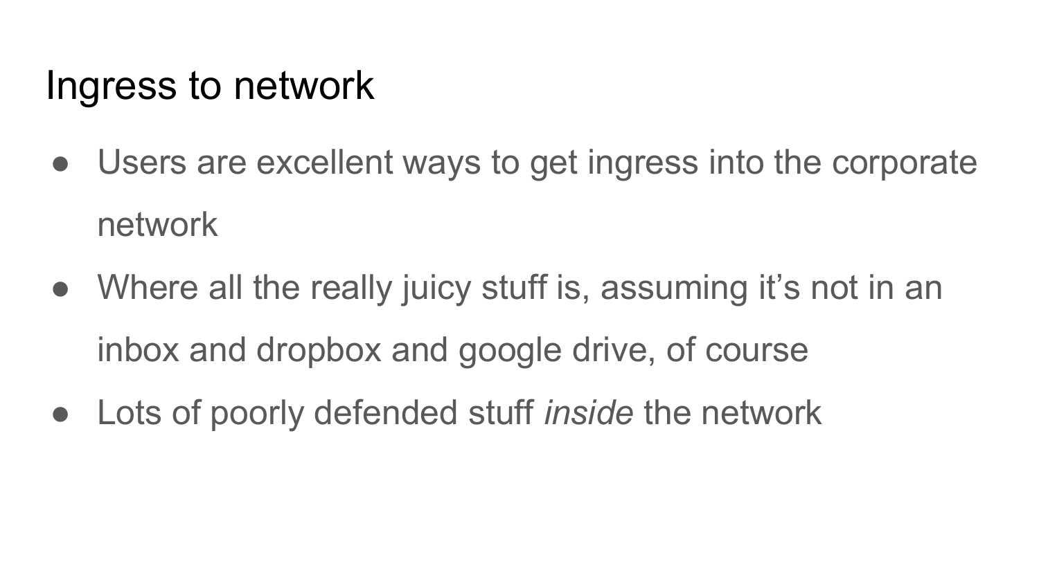# Ingress to network

- Users are excellent ways to get ingress into the corporate network
- Where all the really juicy stuff is, assuming it's not in an inbox and dropbox and google drive, of course
- Lots of poorly defended stuff *inside* the network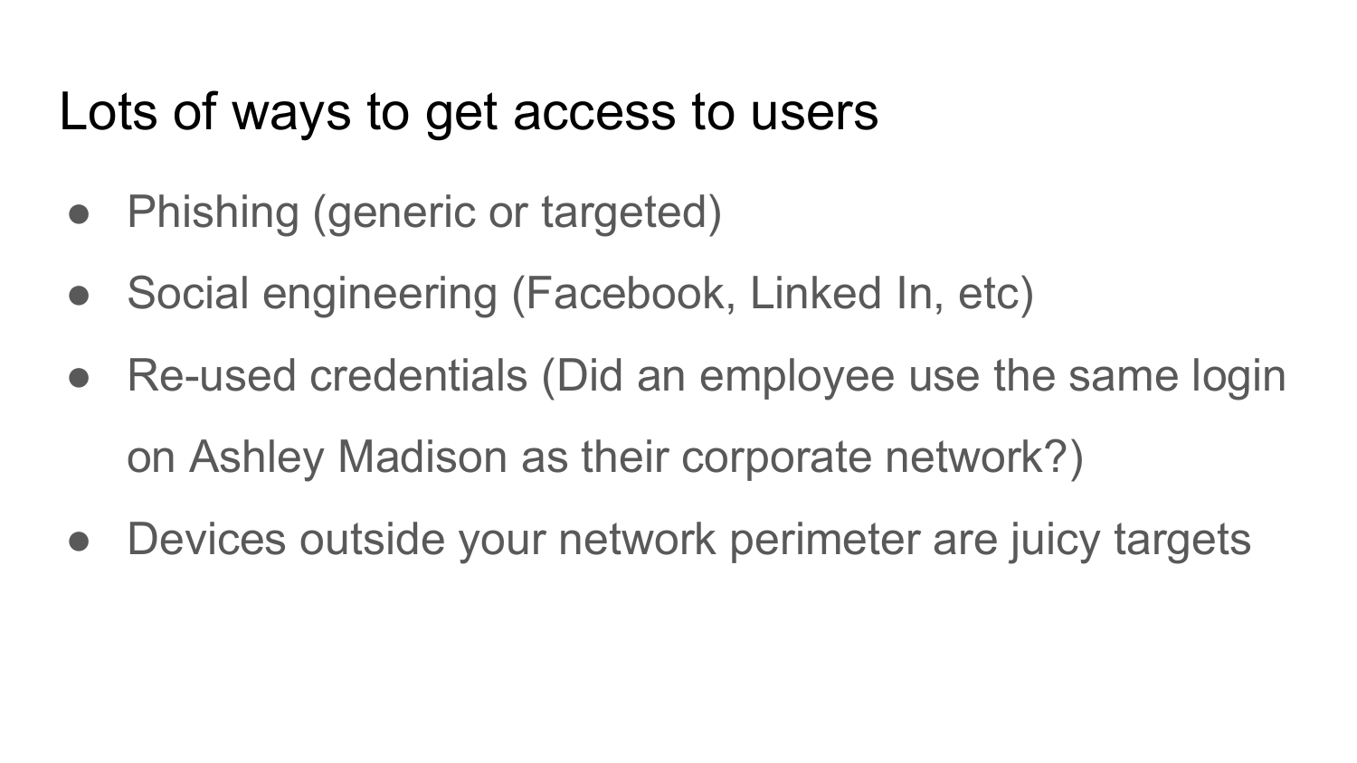# Lots of ways to get access to users

- Phishing (generic or targeted)
- Social engineering (Facebook, Linked In, etc)
- Re-used credentials (Did an employee use the same login on Ashley Madison as their corporate network?)
- Devices outside your network perimeter are juicy targets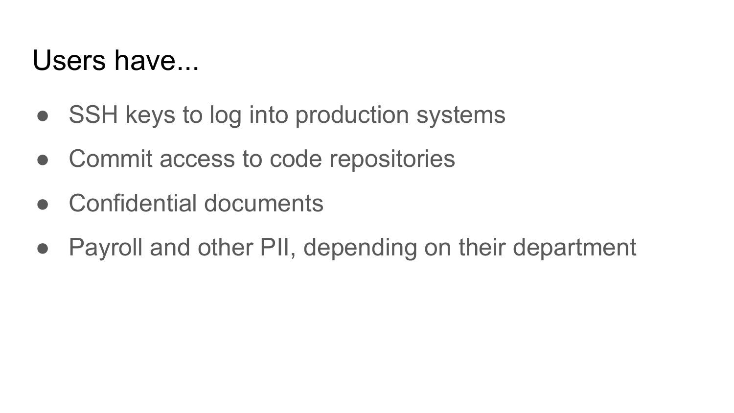# Users have...

- SSH keys to log into production systems
- Commit access to code repositories
- Confidential documents
- Payroll and other PII, depending on their department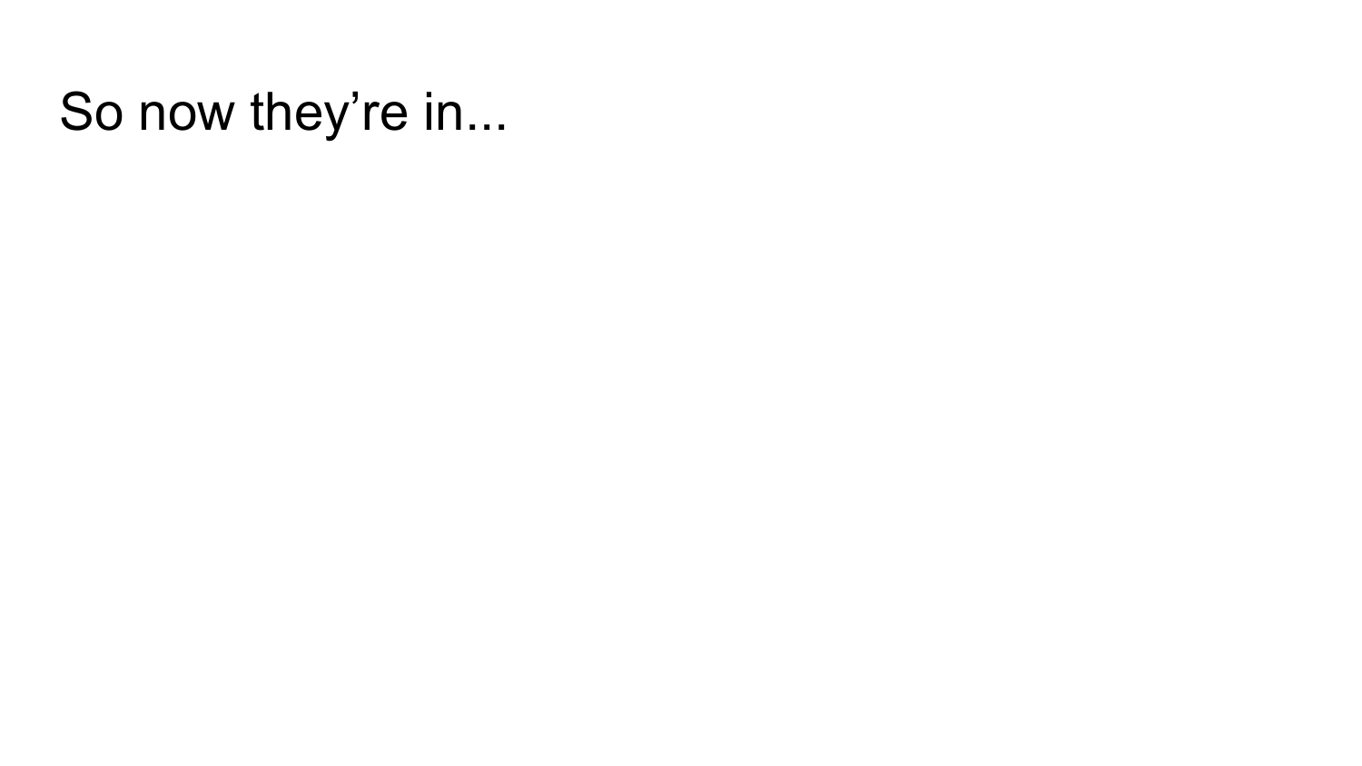# So now they’re in...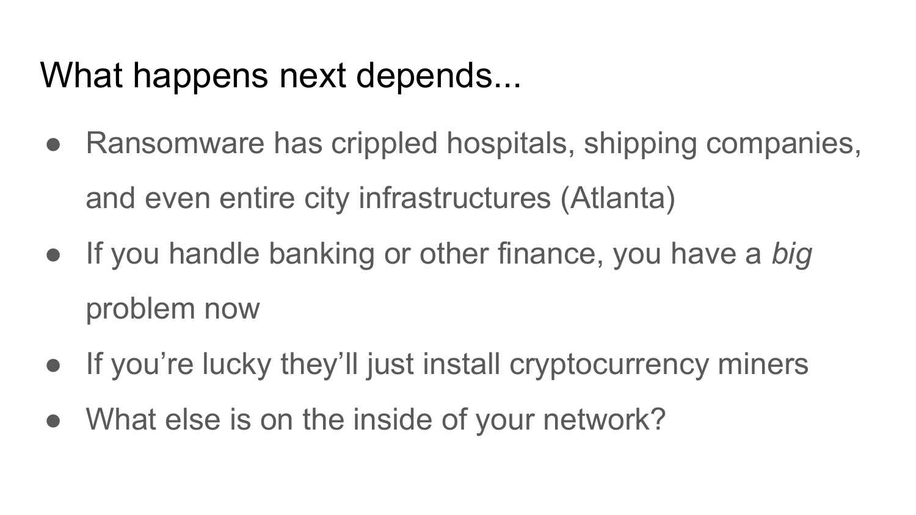# What happens next depends...

- Ransomware has crippled hospitals, shipping companies, and even entire city infrastructures (Atlanta)
- If you handle banking or other finance, you have a *big* problem now
- If you're lucky they'll just install cryptocurrency miners
- What else is on the inside of your network?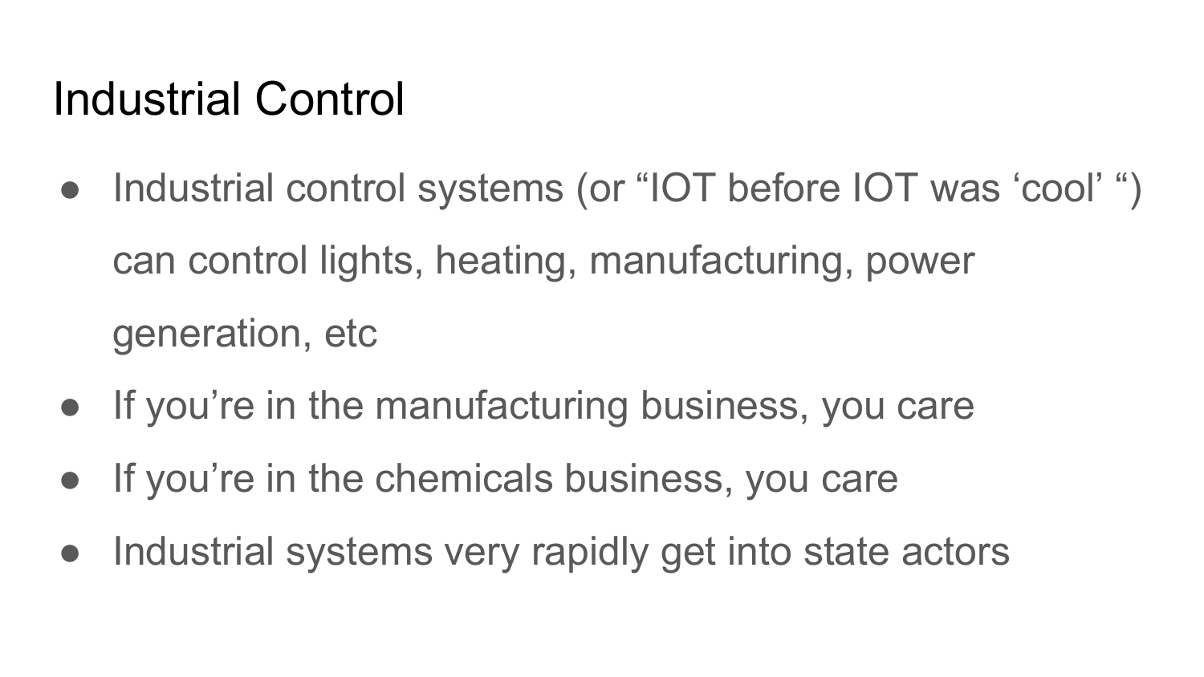# Industrial Control

- Industrial control systems (or “IOT before IOT was ‘cool’ “) can control lights, heating, manufacturing, power generation, etc
- If you’re in the manufacturing business, you care
- If you’re in the chemicals business, you care
- Industrial systems very rapidly get into state actors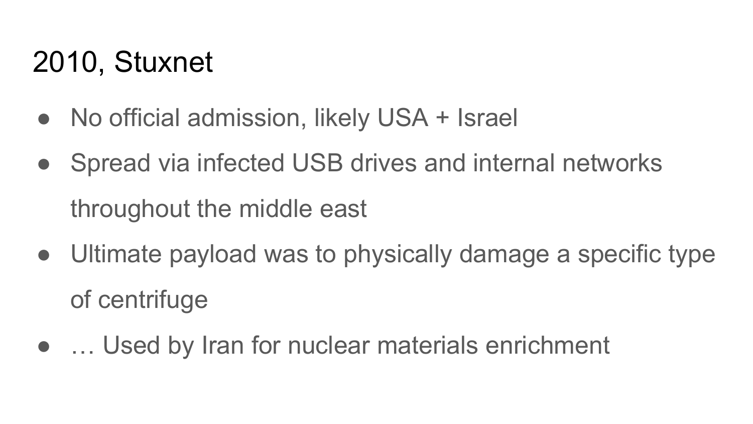# 2010, Stuxnet

- No official admission, likely USA + Israel
- Spread via infected USB drives and internal networks throughout the middle east
- Ultimate payload was to physically damage a specific type of centrifuge
- … Used by Iran for nuclear materials enrichment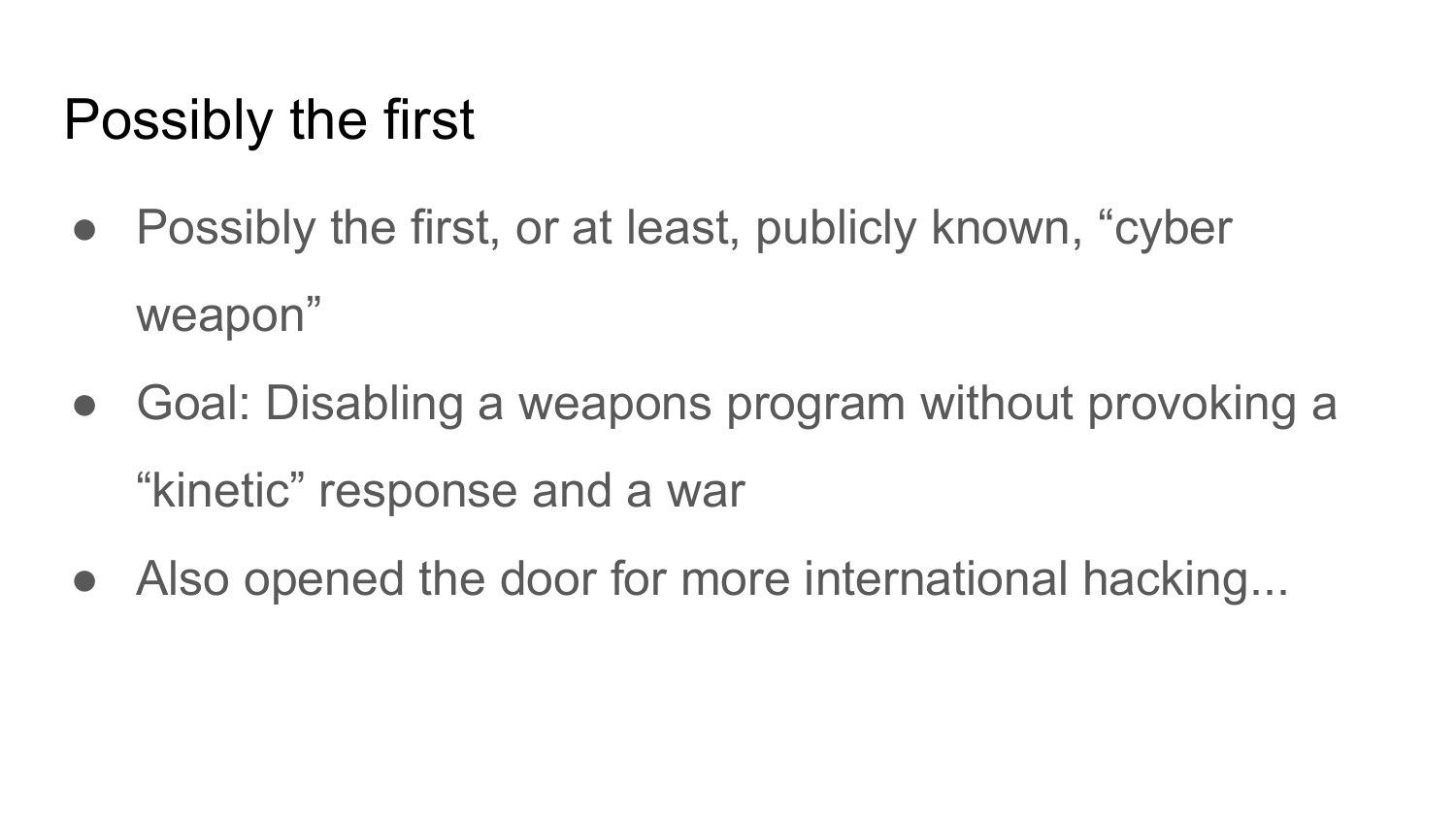# Possibly the first

- Possibly the first, or at least, publicly known, “cyber weapon”
- Goal: Disabling a weapons program without provoking a “kinetic” response and a war
- Also opened the door for more international hacking...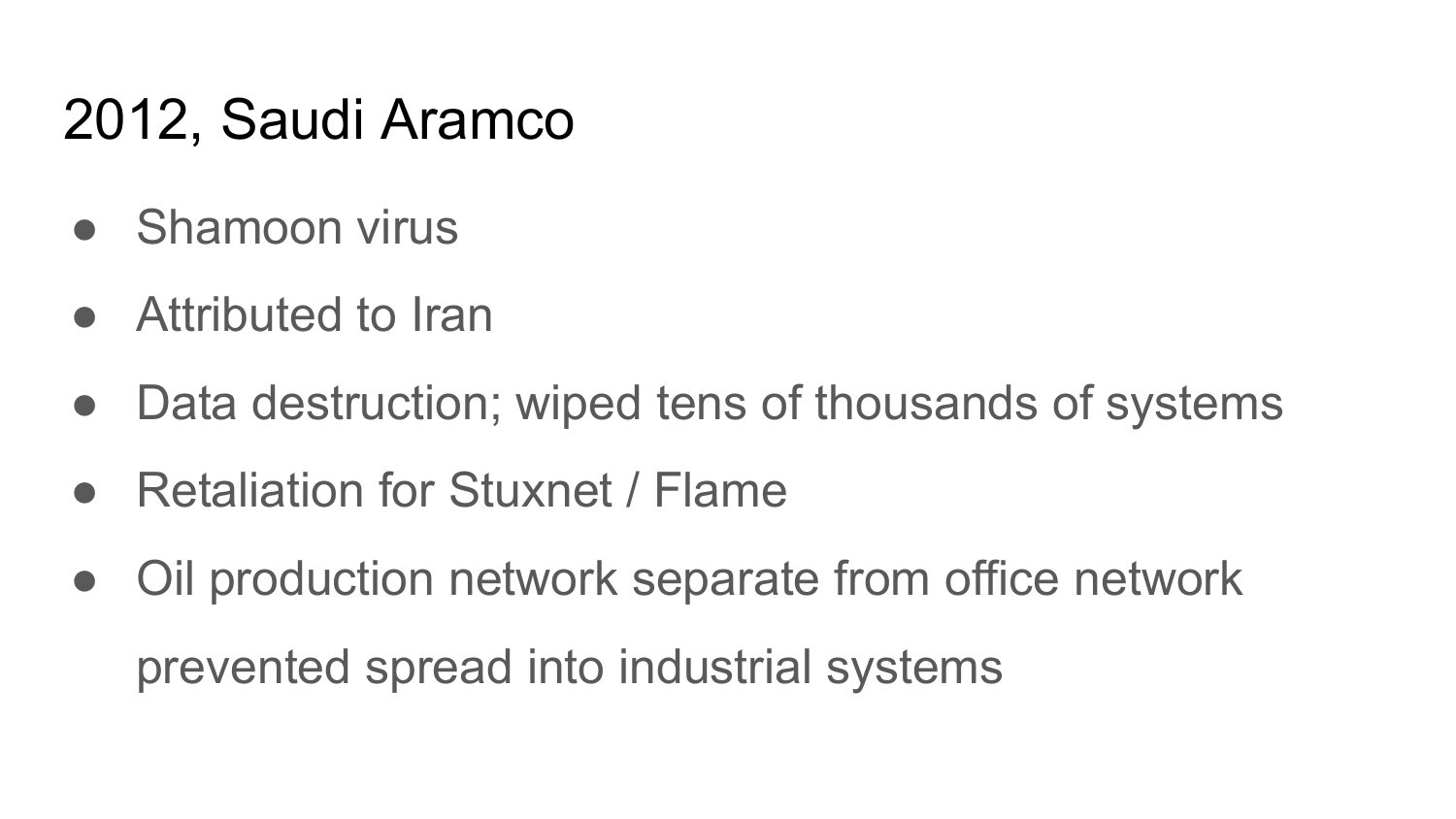# 2012, Saudi Aramco

- Shamoon virus
- Attributed to Iran
- Data destruction; wiped tens of thousands of systems
- Retaliation for Stuxnet / Flame
- Oil production network separate from office network prevented spread into industrial systems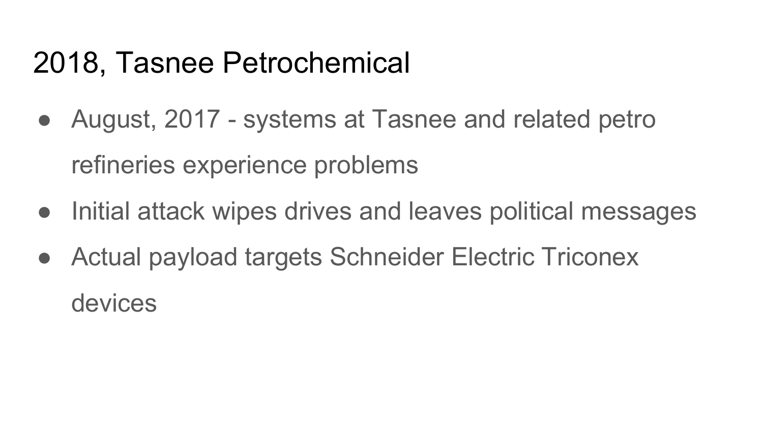# 2018, Tasnee Petrochemical

- August, 2017 - systems at Tasnee and related petro refineries experience problems
- Initial attack wipes drives and leaves political messages
- Actual payload targets Schneider Electric Triconex devices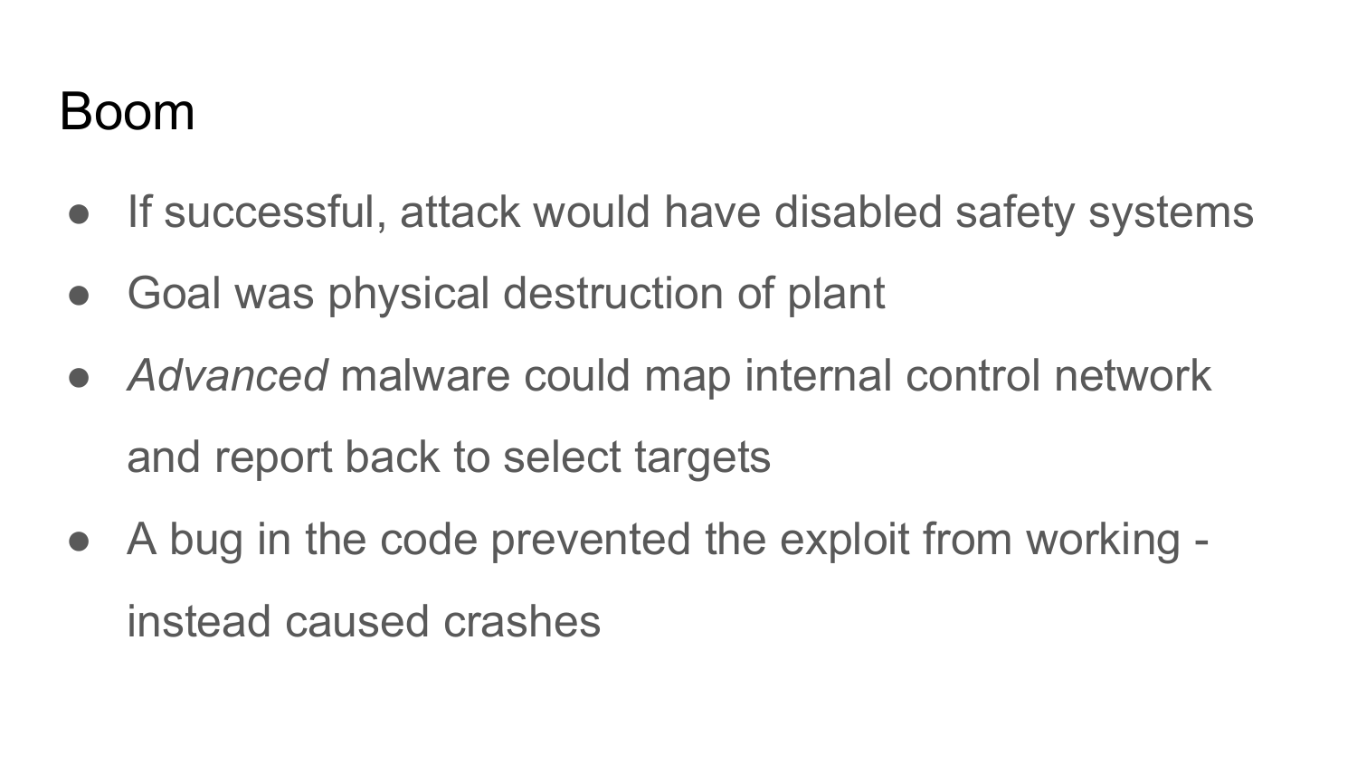# Boom

- If successful, attack would have disabled safety systems
- Goal was physical destruction of plant
- *Advanced* malware could map internal control network and report back to select targets
- A bug in the code prevented the exploit from working - instead caused crashes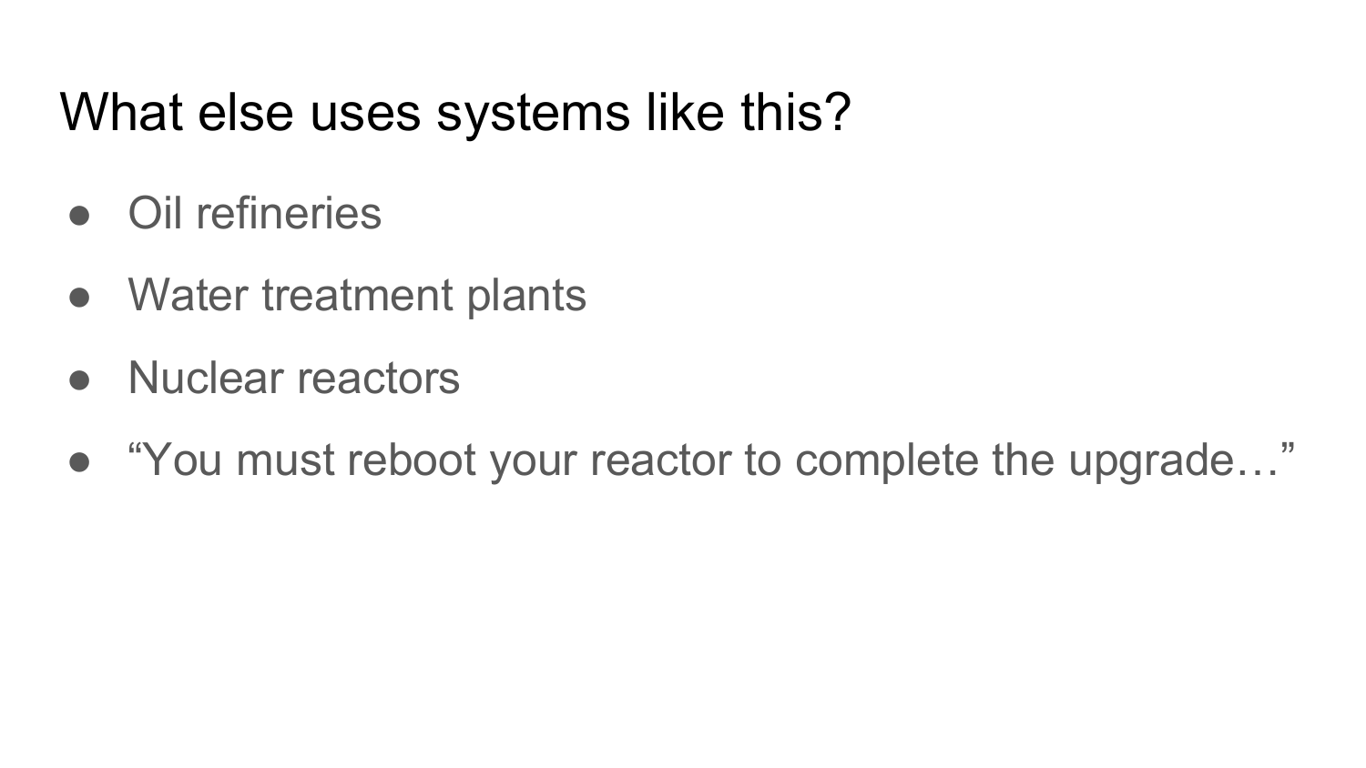# What else uses systems like this?

- Oil refineries
- Water treatment plants
- Nuclear reactors
- "You must reboot your reactor to complete the upgrade…"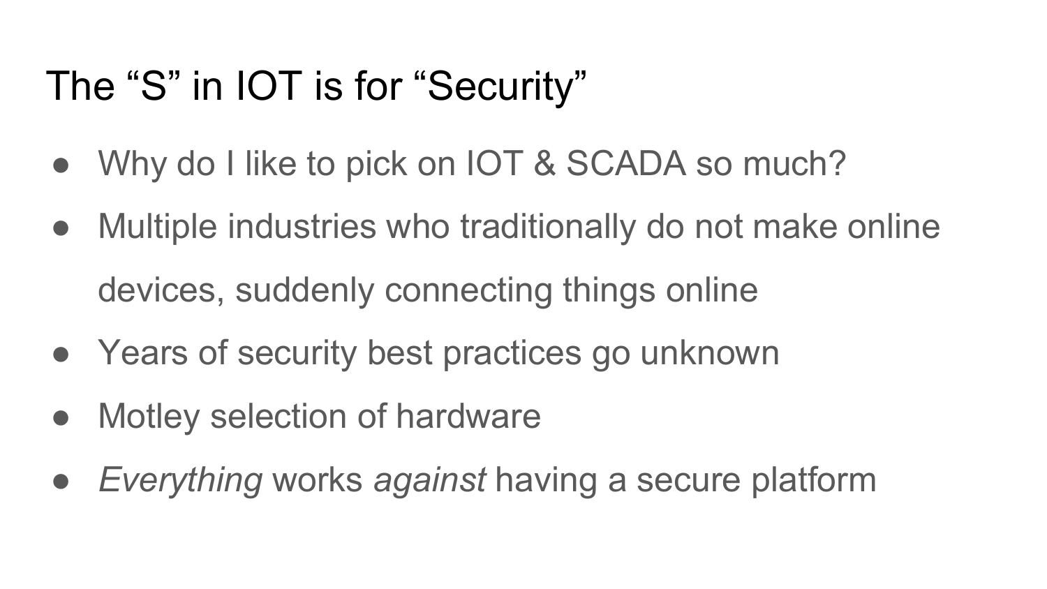# The “S” in IOT is for “Security”

- Why do I like to pick on IOT & SCADA so much?
- Multiple industries who traditionally do not make online devices, suddenly connecting things online
- Years of security best practices go unknown
- Motley selection of hardware
- *Everything* works *against* having a secure platform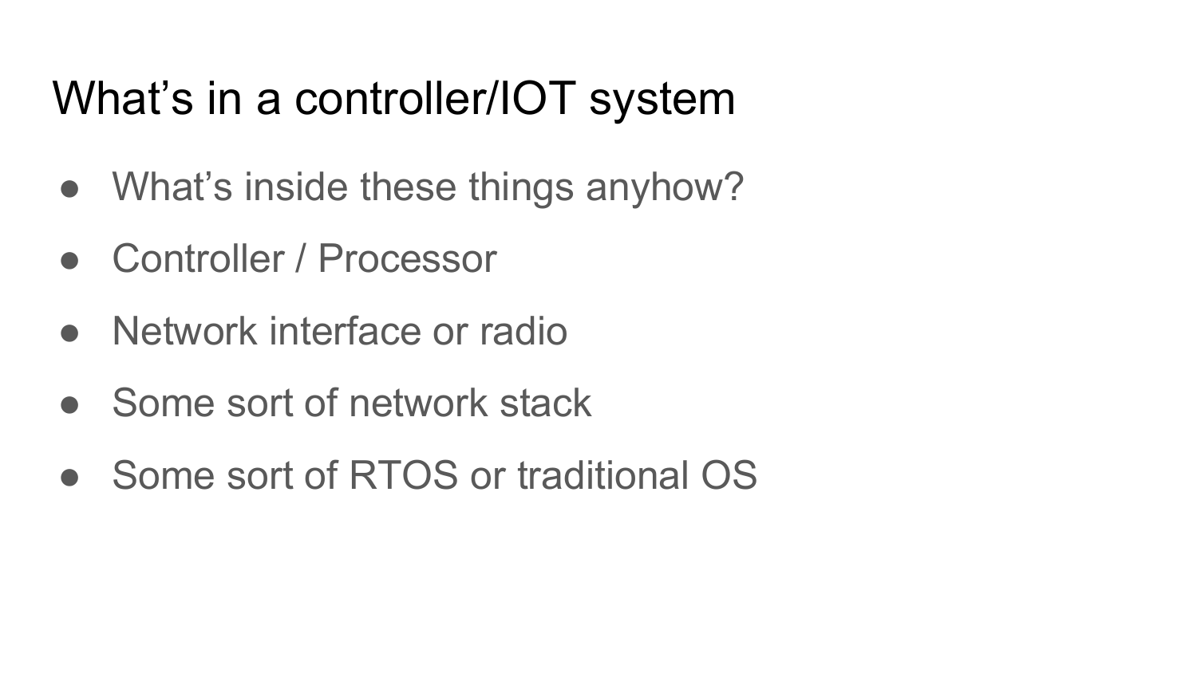# What’s in a controller/IOT system

- What’s inside these things anyhow?
- Controller / Processor
- Network interface or radio
- Some sort of network stack
- Some sort of RTOS or traditional OS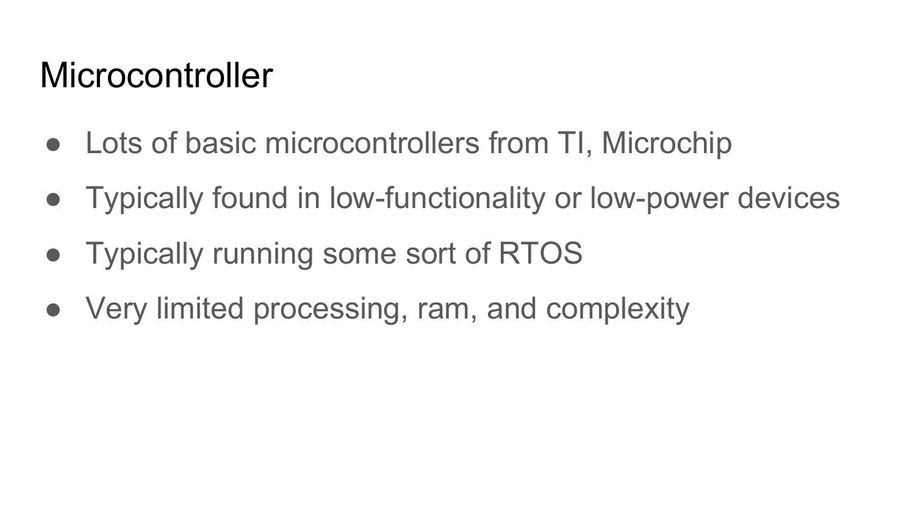# Microcontroller

- Lots of basic microcontrollers from TI, Microchip
- Typically found in low-functionality or low-power devices
- Typically running some sort of RTOS
- Very limited processing, ram, and complexity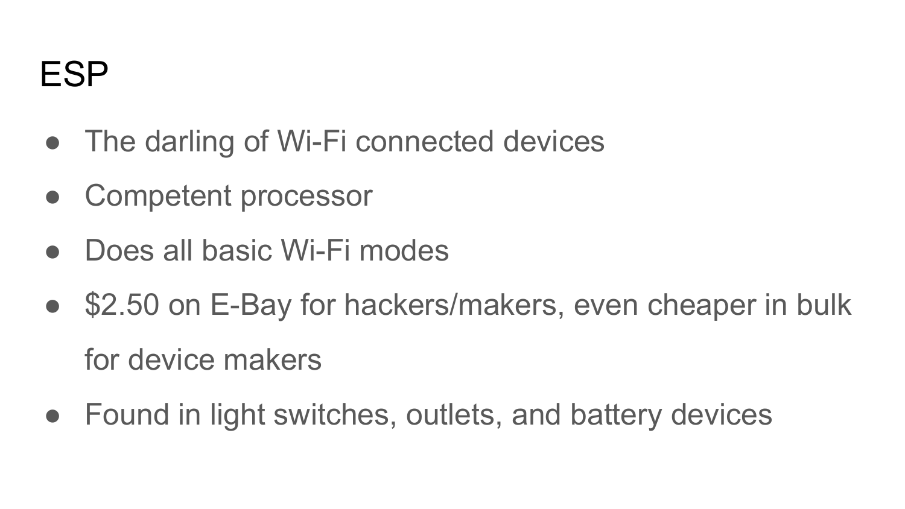# ESP

- The darling of Wi-Fi connected devices
- Competent processor
- Does all basic Wi-Fi modes
- $2.50 on E-Bay for hackers/makers, even cheaper in bulk for device makers
- Found in light switches, outlets, and battery devices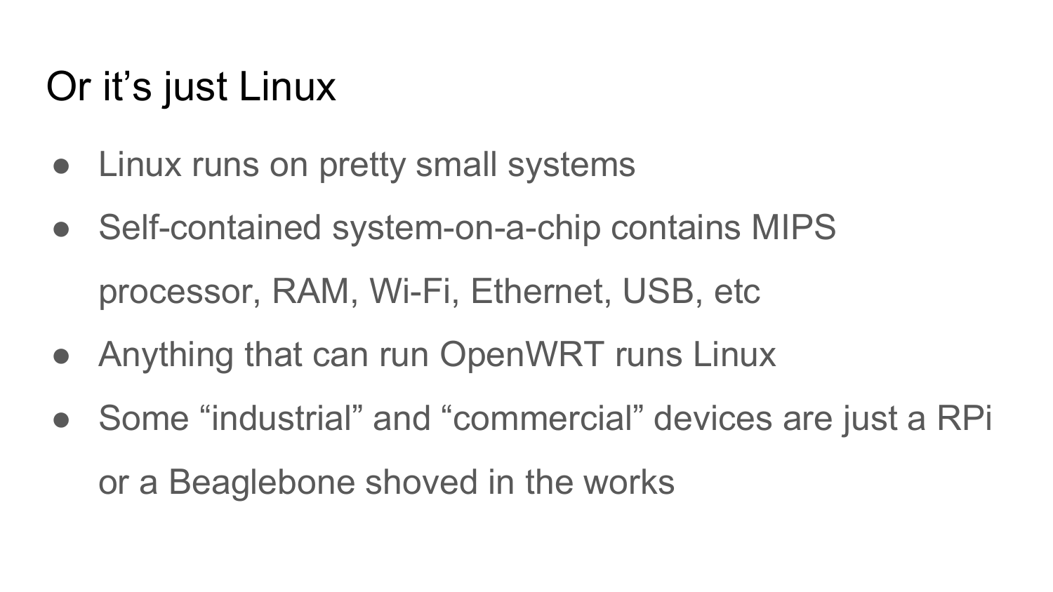# Or it’s just Linux

- Linux runs on pretty small systems
- Self-contained system-on-a-chip contains MIPS processor, RAM, Wi-Fi, Ethernet, USB, etc
- Anything that can run OpenWRT runs Linux
- Some “industrial” and “commercial” devices are just a RPi or a Beaglebone shoved in the works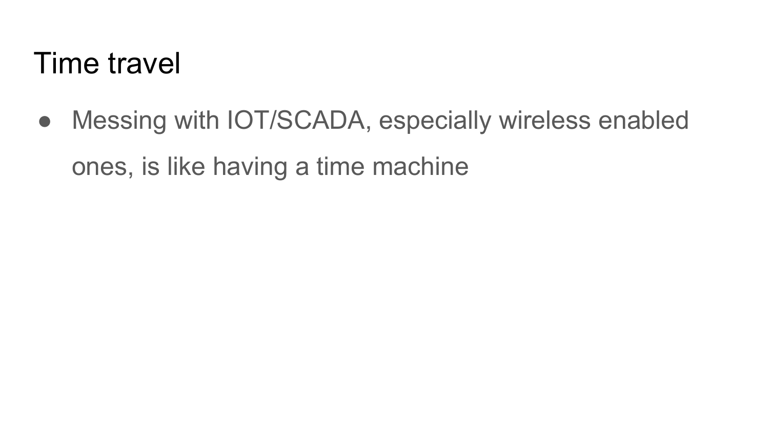# Time travel

- Messing with IOT/SCADA, especially wireless enabled ones, is like having a time machine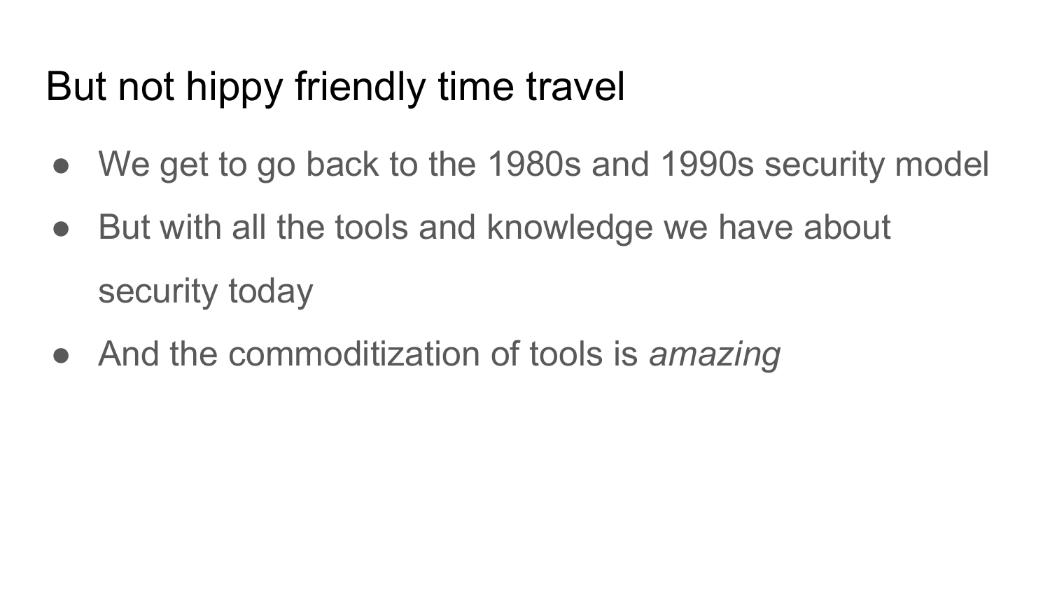# But not hippy friendly time travel

- We get to go back to the 1980s and 1990s security model
- But with all the tools and knowledge we have about security today
- And the commoditization of tools is *amazing*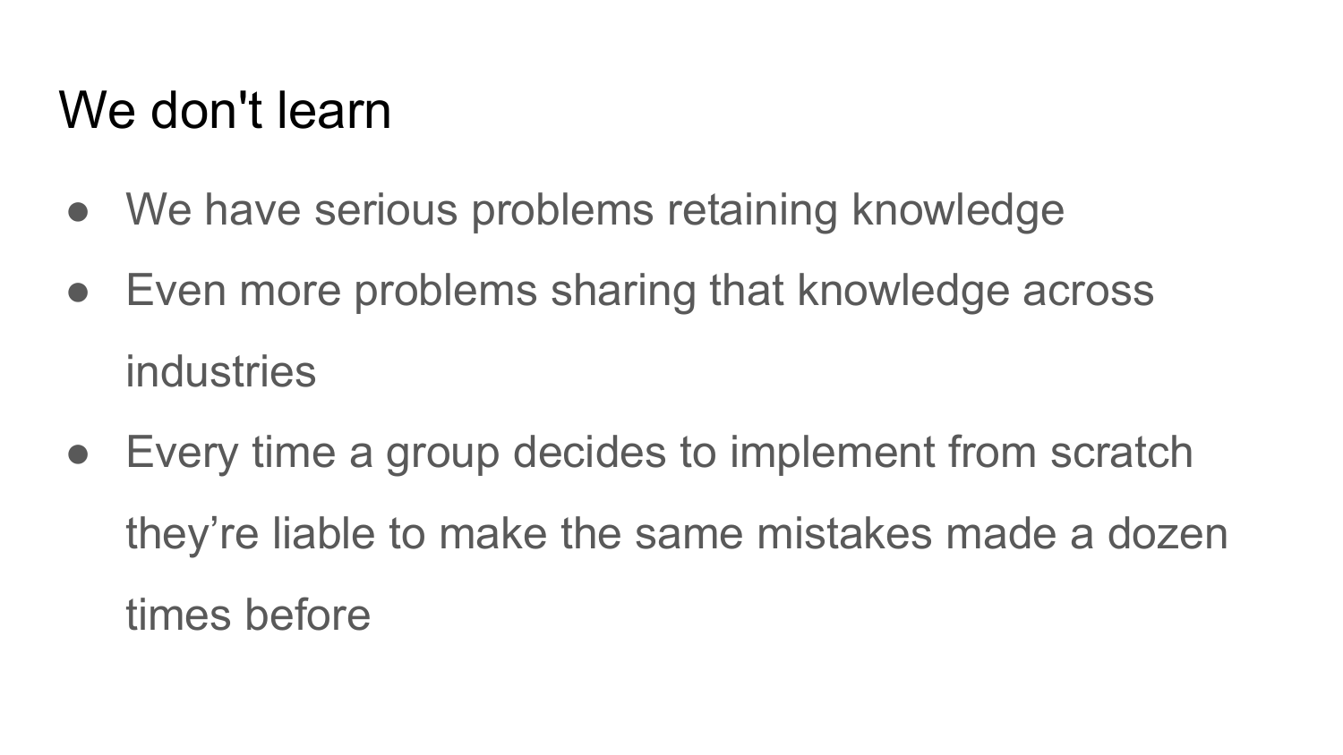# We don't learn

- We have serious problems retaining knowledge
- Even more problems sharing that knowledge across industries
- Every time a group decides to implement from scratch they're liable to make the same mistakes made a dozen times before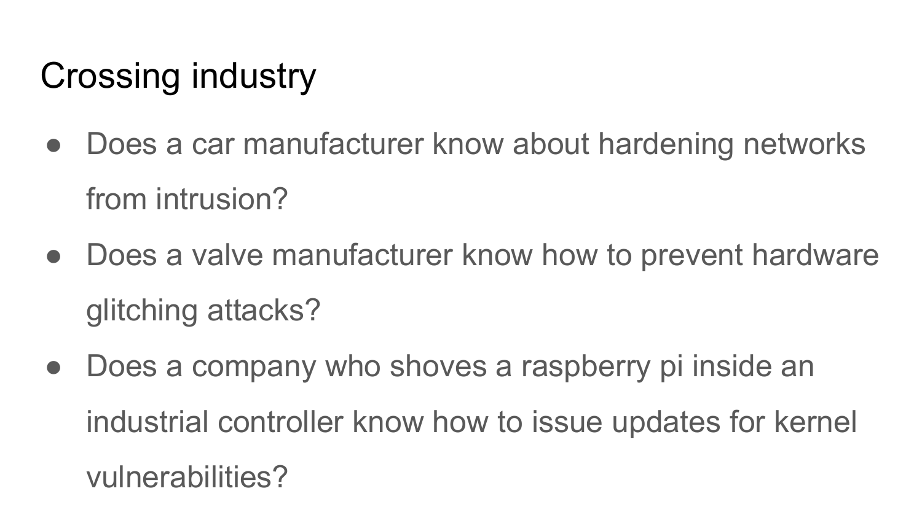# Crossing industry

- Does a car manufacturer know about hardening networks from intrusion?
- Does a valve manufacturer know how to prevent hardware glitching attacks?
- Does a company who shoves a raspberry pi inside an industrial controller know how to issue updates for kernel vulnerabilities?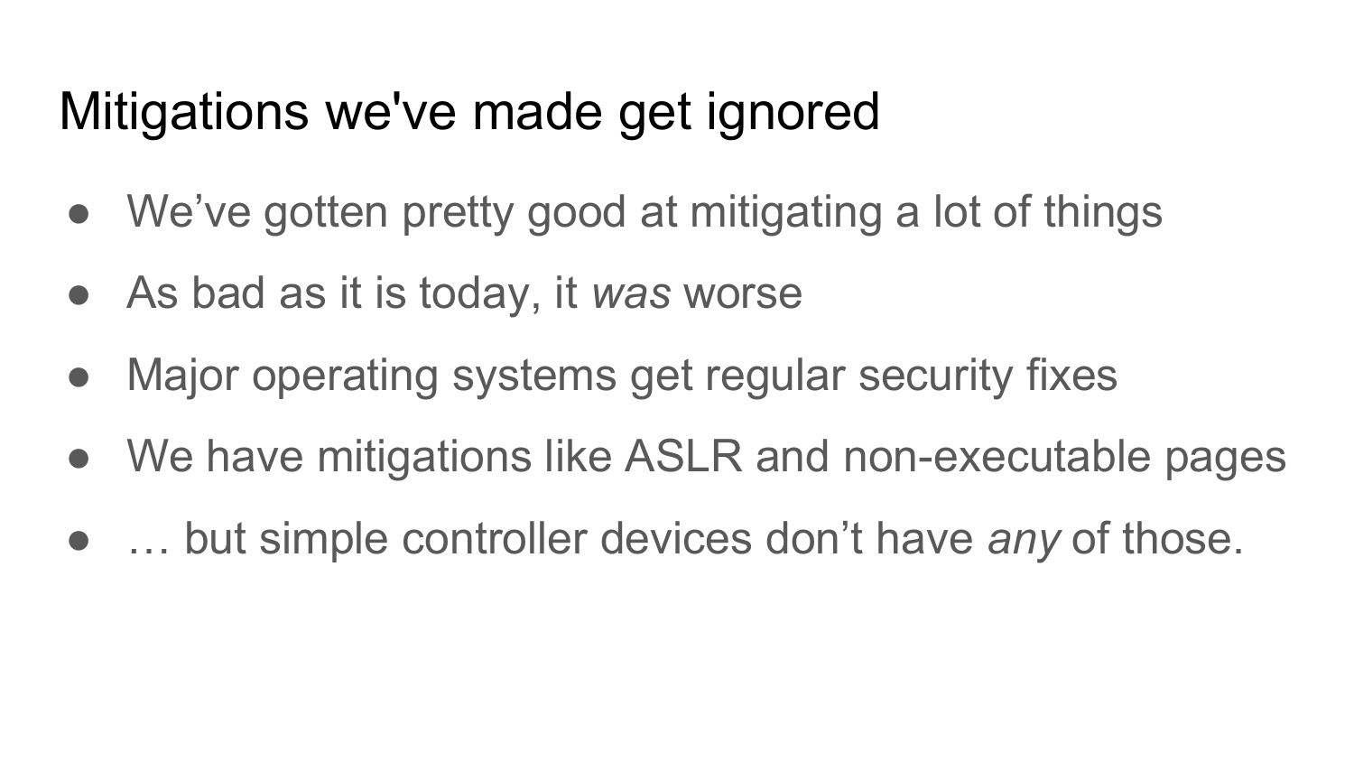# Mitigations we've made get ignored

- We’ve gotten pretty good at mitigating a lot of things
- As bad as it is today, it *was* worse
- Major operating systems get regular security fixes
- We have mitigations like ASLR and non-executable pages
- … but simple controller devices don’t have *any* of those.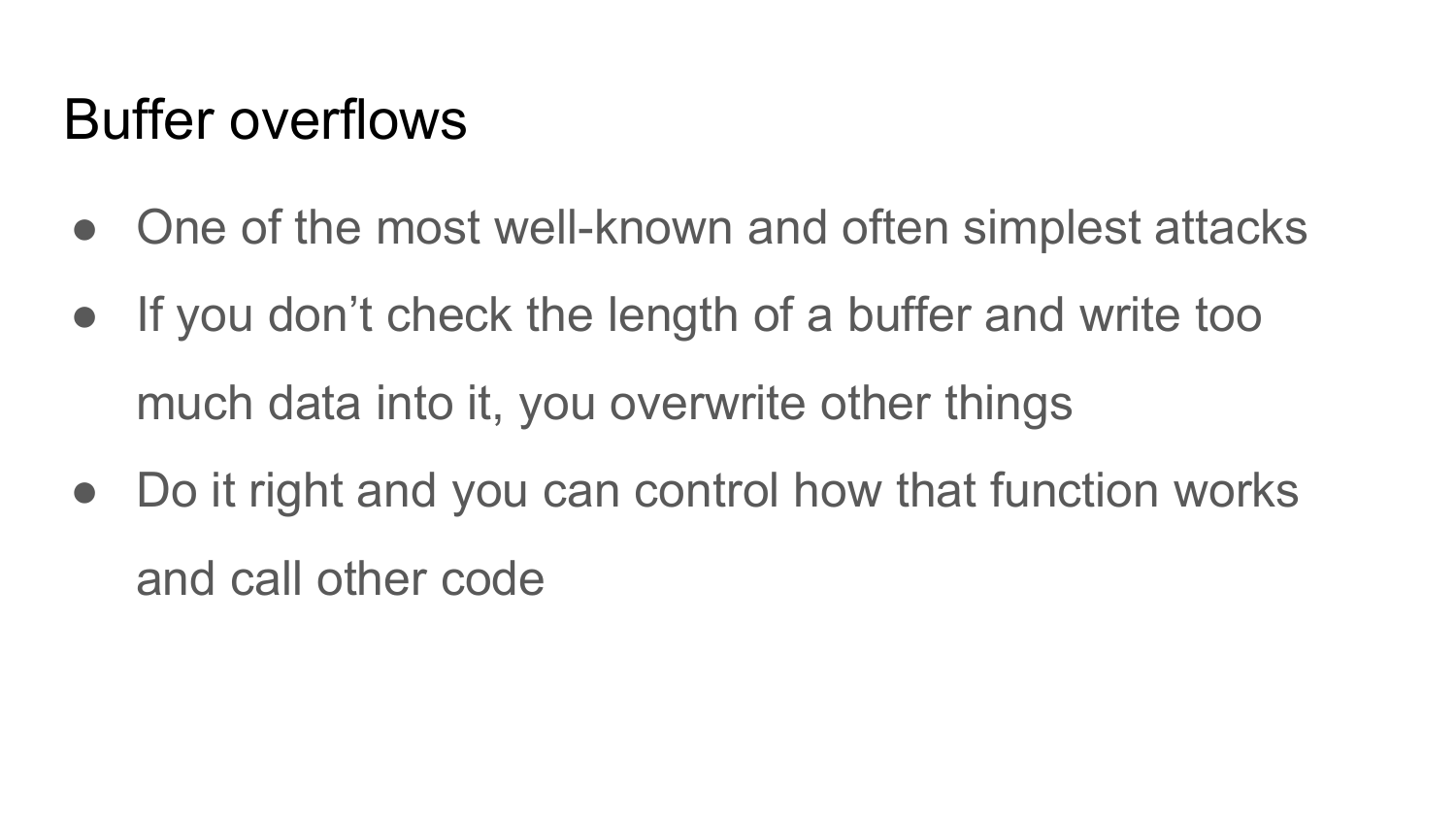# Buffer overflows

- One of the most well-known and often simplest attacks
- If you don't check the length of a buffer and write too much data into it, you overwrite other things
- Do it right and you can control how that function works and call other code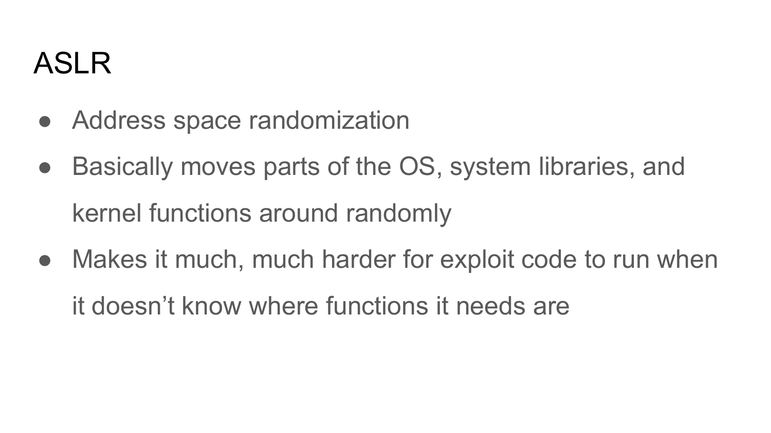# ASLR

- Address space randomization
- Basically moves parts of the OS, system libraries, and kernel functions around randomly
- Makes it much, much harder for exploit code to run when it doesn’t know where functions it needs are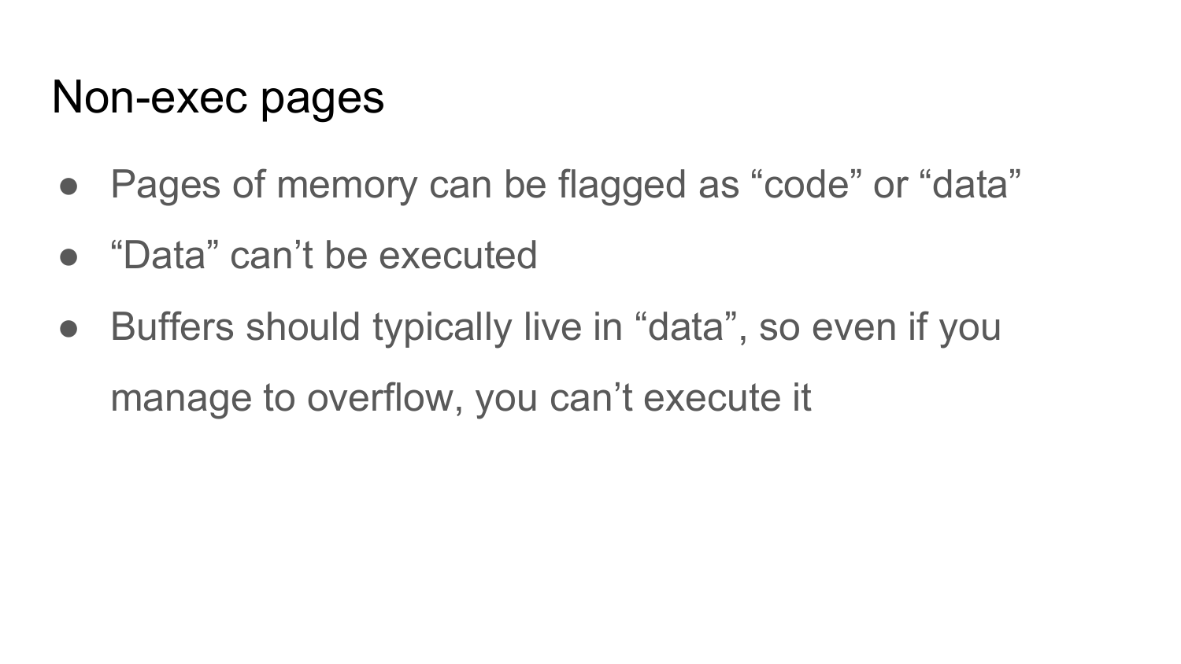# Non-exec pages

- Pages of memory can be flagged as “code” or “data”
- “Data” can’t be executed
- Buffers should typically live in “data”, so even if you manage to overflow, you can’t execute it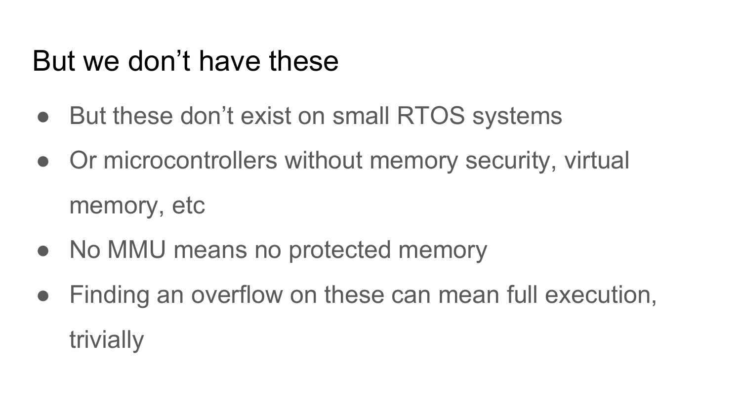# But we don’t have these

- But these don’t exist on small RTOS systems
- Or microcontrollers without memory security, virtual memory, etc
- No MMU means no protected memory
- Finding an overflow on these can mean full execution, trivially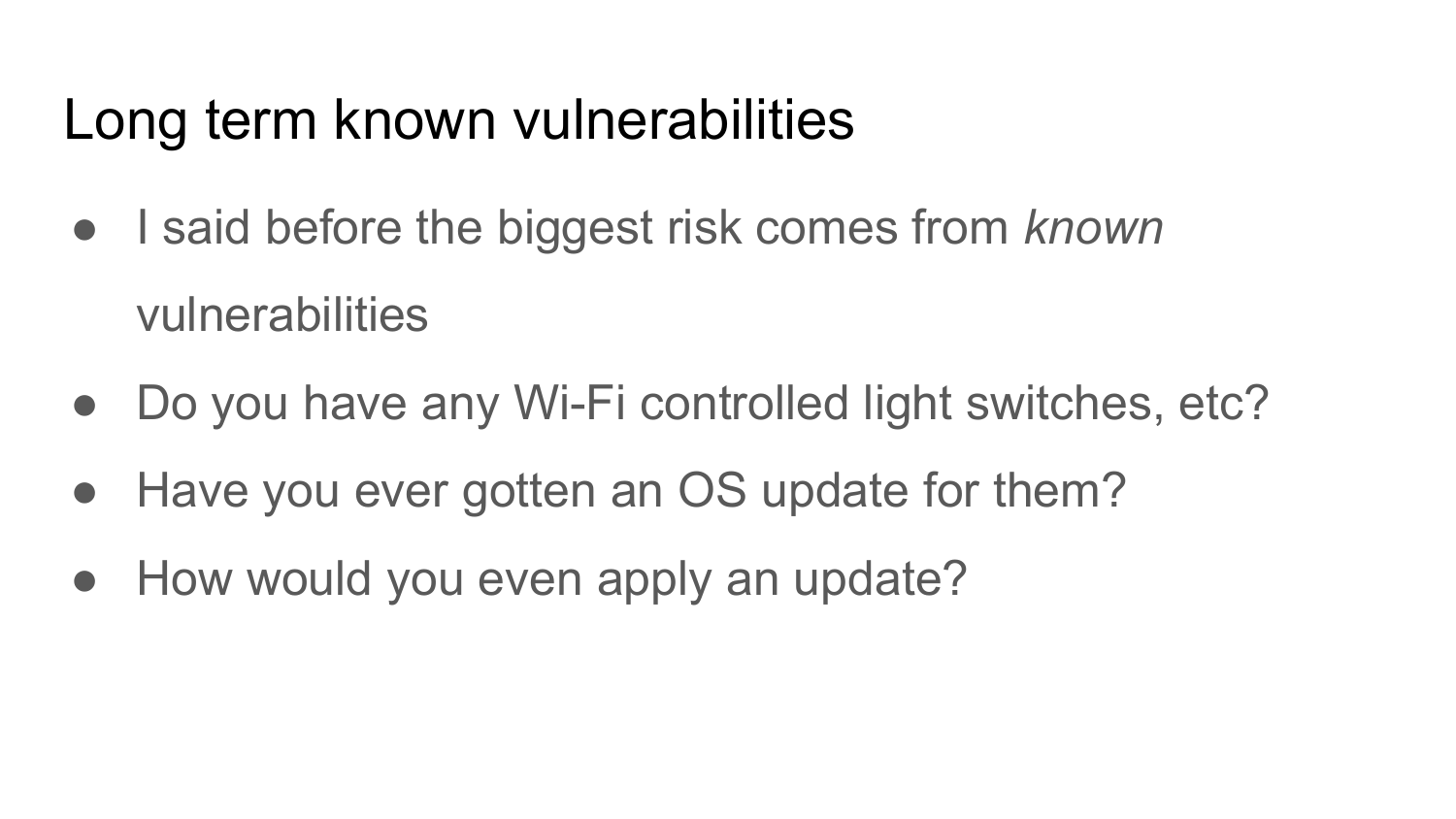# Long term known vulnerabilities

- I said before the biggest risk comes from *known* vulnerabilities
- Do you have any Wi-Fi controlled light switches, etc?
- Have you ever gotten an OS update for them?
- How would you even apply an update?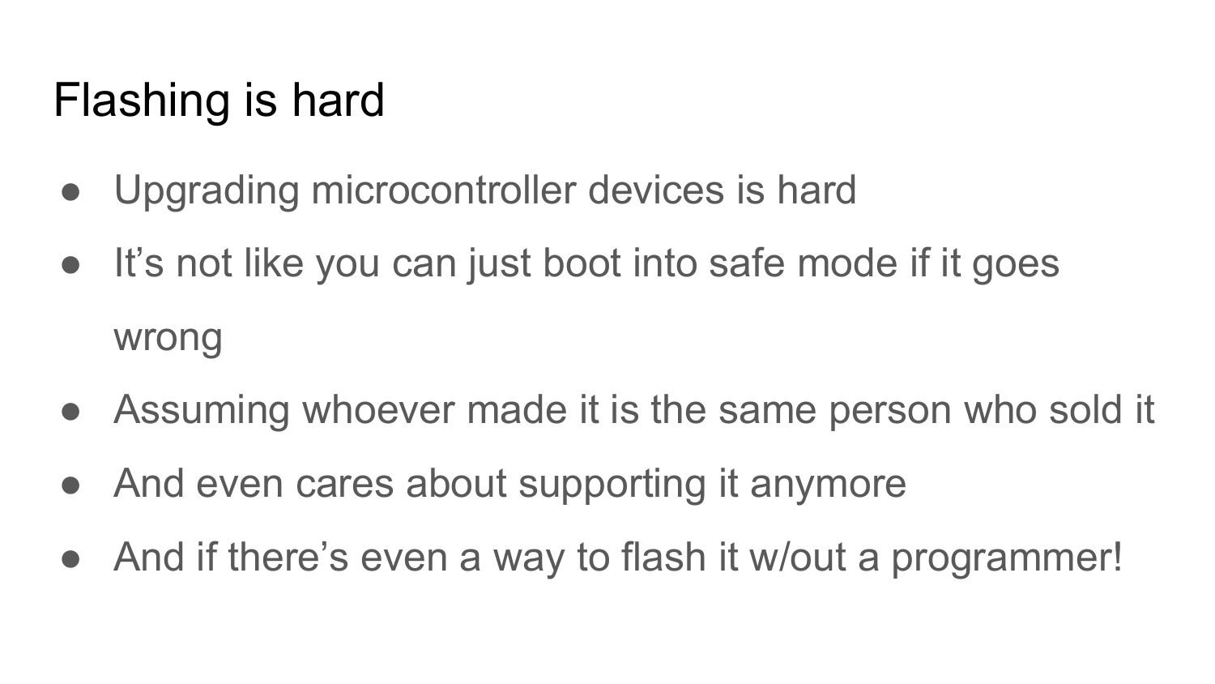# Flashing is hard

- Upgrading microcontroller devices is hard
- It’s not like you can just boot into safe mode if it goes wrong
- Assuming whoever made it is the same person who sold it
- And even cares about supporting it anymore
- And if there’s even a way to flash it w/out a programmer!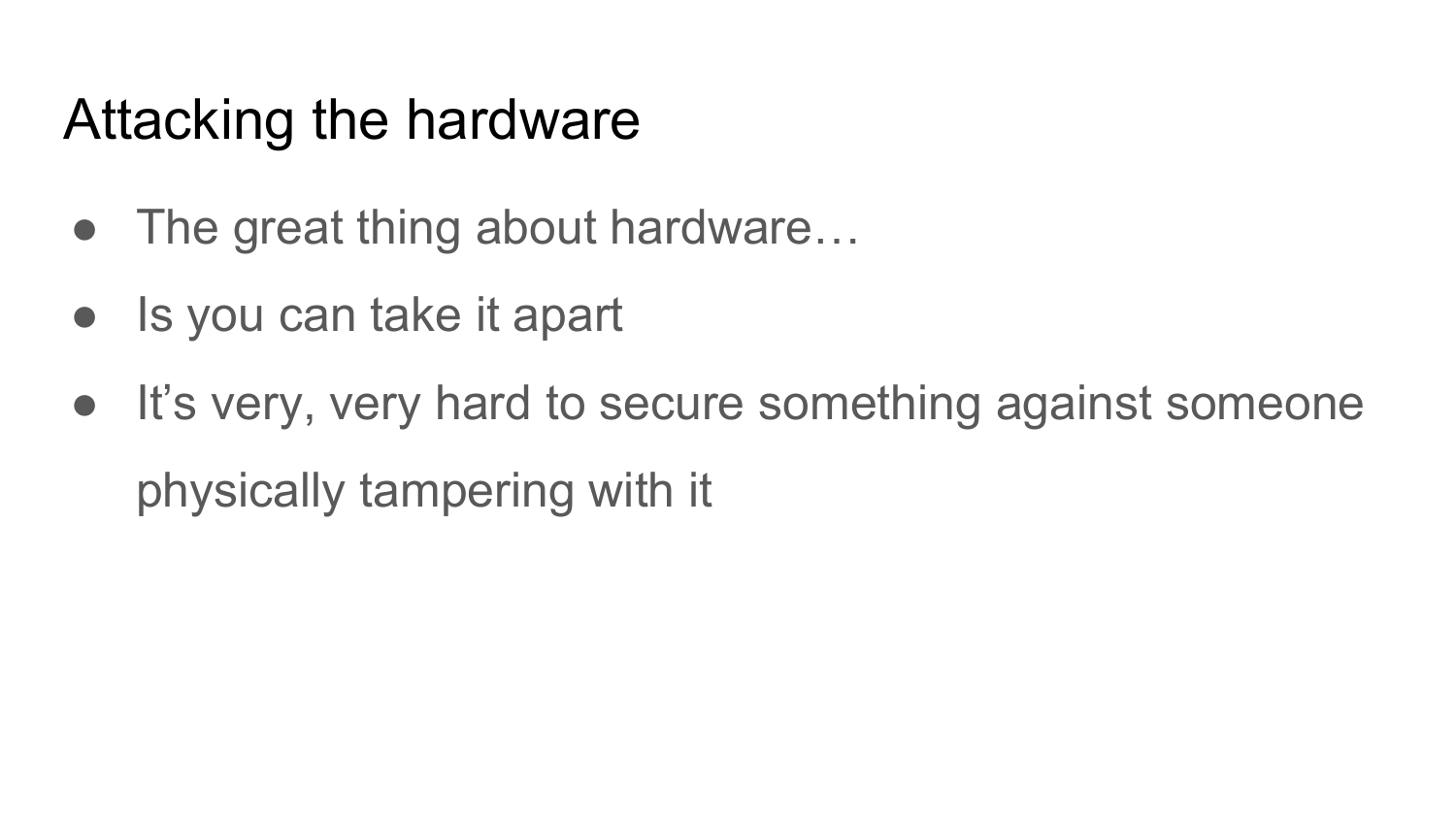# Attacking the hardware

- The great thing about hardware…
- Is you can take it apart
- It’s very, very hard to secure something against someone physically tampering with it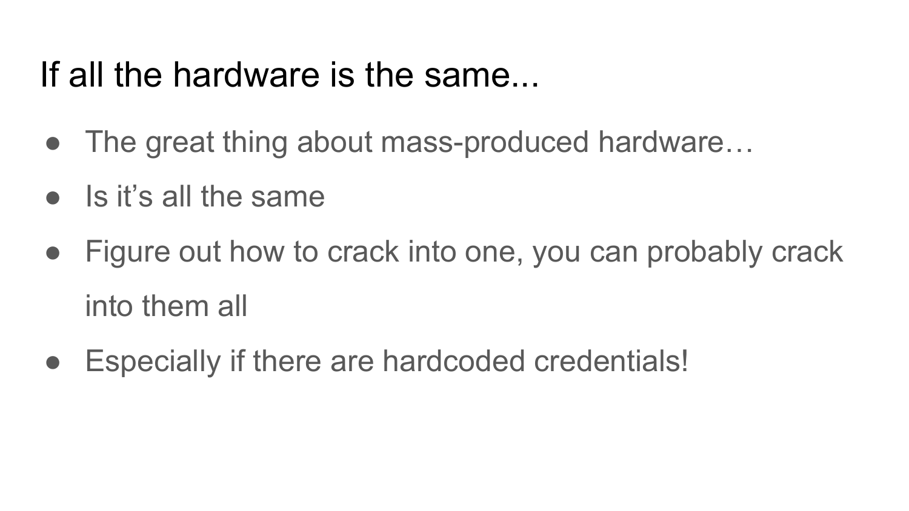# If all the hardware is the same...

- The great thing about mass-produced hardware…
- Is it’s all the same
- Figure out how to crack into one, you can probably crack into them all
- Especially if there are hardcoded credentials!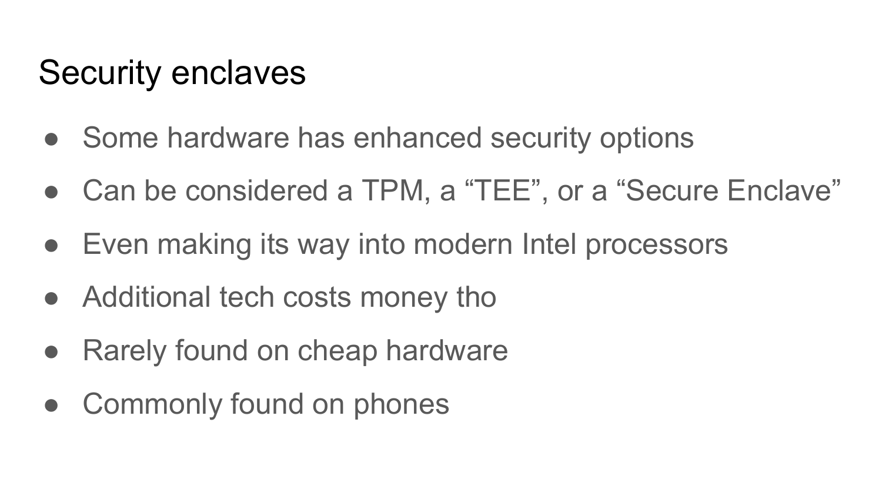# Security enclaves

- Some hardware has enhanced security options
- Can be considered a TPM, a “TEE”, or a “Secure Enclave”
- Even making its way into modern Intel processors
- Additional tech costs money tho
- Rarely found on cheap hardware
- Commonly found on phones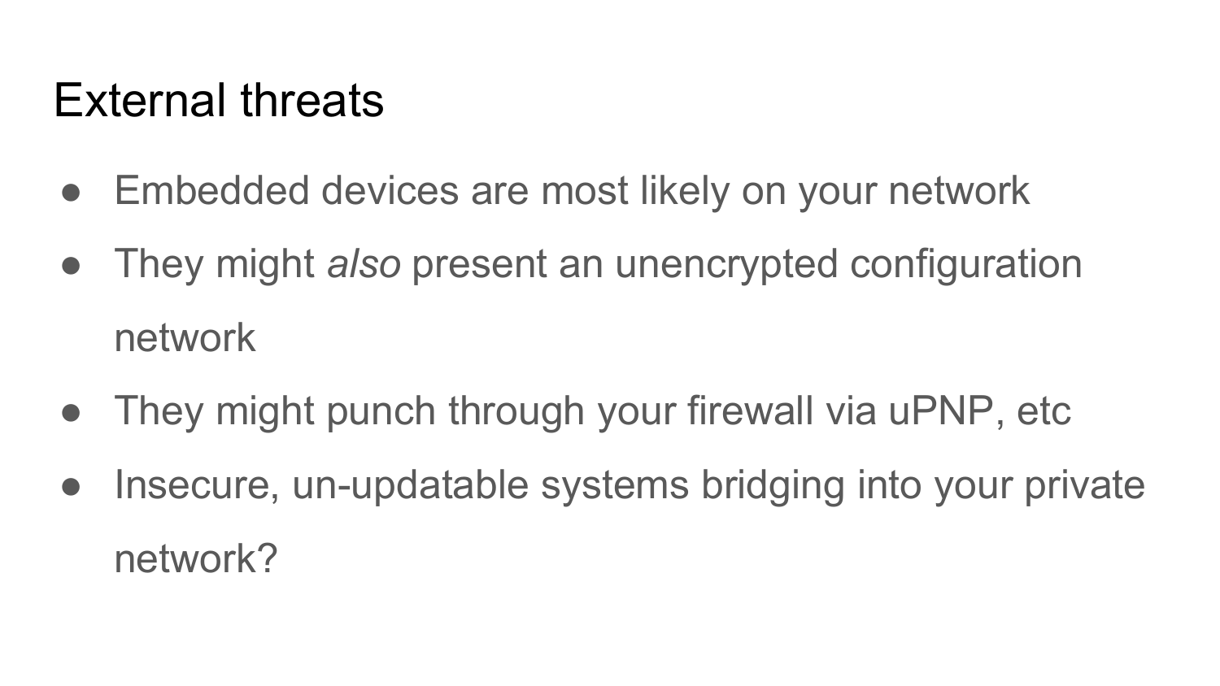# External threats

- Embedded devices are most likely on your network
- They might *also* present an unencrypted configuration network
- They might punch through your firewall via uPNP, etc
- Insecure, un-updatable systems bridging into your private network?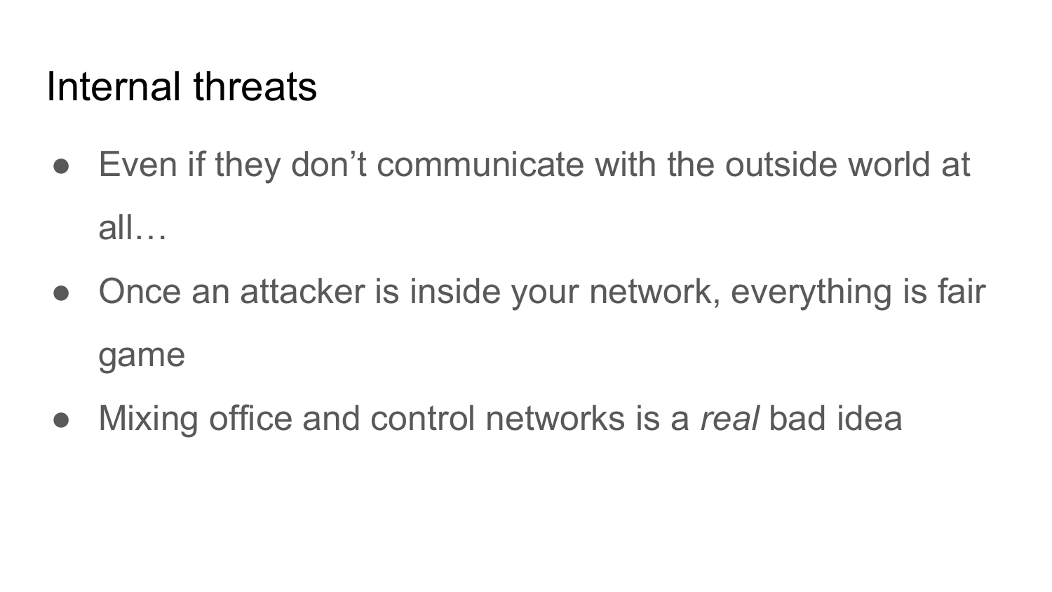# Internal threats

- Even if they don’t communicate with the outside world at all…
- Once an attacker is inside your network, everything is fair game
- Mixing office and control networks is a *real* bad idea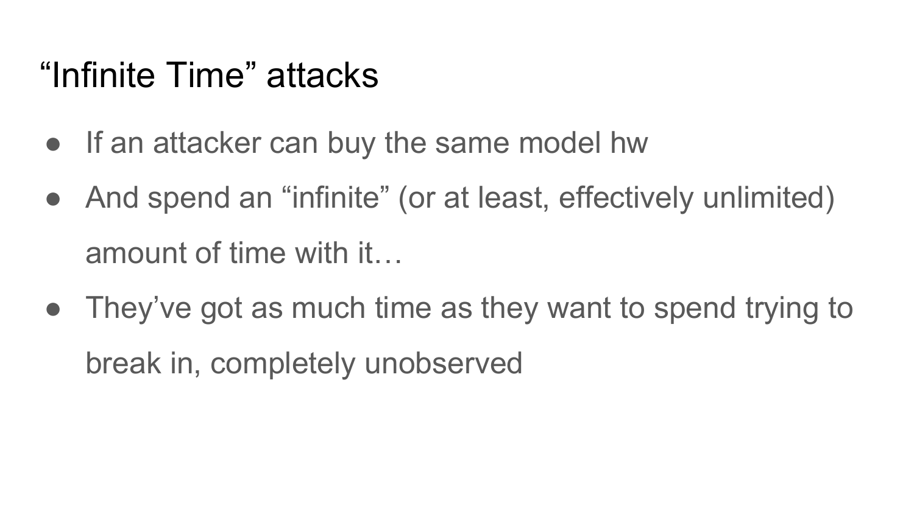# “Infinite Time” attacks

- If an attacker can buy the same model hw
- And spend an “infinite” (or at least, effectively unlimited) amount of time with it…
- They’ve got as much time as they want to spend trying to break in, completely unobserved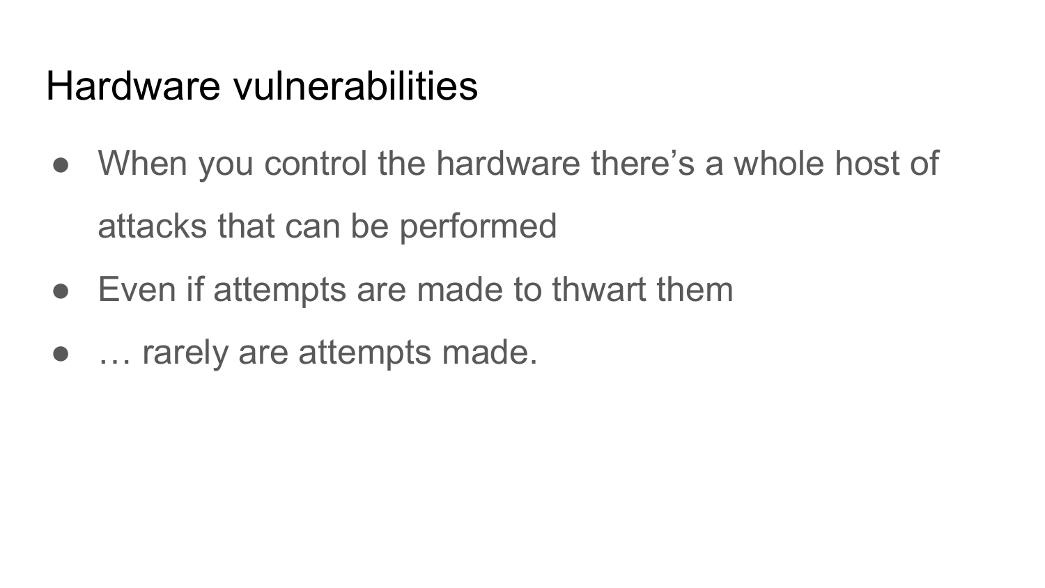# Hardware vulnerabilities

- When you control the hardware there’s a whole host of attacks that can be performed
- Even if attempts are made to thwart them
- … rarely are attempts made.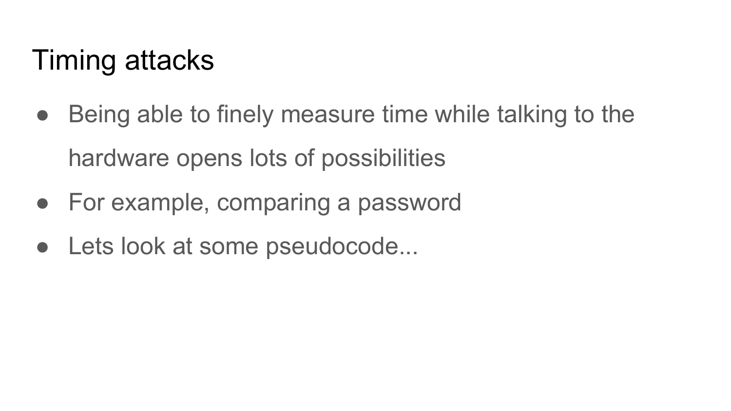# Timing attacks

- Being able to finely measure time while talking to the hardware opens lots of possibilities
- For example, comparing a password
- Lets look at some pseudocode...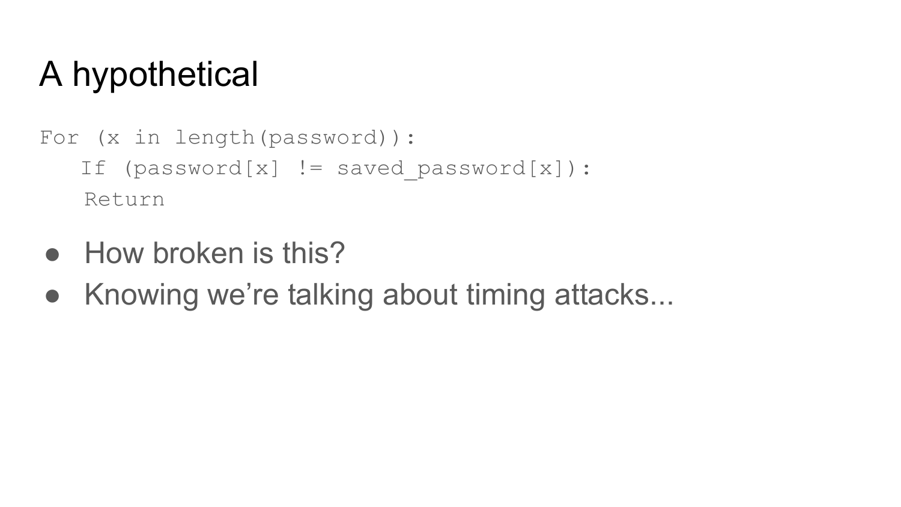# A hypothetical

```
For (x in length(password)):
   If (password[x] != saved_password[x]):
   Return
```

- How broken is this?
- Knowing we’re talking about timing attacks...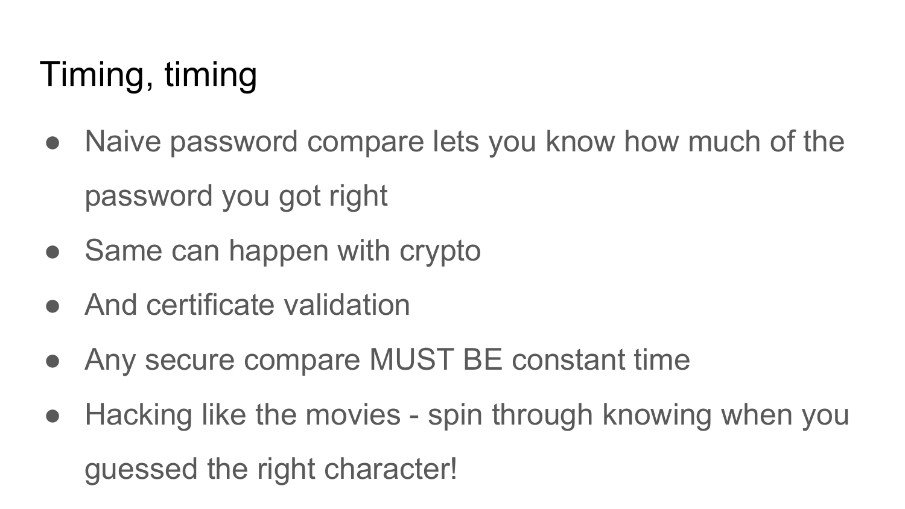# Timing, timing

- Naive password compare lets you know how much of the password you got right
- Same can happen with crypto
- And certificate validation
- Any secure compare MUST BE constant time
- Hacking like the movies - spin through knowing when you guessed the right character!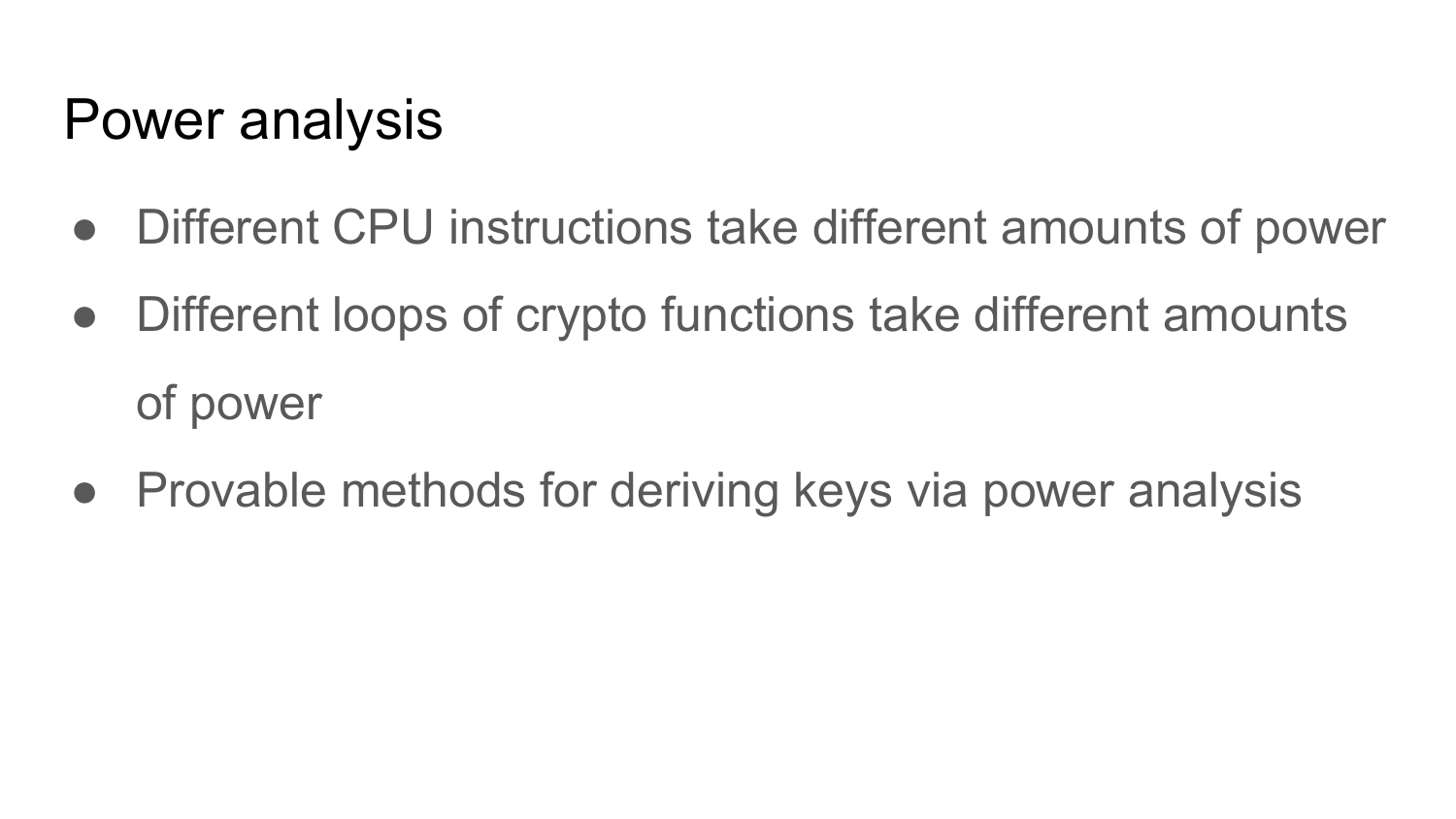# Power analysis

- Different CPU instructions take different amounts of power
- Different loops of crypto functions take different amounts of power
- Provable methods for deriving keys via power analysis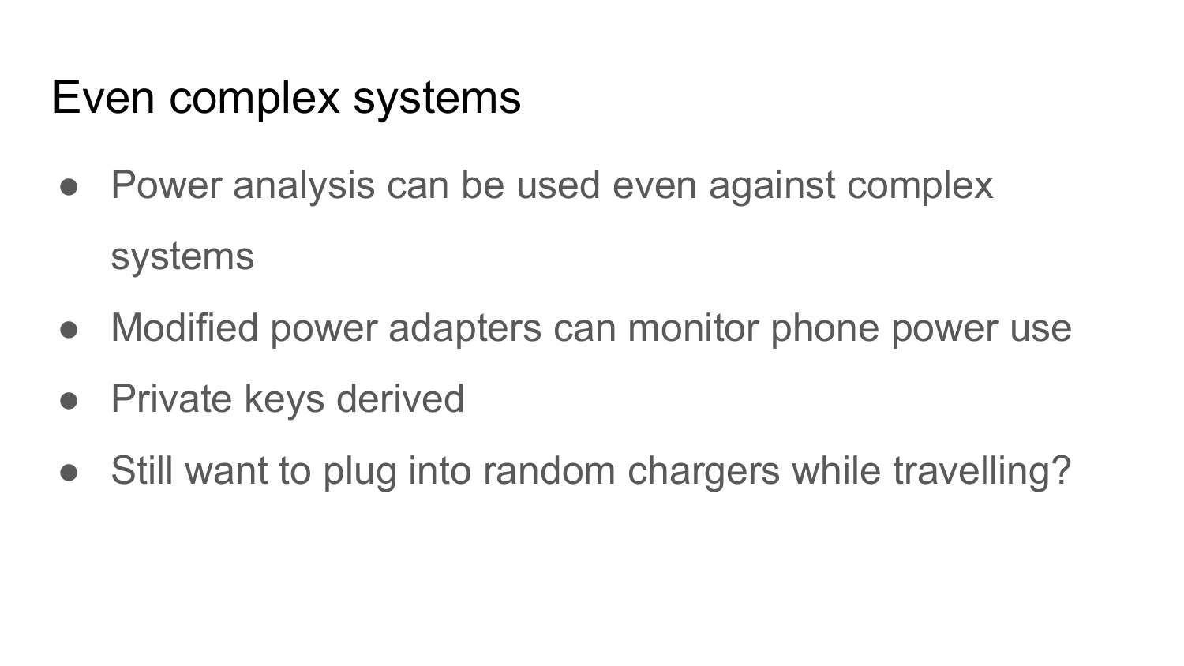# Even complex systems

- Power analysis can be used even against complex systems
- Modified power adapters can monitor phone power use
- Private keys derived
- Still want to plug into random chargers while travelling?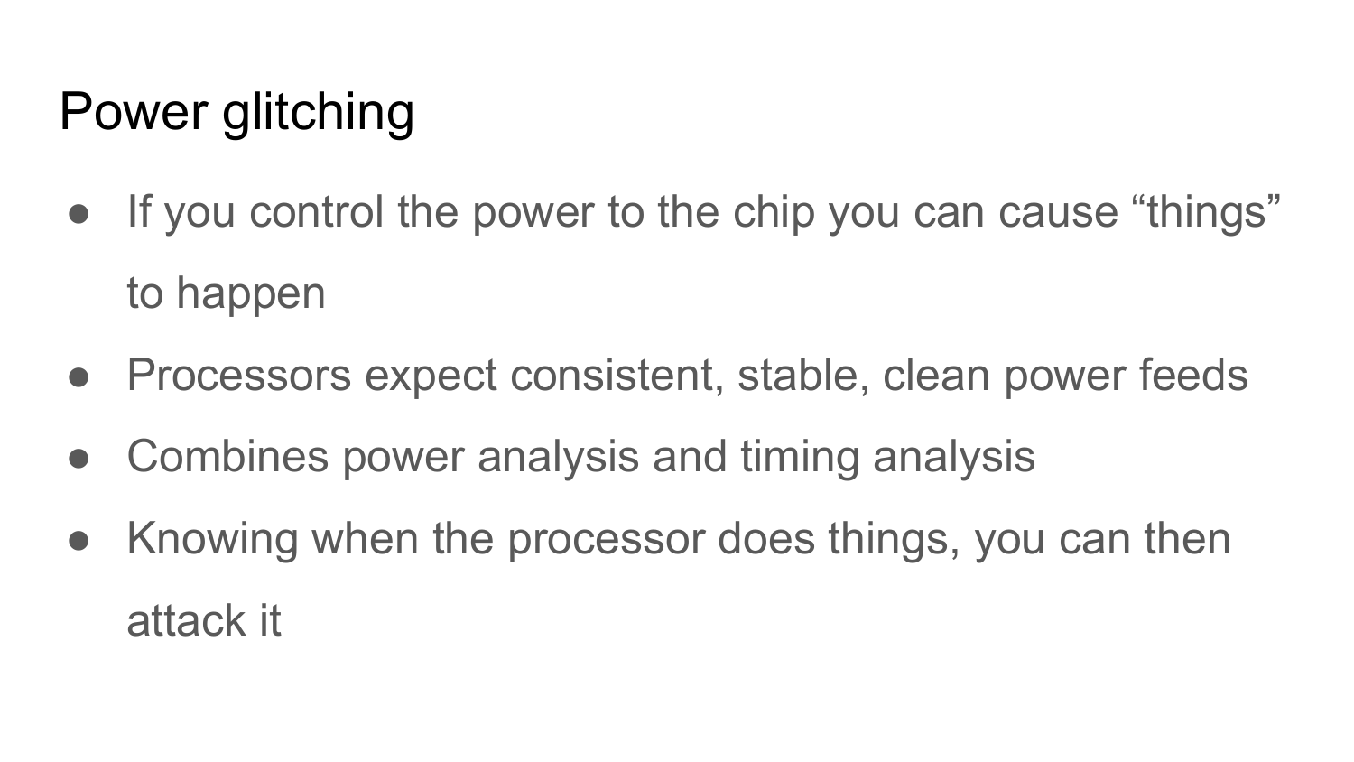# Power glitching

- If you control the power to the chip you can cause “things” to happen
- Processors expect consistent, stable, clean power feeds
- Combines power analysis and timing analysis
- Knowing when the processor does things, you can then attack it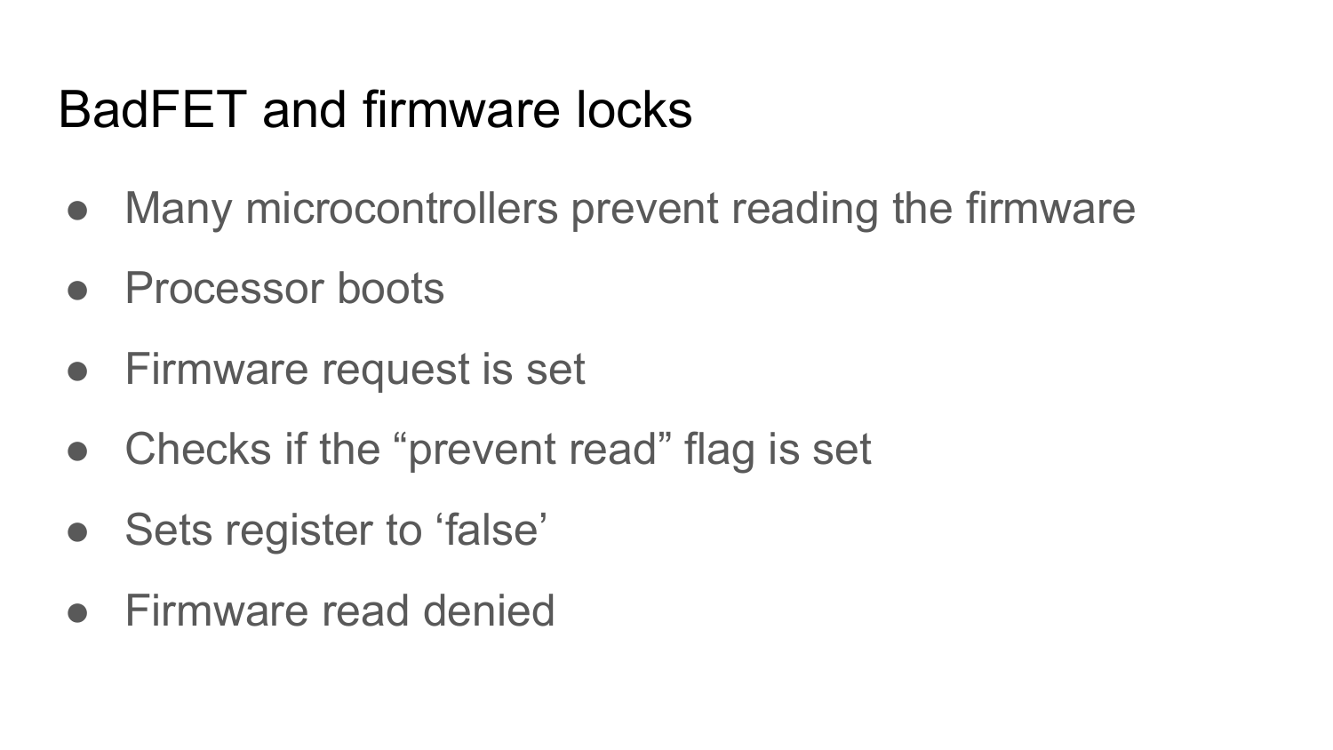# BadFET and firmware locks

- Many microcontrollers prevent reading the firmware
- Processor boots
- Firmware request is set
- Checks if the “prevent read” flag is set
- Sets register to ‘false’
- Firmware read denied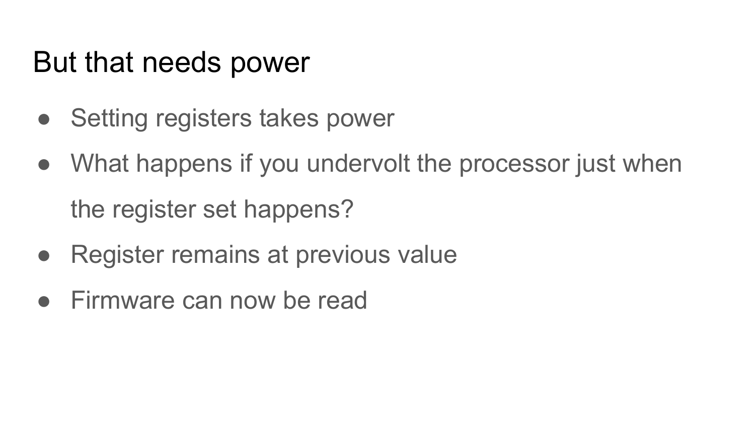# But that needs power

- Setting registers takes power
- What happens if you undervolt the processor just when the register set happens?
- Register remains at previous value
- Firmware can now be read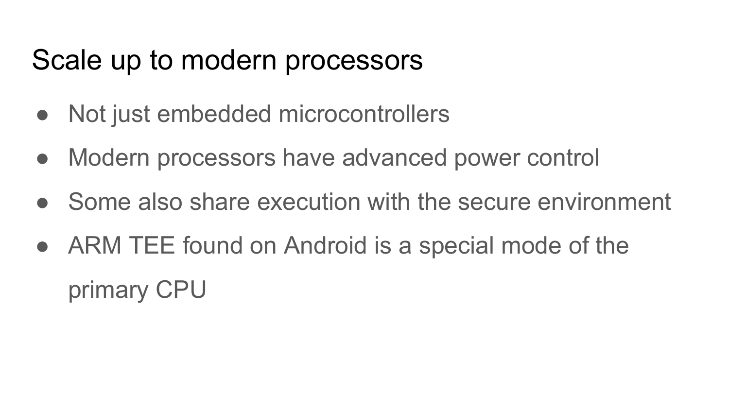# Scale up to modern processors

- Not just embedded microcontrollers
- Modern processors have advanced power control
- Some also share execution with the secure environment
- ARM TEE found on Android is a special mode of the primary CPU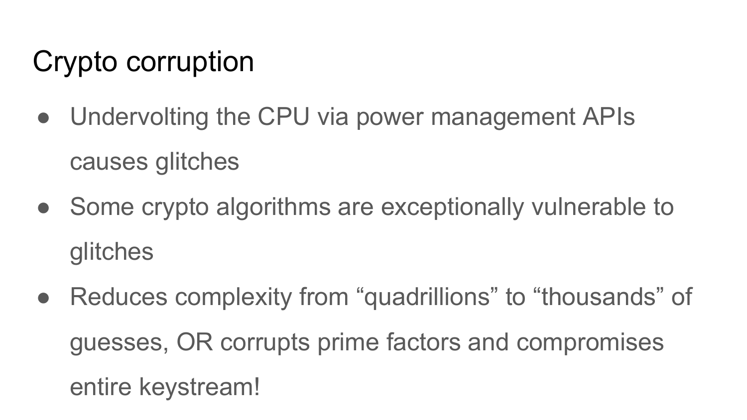# Crypto corruption

- Undervolting the CPU via power management APIs causes glitches
- Some crypto algorithms are exceptionally vulnerable to glitches
- Reduces complexity from “quadrillions” to “thousands” of guesses, OR corrupts prime factors and compromises entire keystream!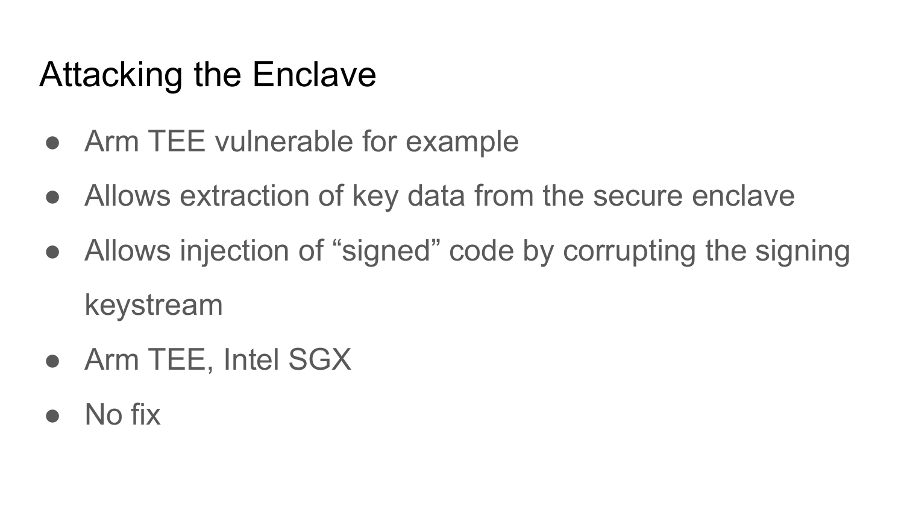# Attacking the Enclave

- Arm TEE vulnerable for example
- Allows extraction of key data from the secure enclave
- Allows injection of “signed” code by corrupting the signing keystream
- Arm TEE, Intel SGX
- No fix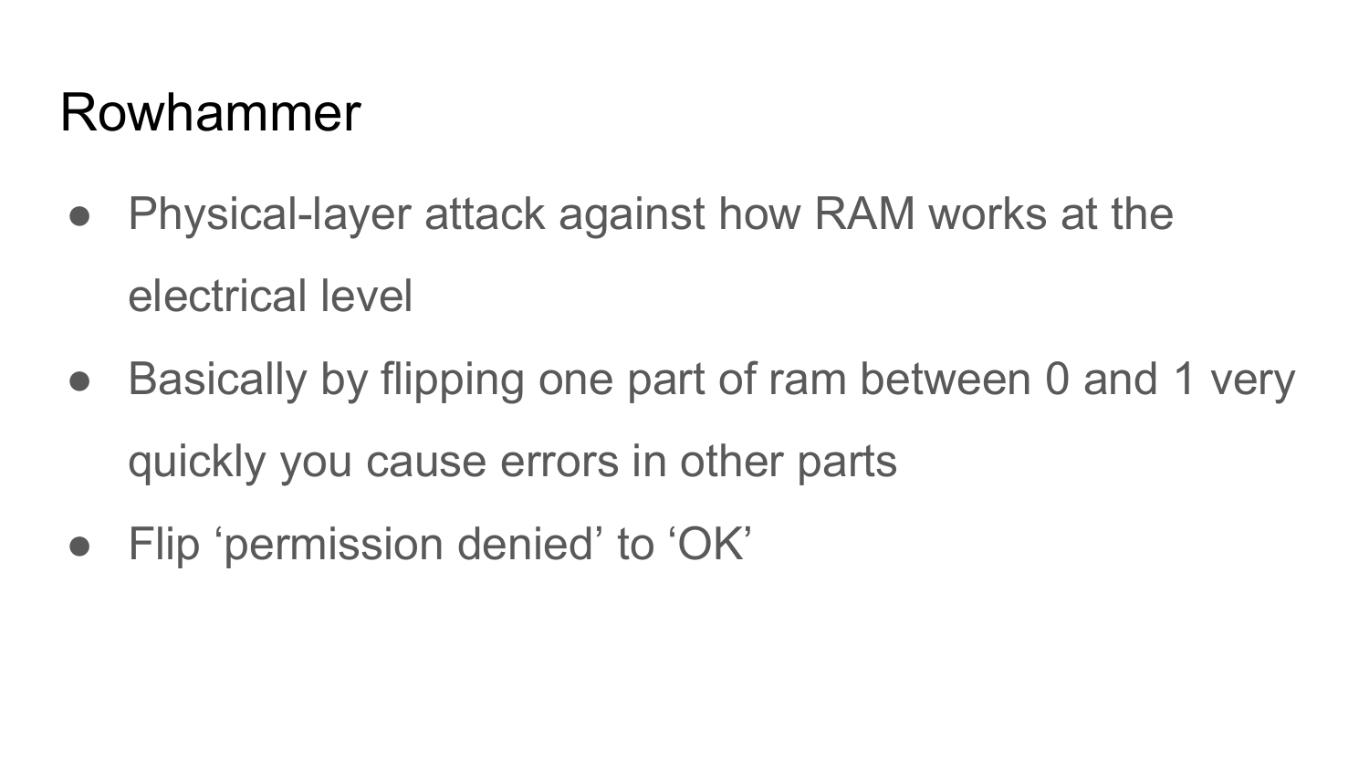# Rowhammer

- Physical-layer attack against how RAM works at the electrical level
- Basically by flipping one part of ram between 0 and 1 very quickly you cause errors in other parts
- Flip ‘permission denied’ to ‘OK’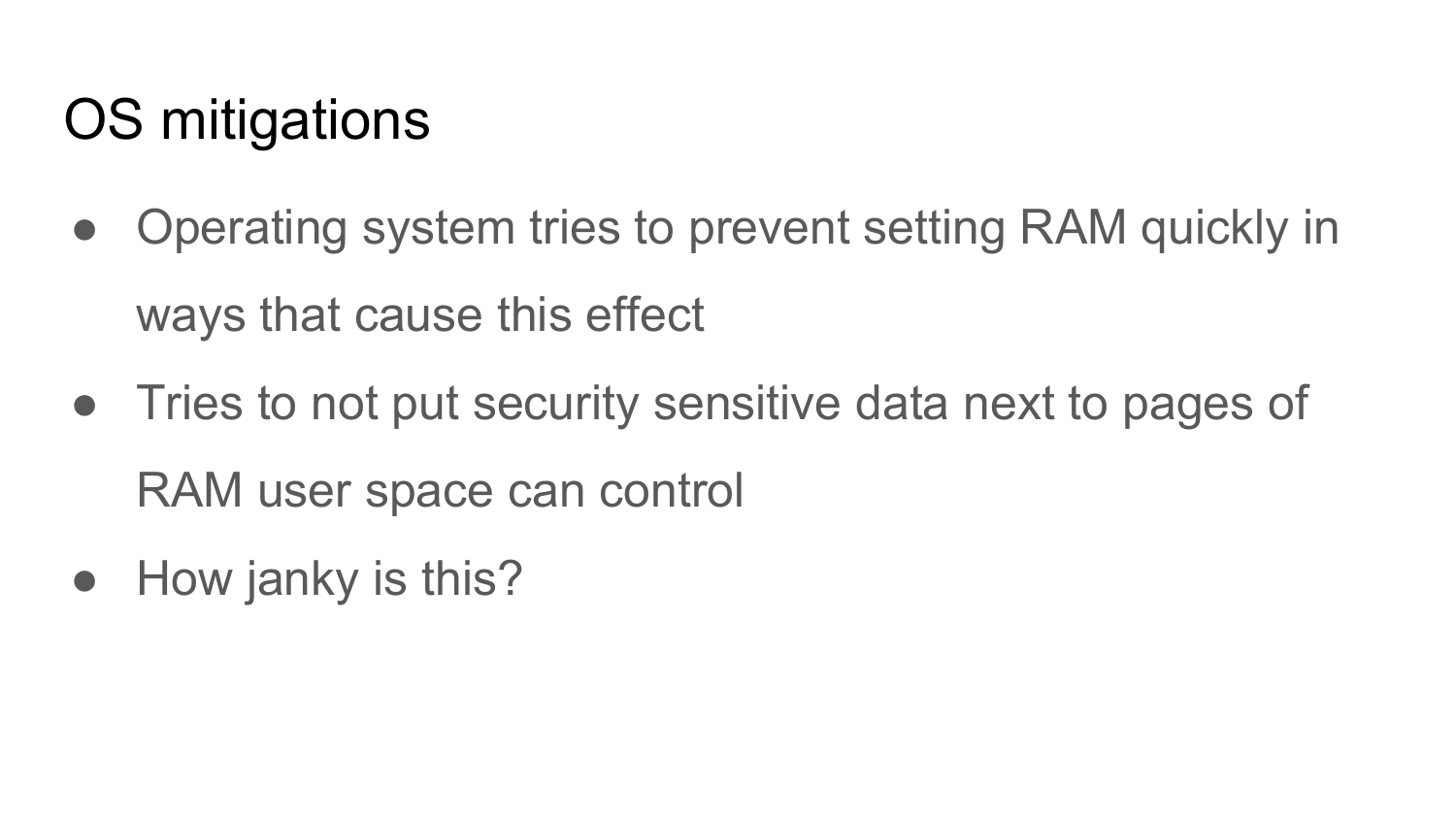# OS mitigations

- Operating system tries to prevent setting RAM quickly in ways that cause this effect
- Tries to not put security sensitive data next to pages of RAM user space can control
- How janky is this?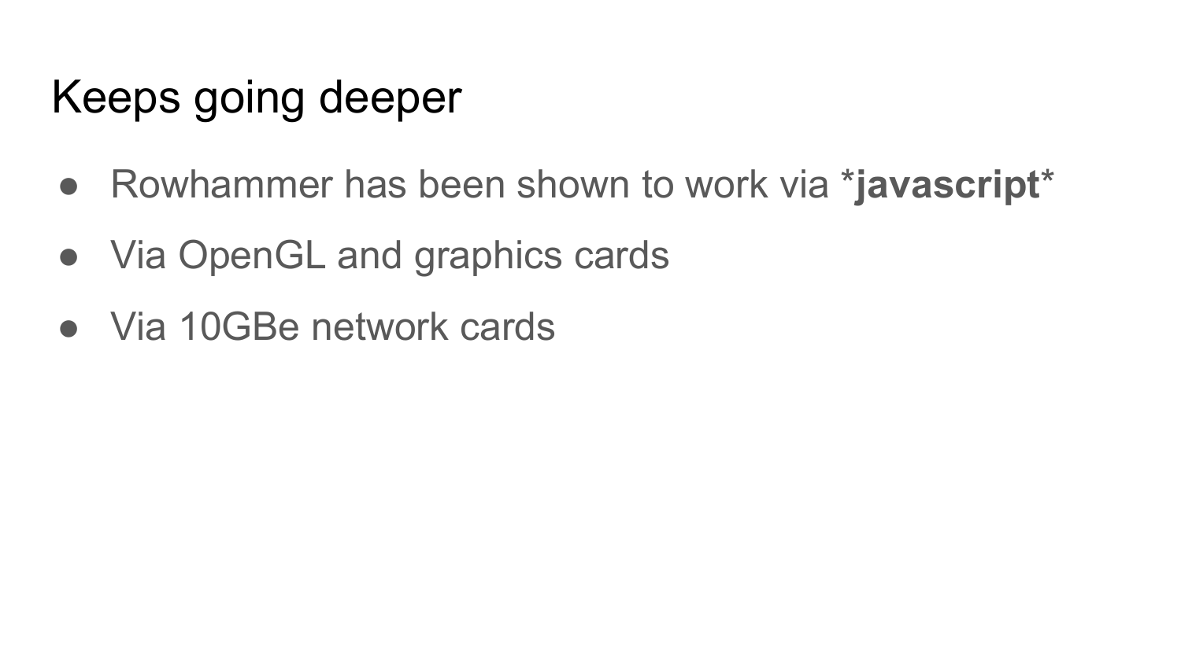# Keeps going deeper

- Rowhammer has been shown to work via ***javascript***
- Via OpenGL and graphics cards
- Via 10GBe network cards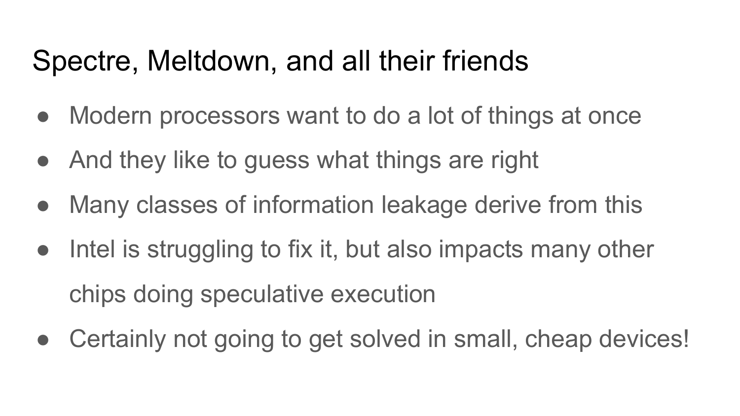# Spectre, Meltdown, and all their friends

- Modern processors want to do a lot of things at once
- And they like to guess what things are right
- Many classes of information leakage derive from this
- Intel is struggling to fix it, but also impacts many other chips doing speculative execution
- Certainly not going to get solved in small, cheap devices!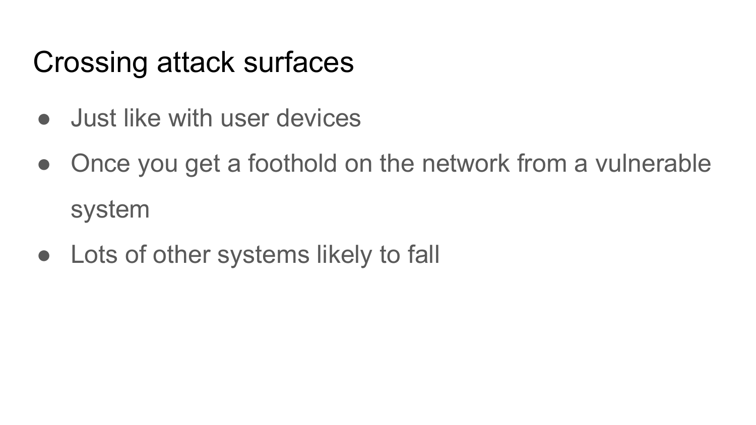# Crossing attack surfaces

- Just like with user devices
- Once you get a foothold on the network from a vulnerable system
- Lots of other systems likely to fall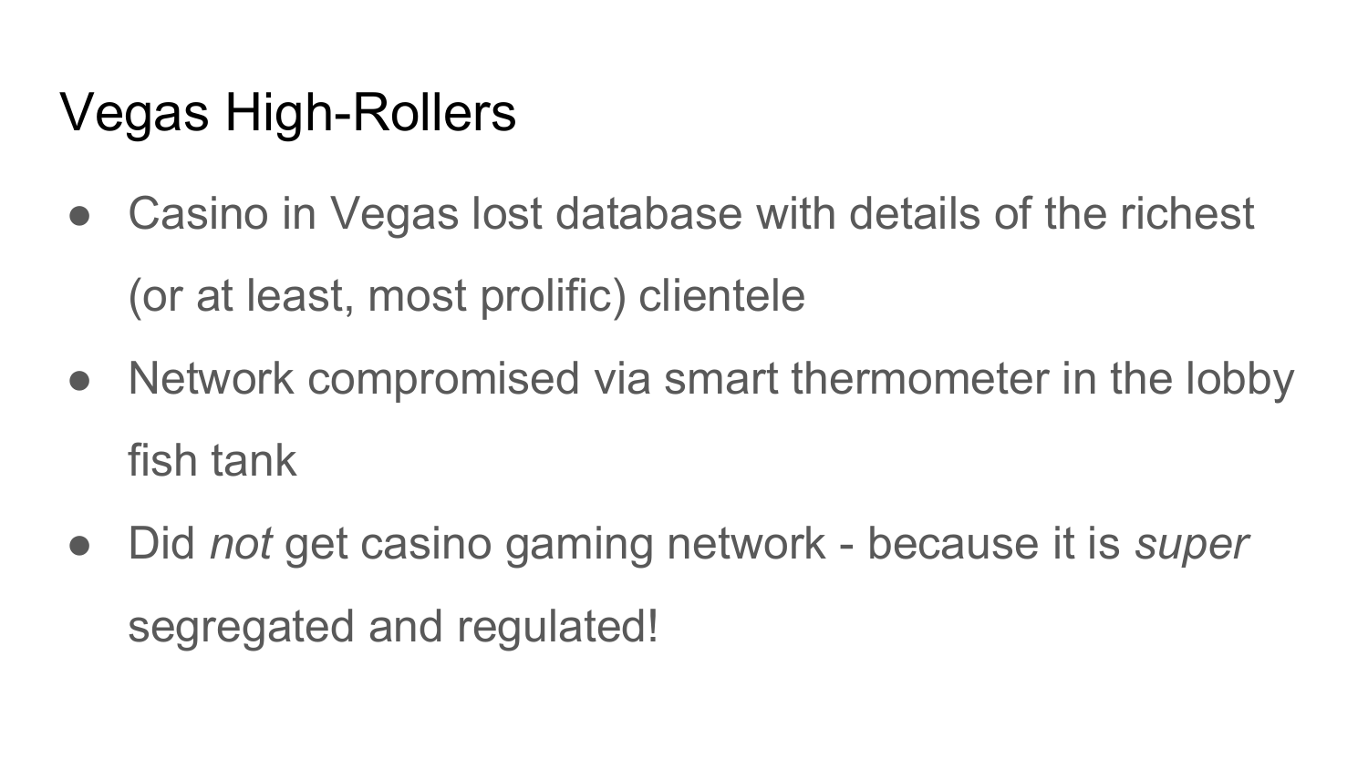# Vegas High-Rollers

- Casino in Vegas lost database with details of the richest (or at least, most prolific) clientele
- Network compromised via smart thermometer in the lobby fish tank
- Did *not* get casino gaming network - because it is *super* segregated and regulated!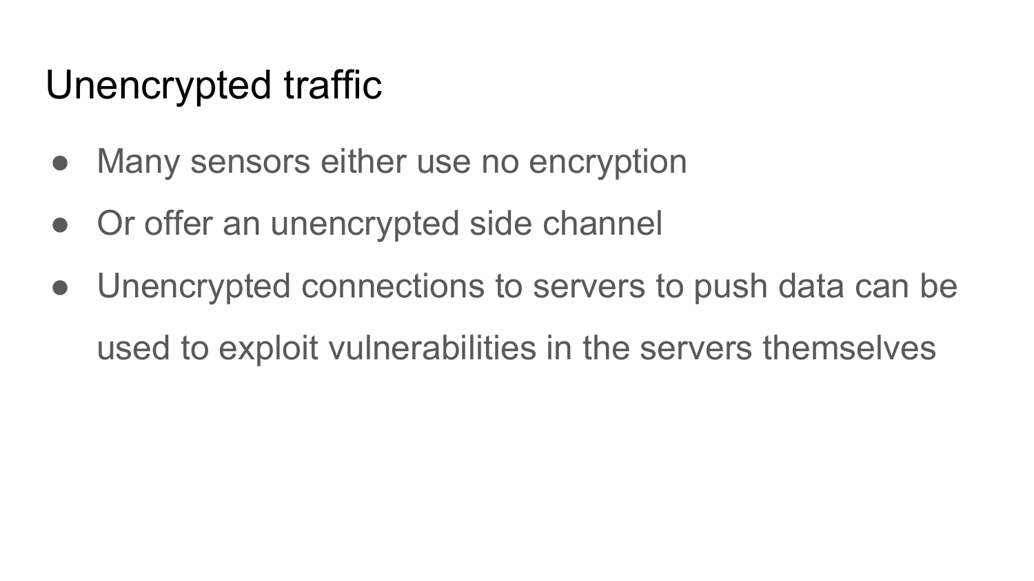# Unencrypted traffic

- Many sensors either use no encryption
- Or offer an unencrypted side channel
- Unencrypted connections to servers to push data can be used to exploit vulnerabilities in the servers themselves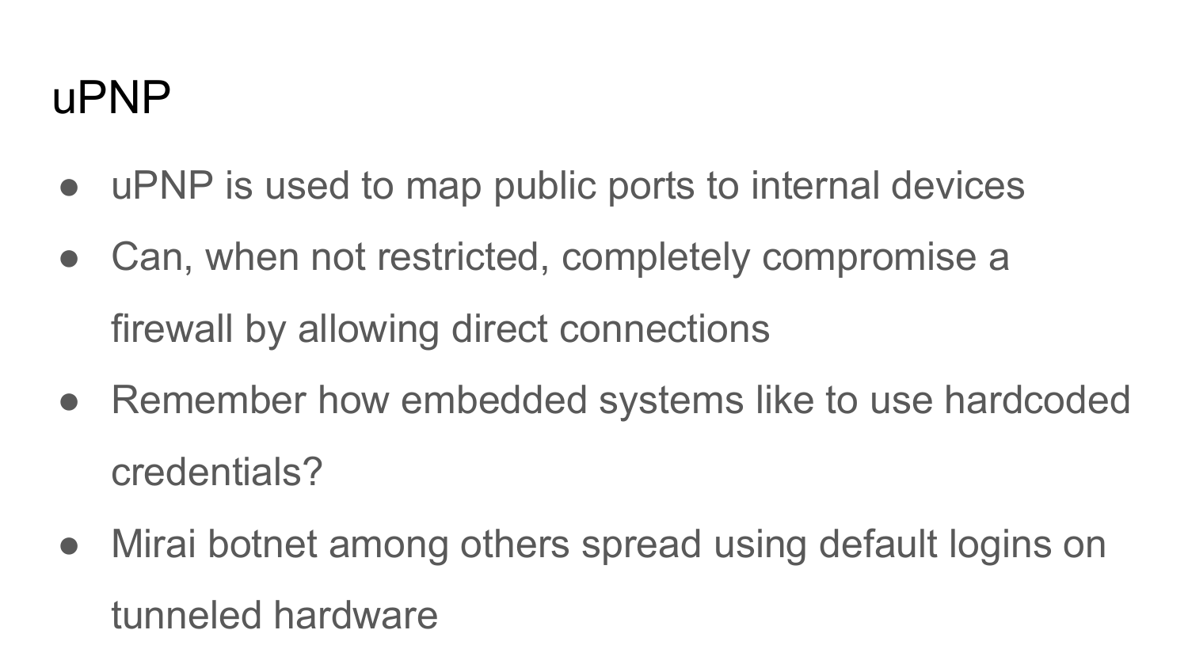# uPNP

- uPNP is used to map public ports to internal devices
- Can, when not restricted, completely compromise a firewall by allowing direct connections
- Remember how embedded systems like to use hardcoded credentials?
- Mirai botnet among others spread using default logins on tunneled hardware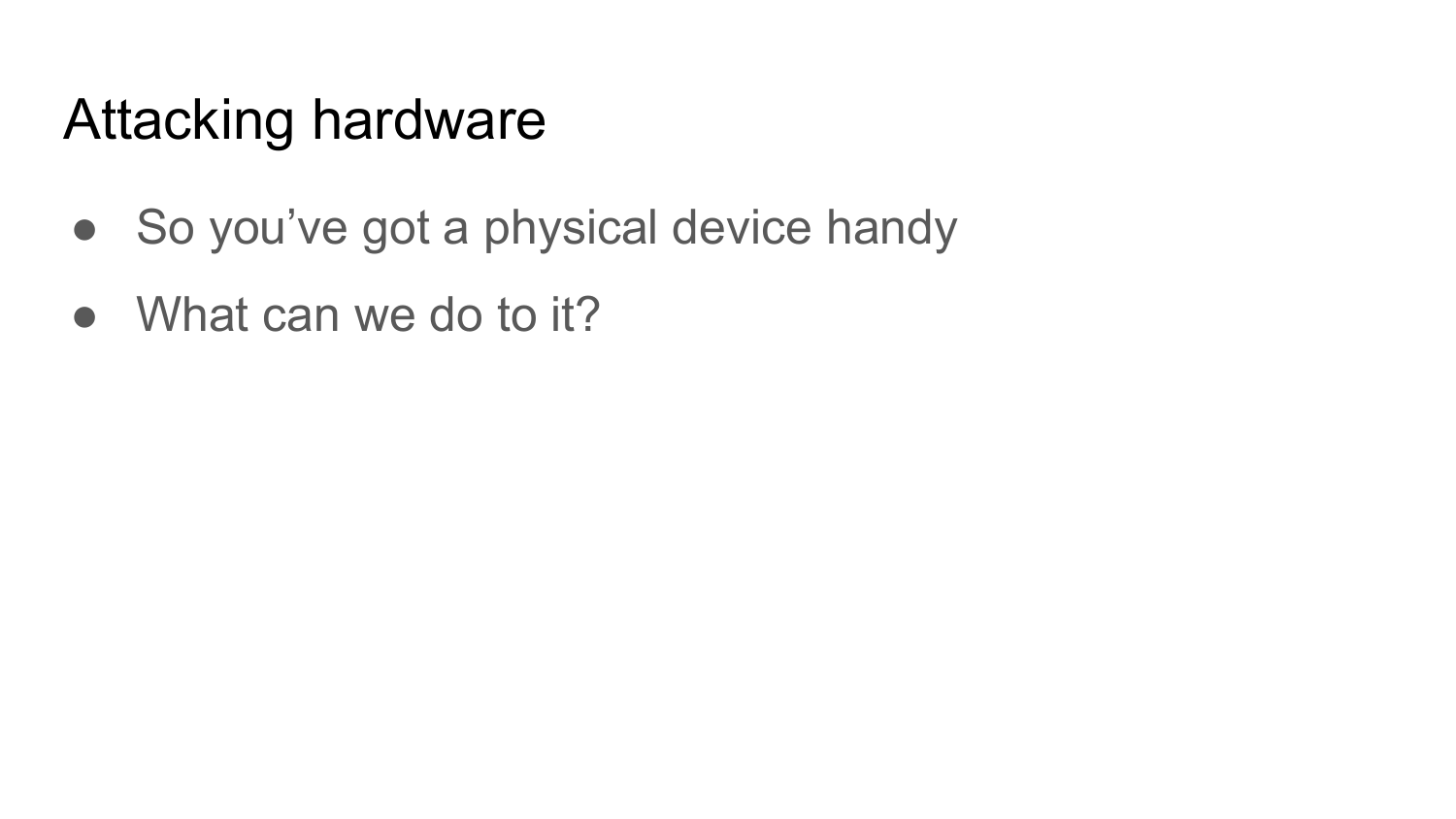# Attacking hardware

- So you’ve got a physical device handy
- What can we do to it?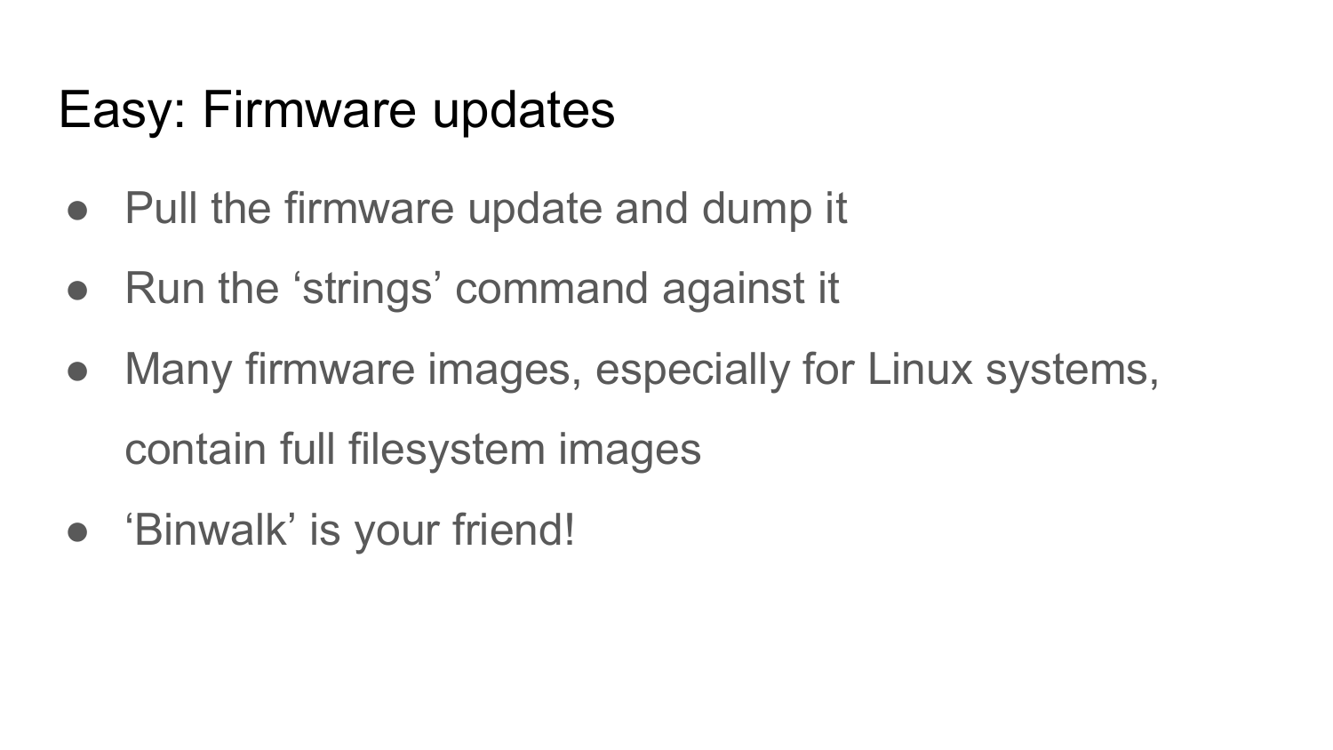# Easy: Firmware updates

- Pull the firmware update and dump it
- Run the ‘strings’ command against it
- Many firmware images, especially for Linux systems, contain full filesystem images
- ‘Binwalk’ is your friend!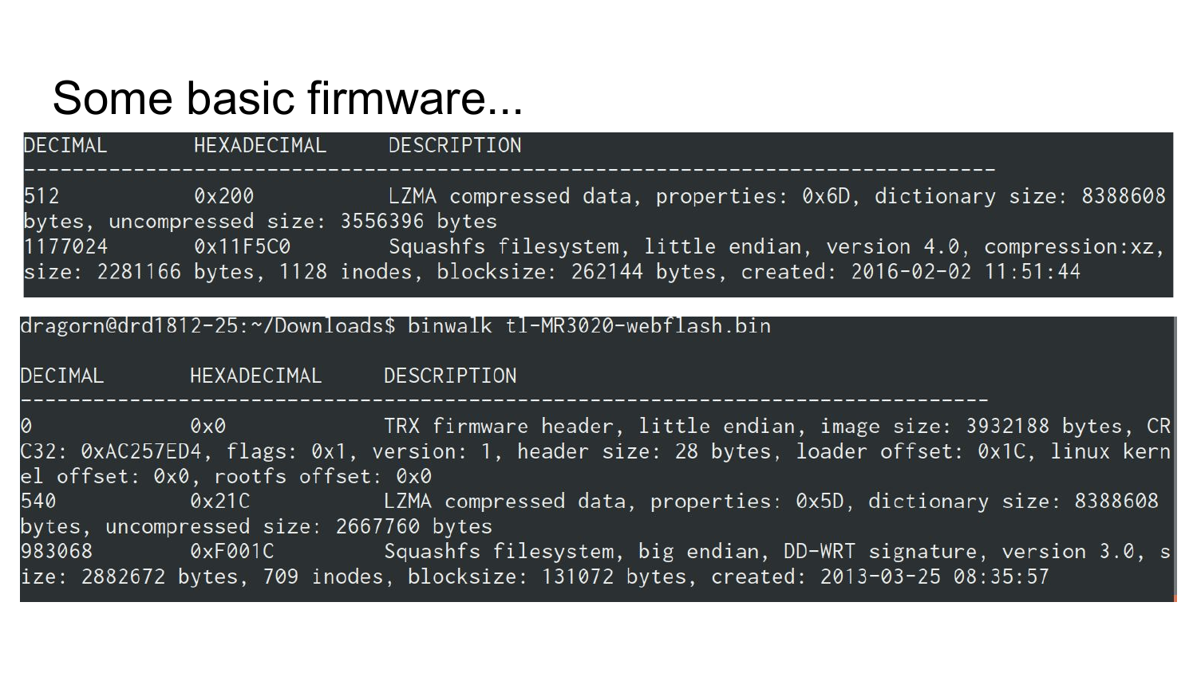# Some basic firmware...

```
DECIMAL       HEXADECIMAL     DESCRIPTION
--------------------------------------------------------------------------------
512           0x200           LZMA compressed data, properties: 0x6D, dictionary size: 8388608 bytes, uncompressed size: 3556396 bytes
1177024       0x11F5C0        Squashfs filesystem, little endian, version 4.0, compression:xz, size: 2281166 bytes, 1128 inodes, blocksize: 262144 bytes, created: 2016-02-02 11:51:44
```

```
dragorn@drd1812-25:~/Downloads$ binwalk tl-MR3020-webflash.bin

DECIMAL       HEXADECIMAL     DESCRIPTION
--------------------------------------------------------------------------------
0             0x0             TRX firmware header, little endian, image size: 3932188 bytes, CRC32: 0xAC257ED4, flags: 0x1, version: 1, header size: 28 bytes, loader offset: 0x1C, linux kernel offset: 0x0, rootfs offset: 0x0
540           0x21C           LZMA compressed data, properties: 0x5D, dictionary size: 8388608 bytes, uncompressed size: 2667760 bytes
983068        0xF001C         Squashfs filesystem, big endian, DD-WRT signature, version 3.0, size: 2882672 bytes, 709 inodes, blocksize: 131072 bytes, created: 2013-03-25 08:35:57
```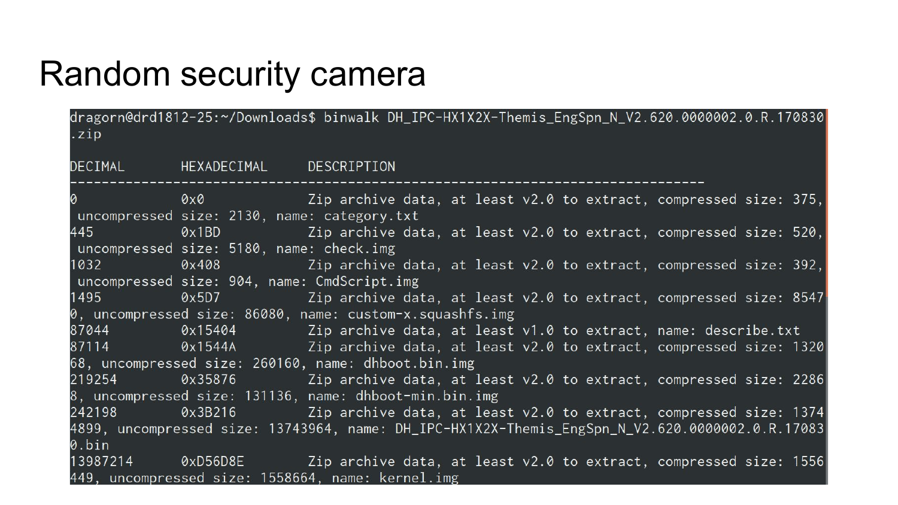# Random security camera

```
dragorn@drd1812-25:~/Downloads$ binwalk DH_IPC-HX1X2X-Themis_EngSpn_N_V2.620.0000002.0.R.170830
.zip

DECIMAL       HEXADECIMAL     DESCRIPTION
--------------------------------------------------------------------------------
0             0x0             Zip archive data, at least v2.0 to extract, compressed size: 375,
 uncompressed size: 2130, name: category.txt
445           0x1BD           Zip archive data, at least v2.0 to extract, compressed size: 520,
 uncompressed size: 5180, name: check.img
1032          0x408           Zip archive data, at least v2.0 to extract, compressed size: 392,
 uncompressed size: 904, name: CmdScript.img
1495          0x5D7           Zip archive data, at least v2.0 to extract, compressed size: 8547
0, uncompressed size: 86080, name: custom-x.squashfs.img
87044         0x15404         Zip archive data, at least v1.0 to extract, name: describe.txt
87114         0x1544A         Zip archive data, at least v2.0 to extract, compressed size: 1320
68, uncompressed size: 260160, name: dhboot.bin.img
219254        0x35876         Zip archive data, at least v2.0 to extract, compressed size: 2286
8, uncompressed size: 131136, name: dhboot-min.bin.img
242198        0x3B216         Zip archive data, at least v2.0 to extract, compressed size: 1374
4899, uncompressed size: 13743964, name: DH_IPC-HX1X2X-Themis_EngSpn_N_V2.620.0000002.0.R.17083
0.bin
13987214      0xD56D8E        Zip archive data, at least v2.0 to extract, compressed size: 1556
449, uncompressed size: 1558664, name: kernel.img
```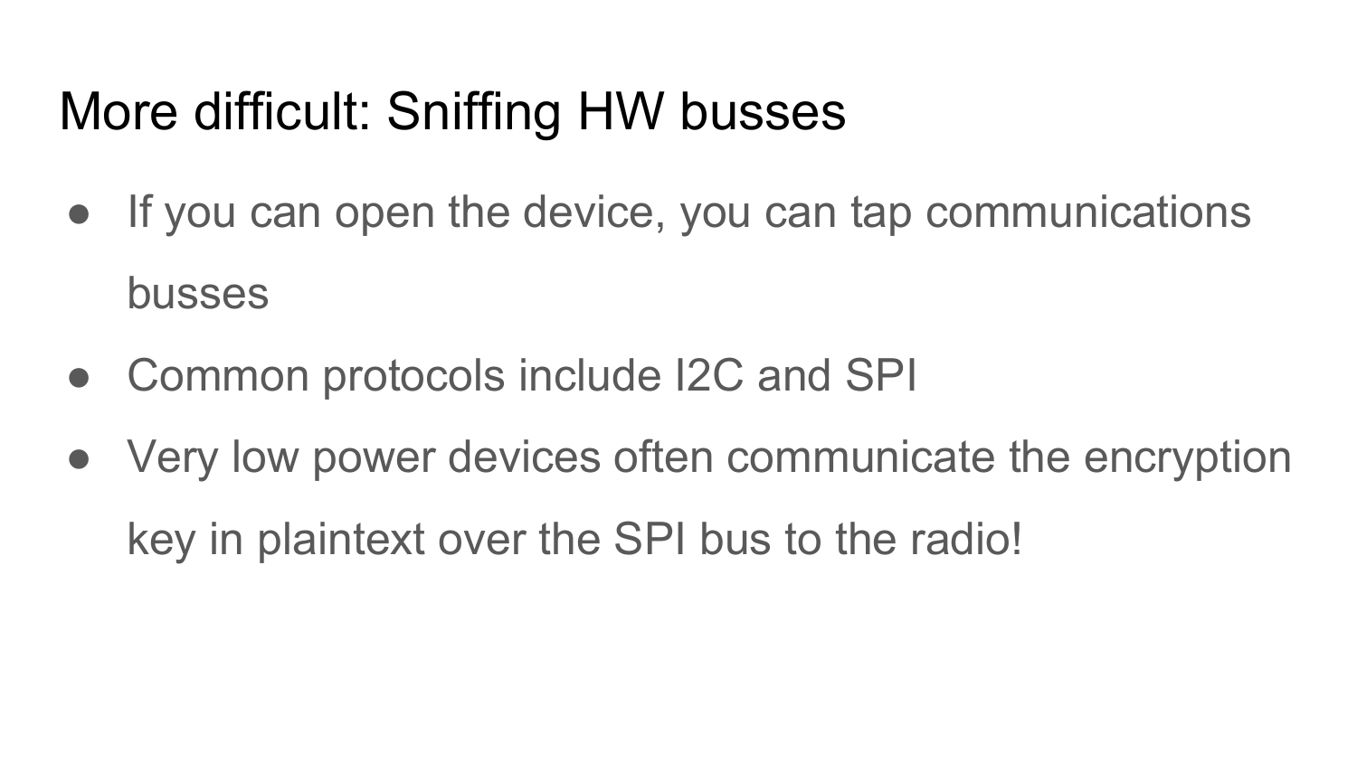# More difficult: Sniffing HW busses

- If you can open the device, you can tap communications busses
- Common protocols include I2C and SPI
- Very low power devices often communicate the encryption key in plaintext over the SPI bus to the radio!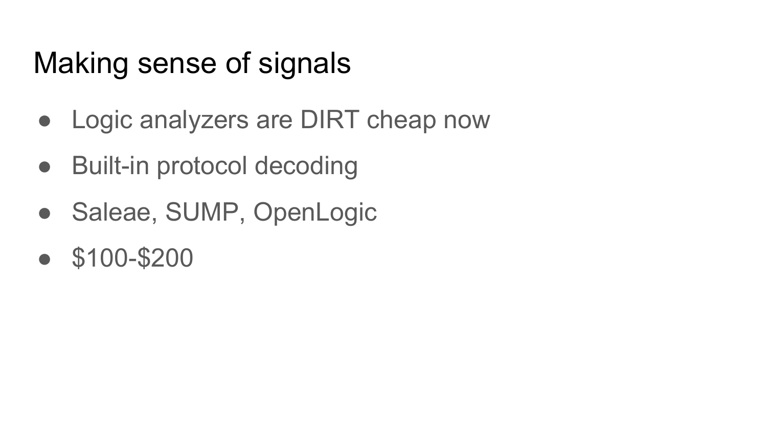# Making sense of signals

- Logic analyzers are DIRT cheap now
- Built-in protocol decoding
- Saleae, SUMP, OpenLogic
- $100-$200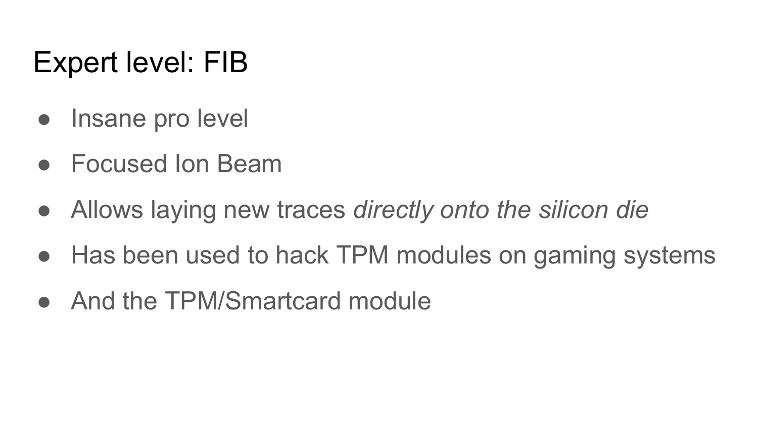# Expert level: FIB

- Insane pro level
- Focused Ion Beam
- Allows laying new traces *directly onto the silicon die*
- Has been used to hack TPM modules on gaming systems
- And the TPM/Smartcard module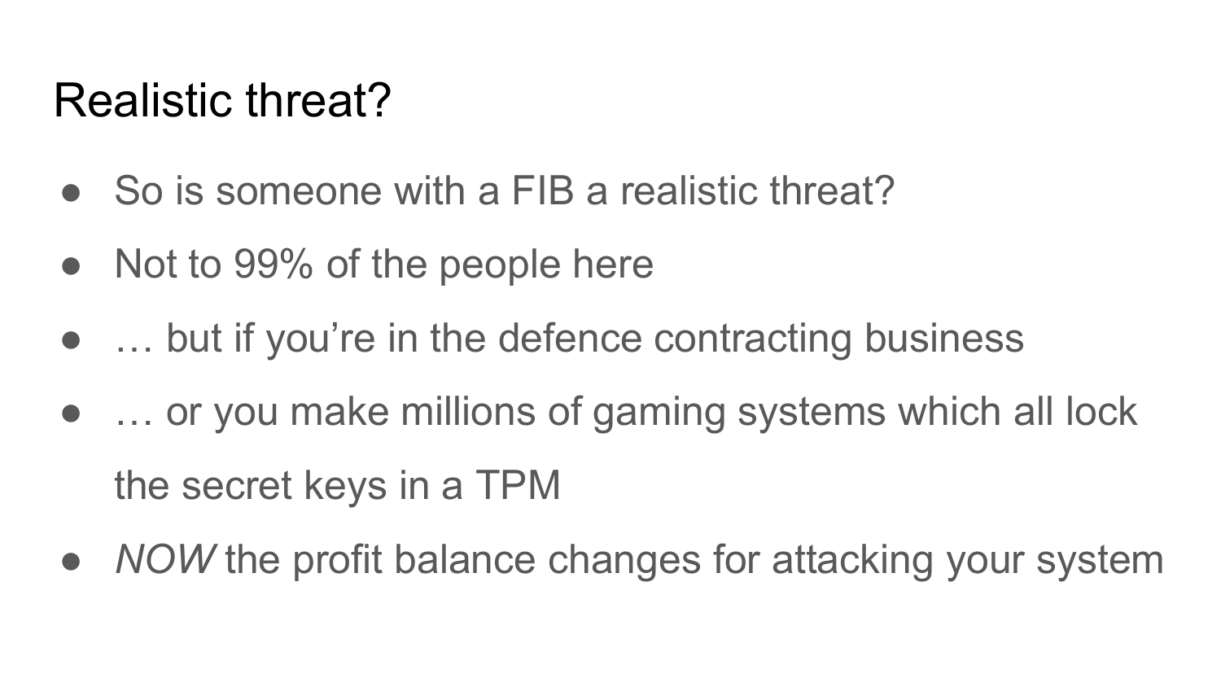# Realistic threat?

- So is someone with a FIB a realistic threat?
- Not to 99% of the people here
- … but if you’re in the defence contracting business
- … or you make millions of gaming systems which all lock the secret keys in a TPM
- *NOW* the profit balance changes for attacking your system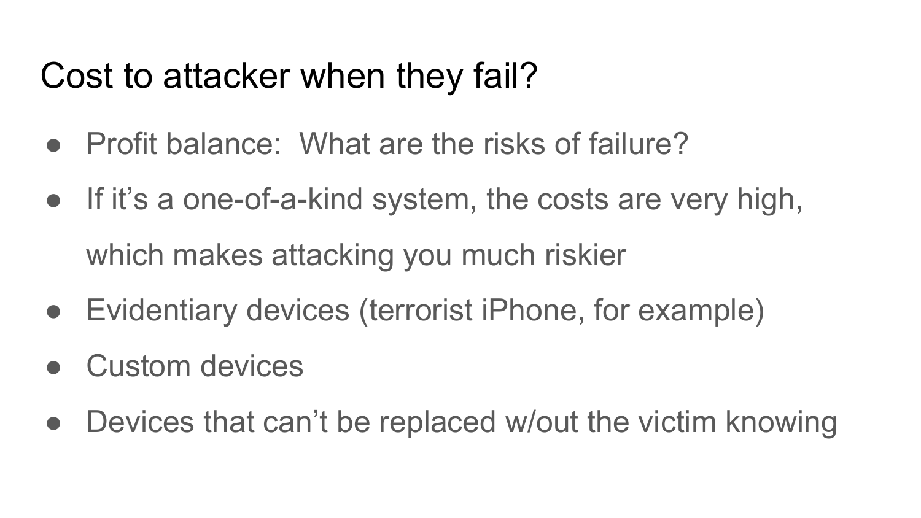# Cost to attacker when they fail?

- Profit balance: What are the risks of failure?
- If it's a one-of-a-kind system, the costs are very high, which makes attacking you much riskier
- Evidentiary devices (terrorist iPhone, for example)
- Custom devices
- Devices that can't be replaced w/out the victim knowing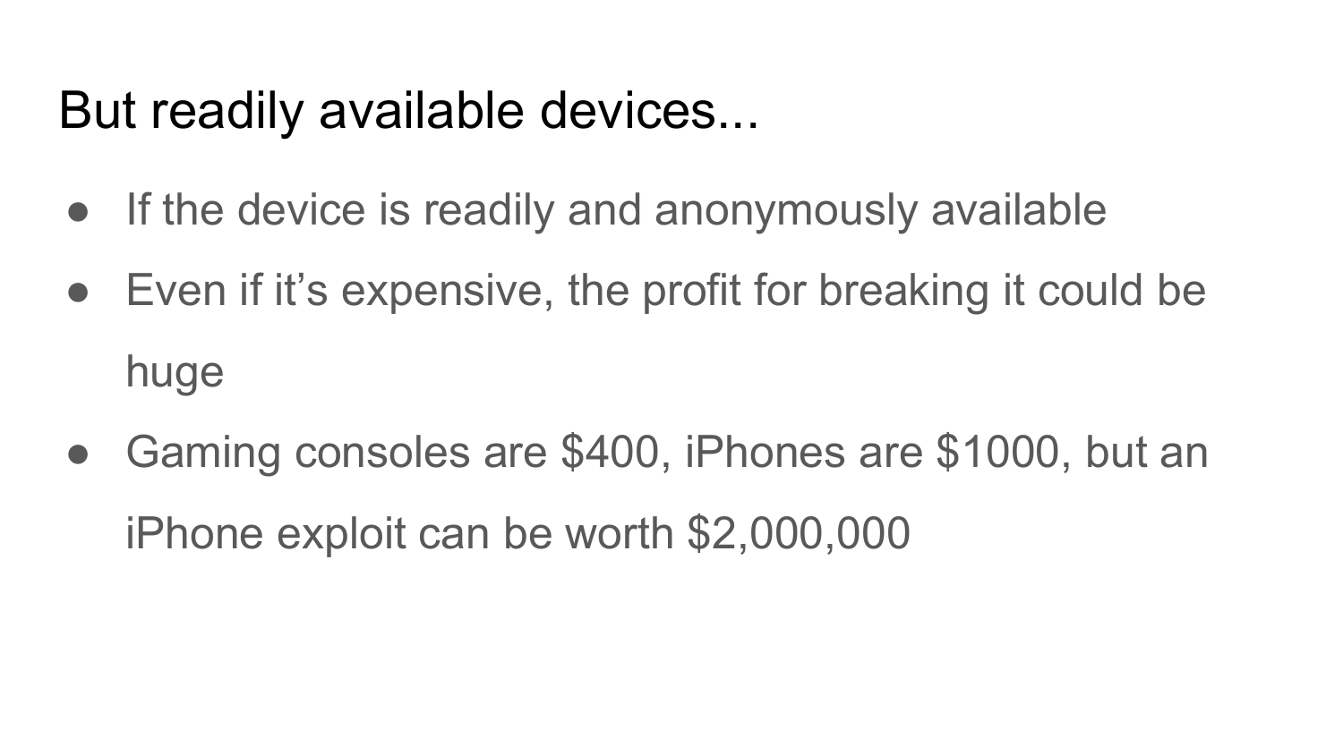# But readily available devices...

- If the device is readily and anonymously available
- Even if it’s expensive, the profit for breaking it could be huge
- Gaming consoles are $400, iPhones are $1000, but an iPhone exploit can be worth $2,000,000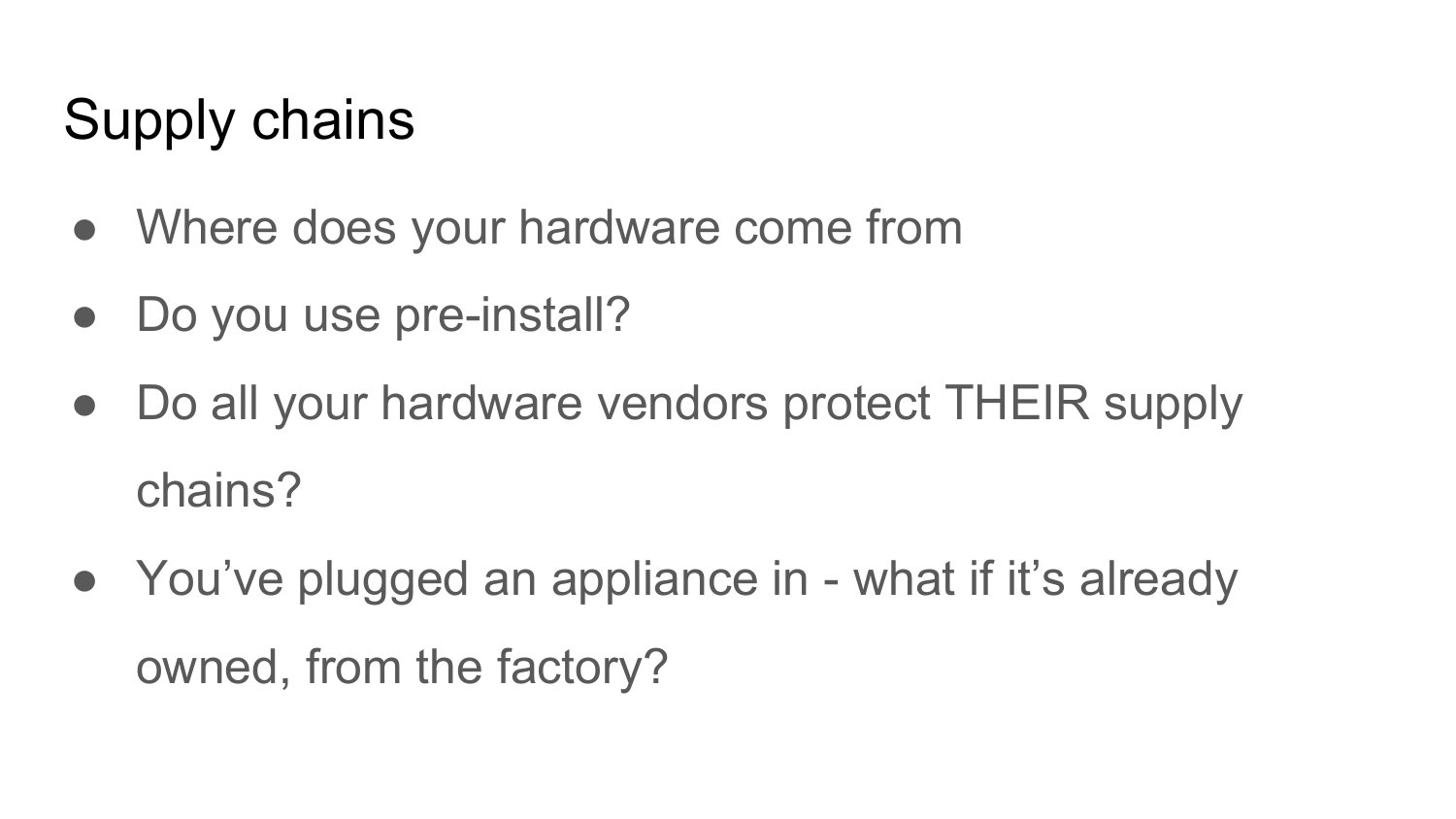# Supply chains

- Where does your hardware come from
- Do you use pre-install?
- Do all your hardware vendors protect THEIR supply chains?
- You’ve plugged an appliance in - what if it’s already owned, from the factory?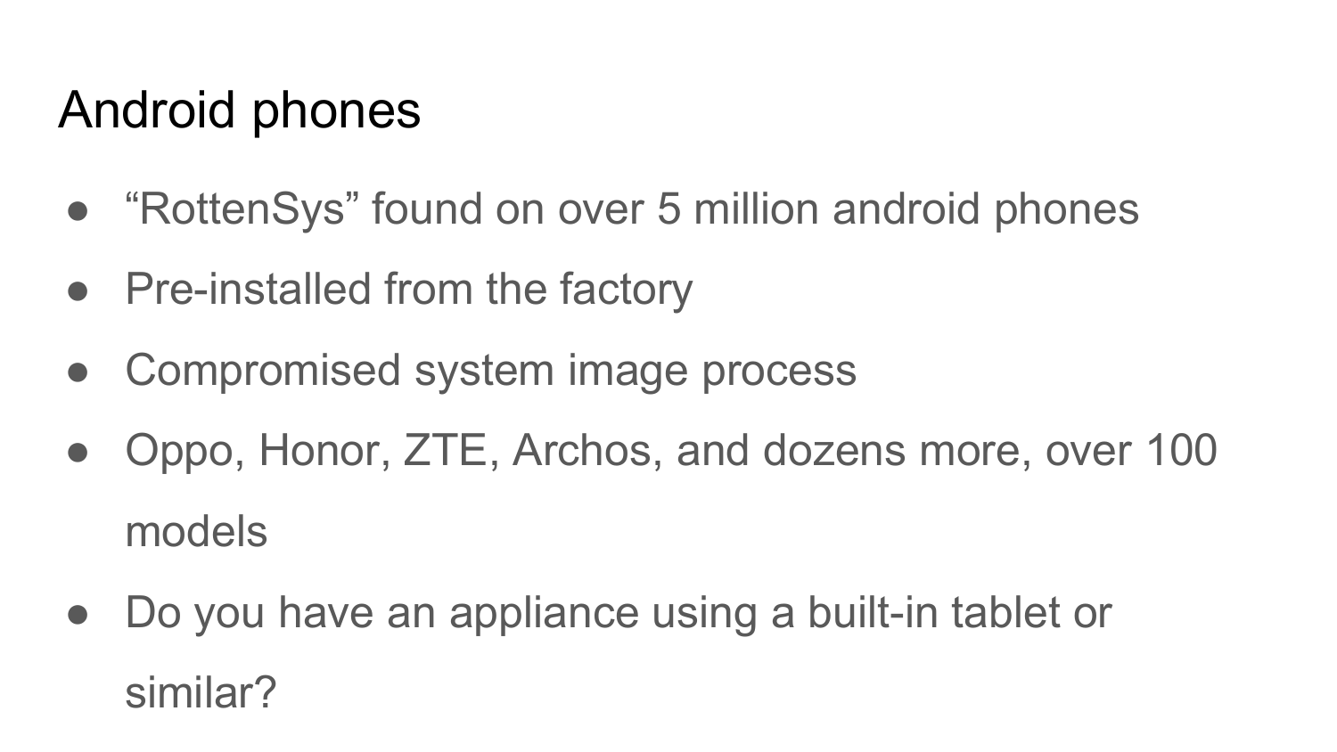# Android phones

- “RottenSys” found on over 5 million android phones
- Pre-installed from the factory
- Compromised system image process
- Oppo, Honor, ZTE, Archos, and dozens more, over 100 models
- Do you have an appliance using a built-in tablet or similar?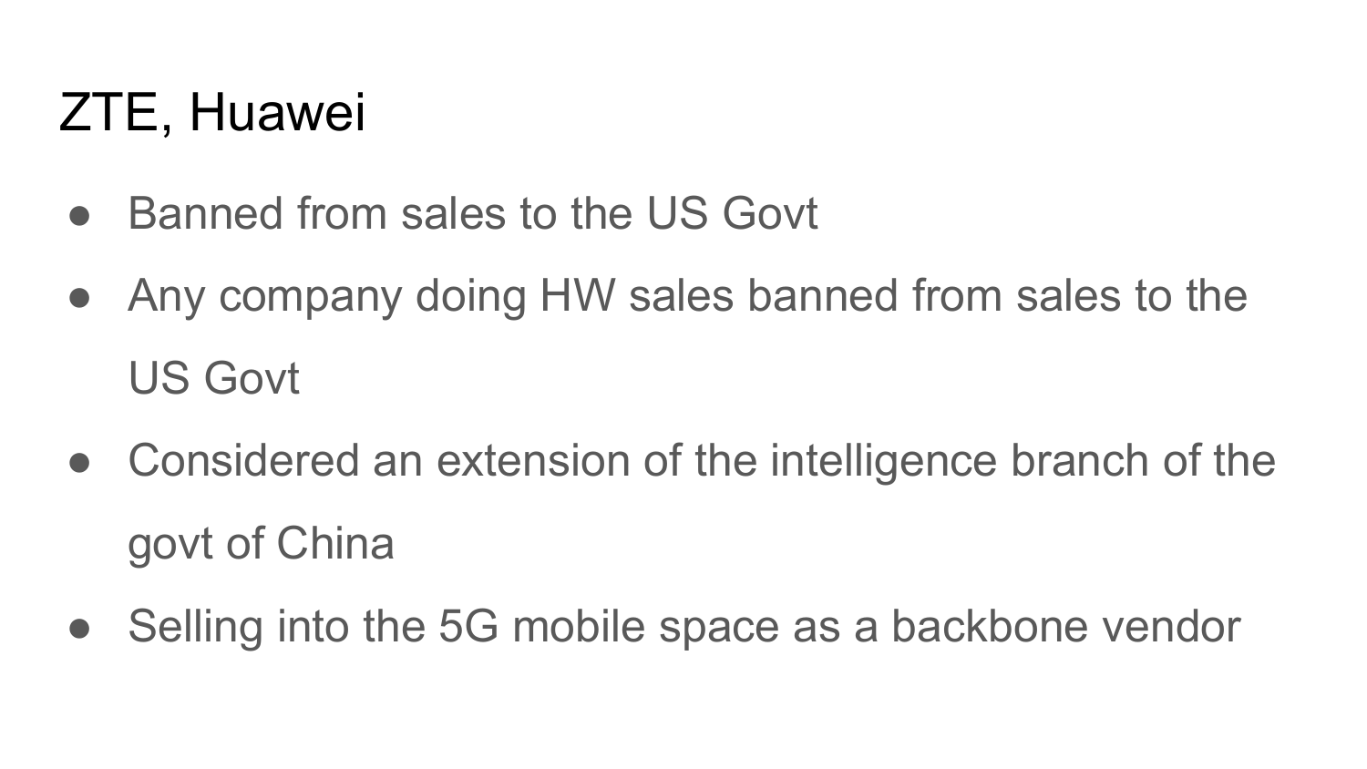# ZTE, Huawei

- Banned from sales to the US Govt
- Any company doing HW sales banned from sales to the US Govt
- Considered an extension of the intelligence branch of the govt of China
- Selling into the 5G mobile space as a backbone vendor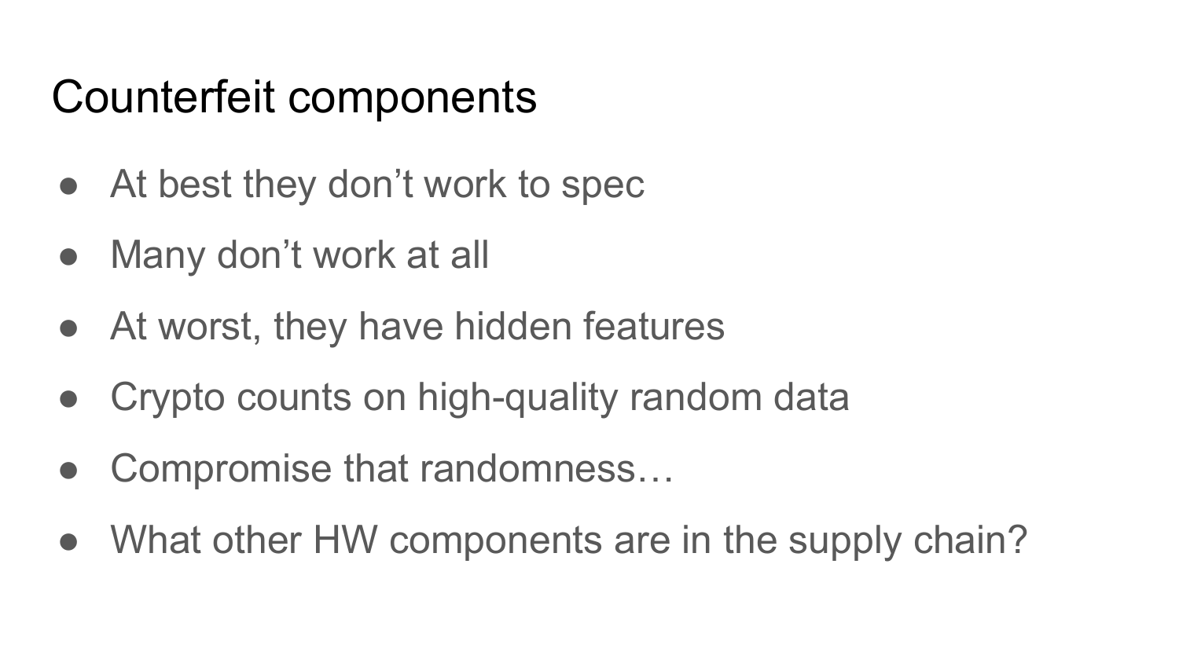# Counterfeit components

- At best they don’t work to spec
- Many don’t work at all
- At worst, they have hidden features
- Crypto counts on high-quality random data
- Compromise that randomness…
- What other HW components are in the supply chain?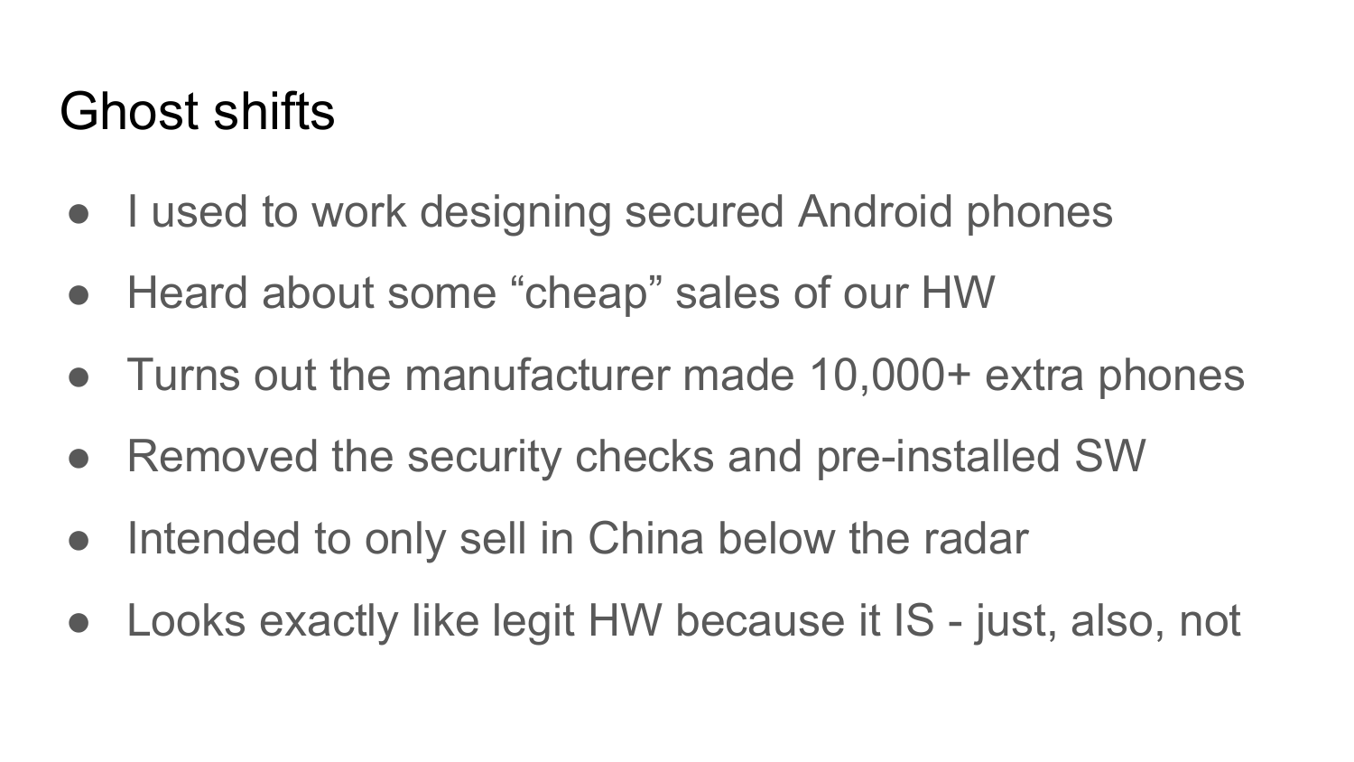# Ghost shifts

- I used to work designing secured Android phones
- Heard about some “cheap” sales of our HW
- Turns out the manufacturer made 10,000+ extra phones
- Removed the security checks and pre-installed SW
- Intended to only sell in China below the radar
- Looks exactly like legit HW because it IS - just, also, not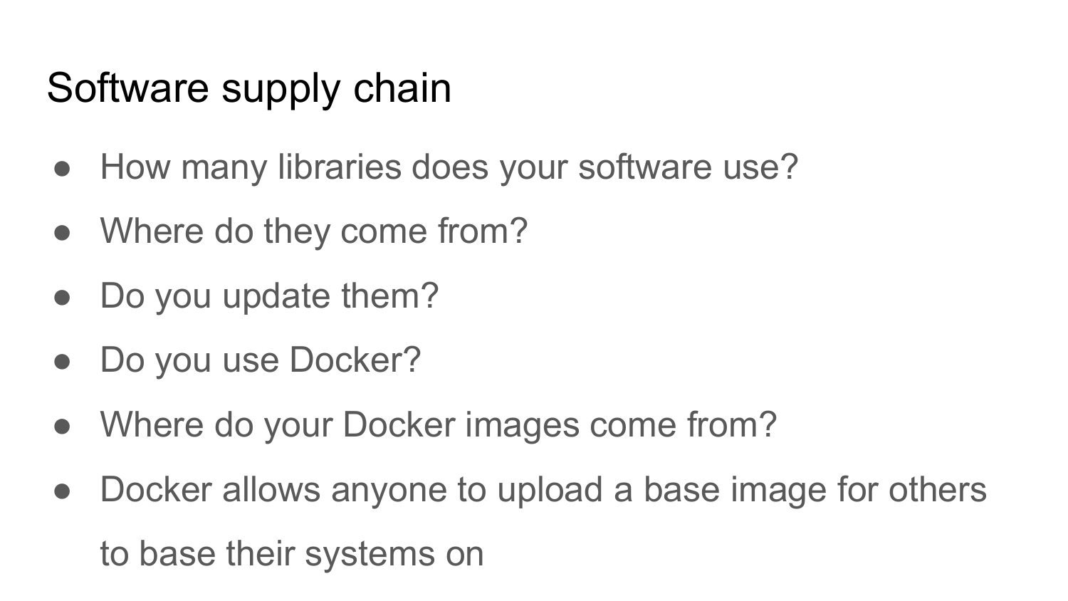# Software supply chain

- How many libraries does your software use?
- Where do they come from?
- Do you update them?
- Do you use Docker?
- Where do your Docker images come from?
- Docker allows anyone to upload a base image for others to base their systems on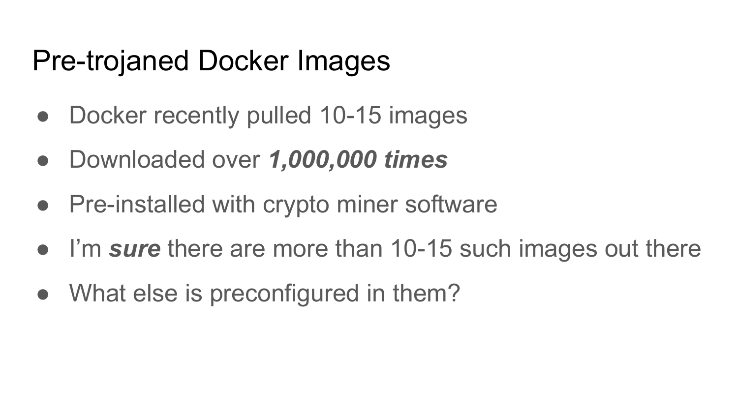# Pre-trojaned Docker Images

- Docker recently pulled 10-15 images
- Downloaded over ***1,000,000 times***
- Pre-installed with crypto miner software
- I'm ***sure*** there are more than 10-15 such images out there
- What else is preconfigured in them?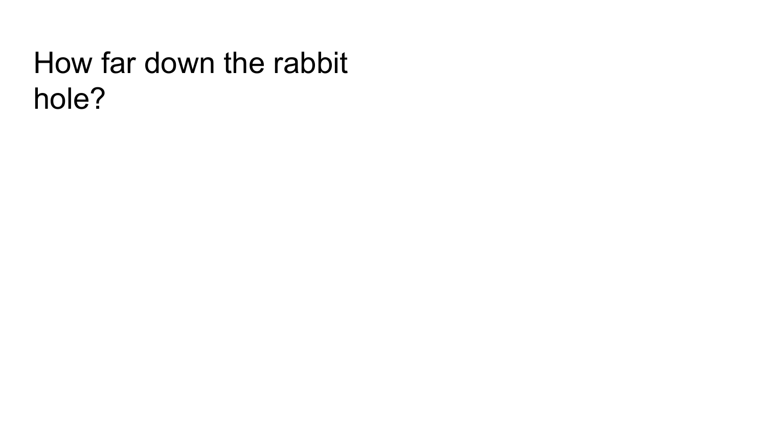# How far down the rabbit hole?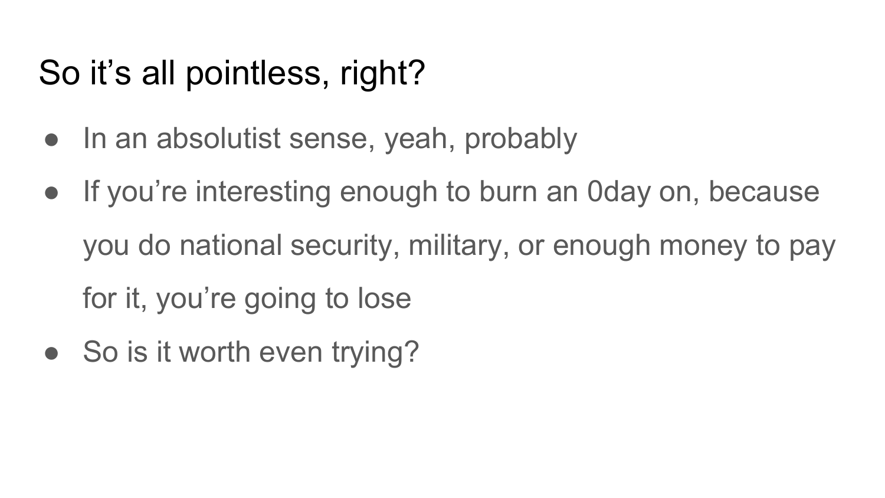# So it's all pointless, right?

- In an absolutist sense, yeah, probably
- If you're interesting enough to burn an 0day on, because you do national security, military, or enough money to pay for it, you're going to lose
- So is it worth even trying?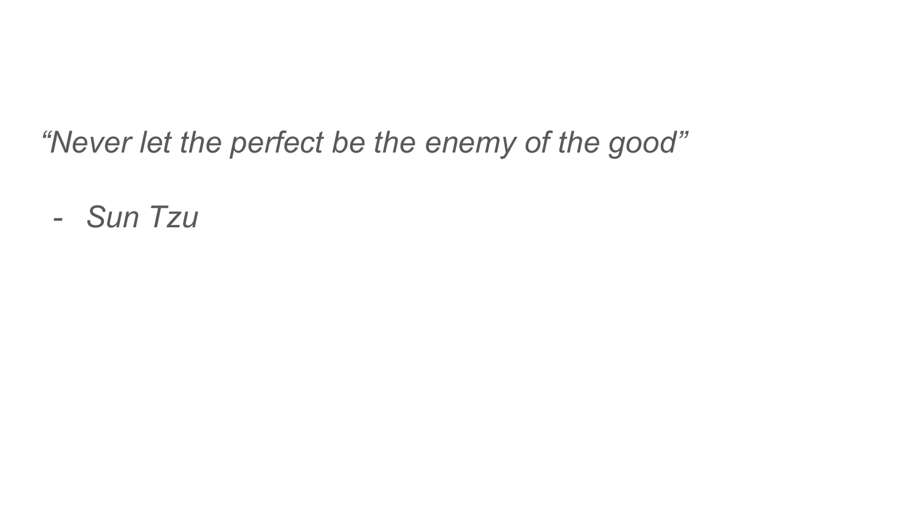*“Never let the perfect be the enemy of the good”*

- *Sun Tzu*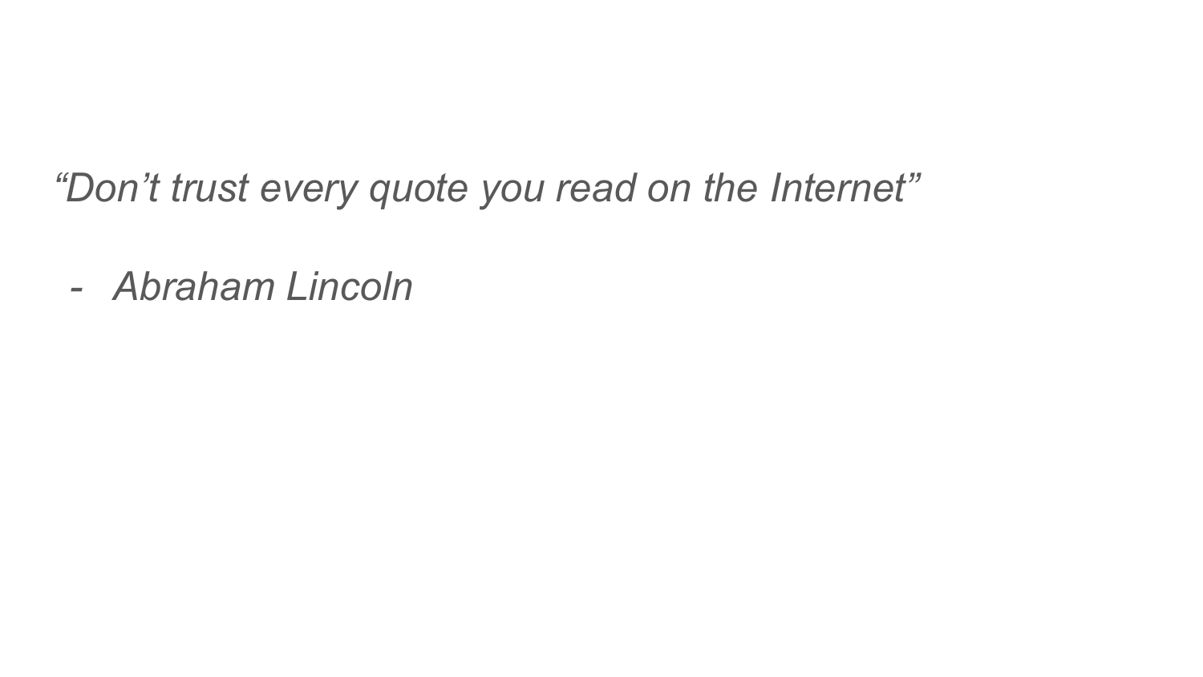*“Don’t trust every quote you read on the Internet”*

- *Abraham Lincoln*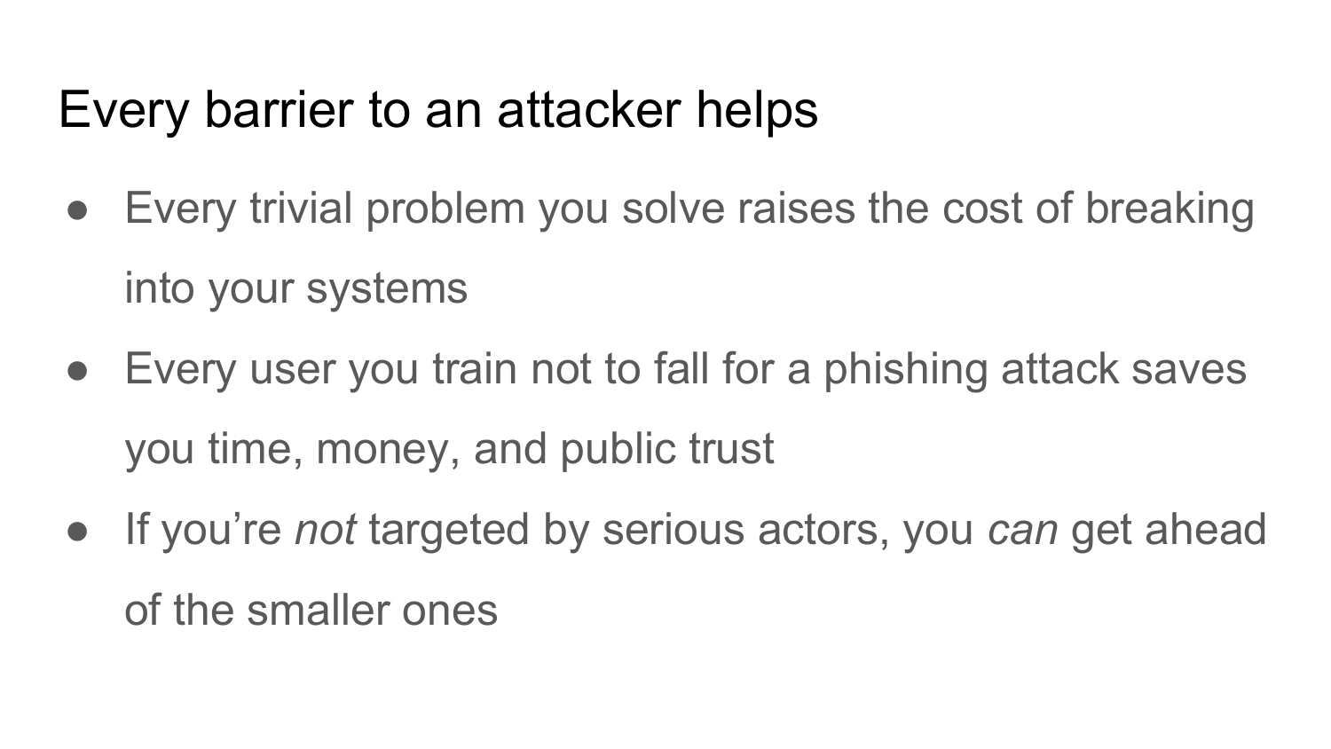# Every barrier to an attacker helps

- Every trivial problem you solve raises the cost of breaking into your systems
- Every user you train not to fall for a phishing attack saves you time, money, and public trust
- If you're *not* targeted by serious actors, you *can* get ahead of the smaller ones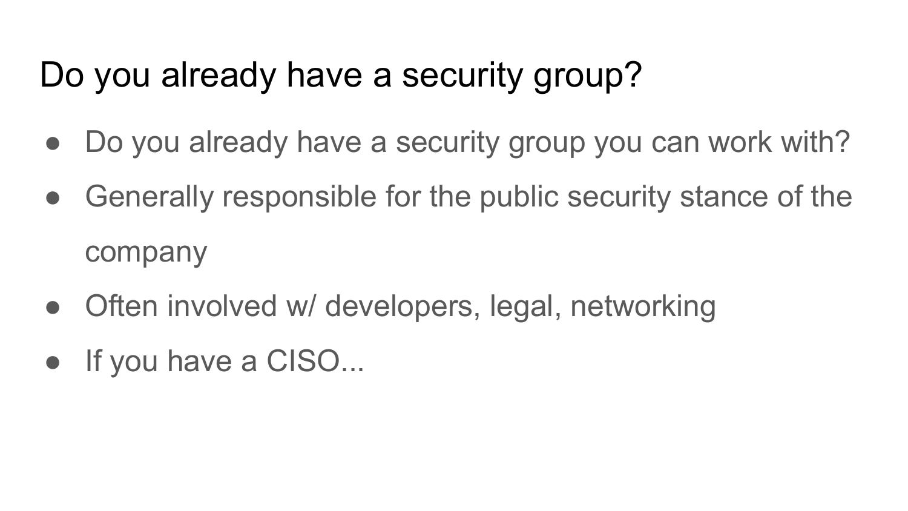# Do you already have a security group?

- Do you already have a security group you can work with?
- Generally responsible for the public security stance of the company
- Often involved w/ developers, legal, networking
- If you have a CISO...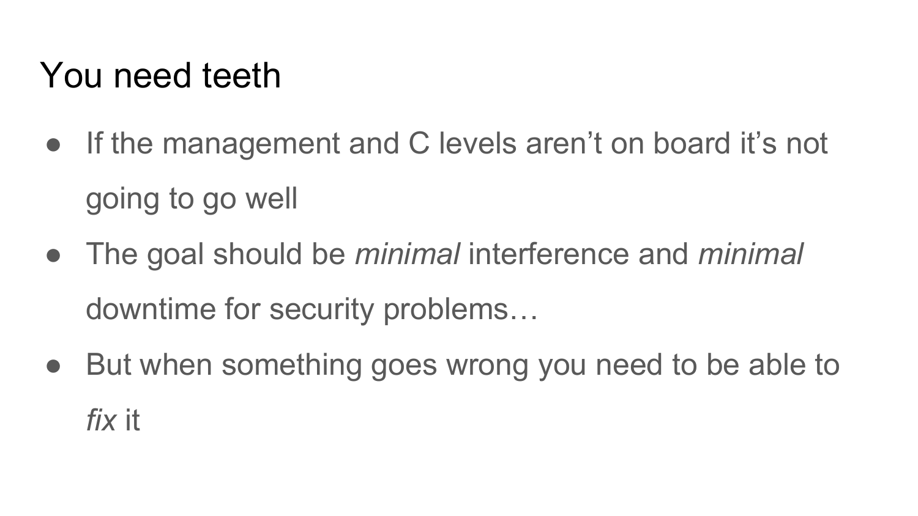# You need teeth

- If the management and C levels aren't on board it's not going to go well
- The goal should be *minimal* interference and *minimal* downtime for security problems…
- But when something goes wrong you need to be able to *fix* it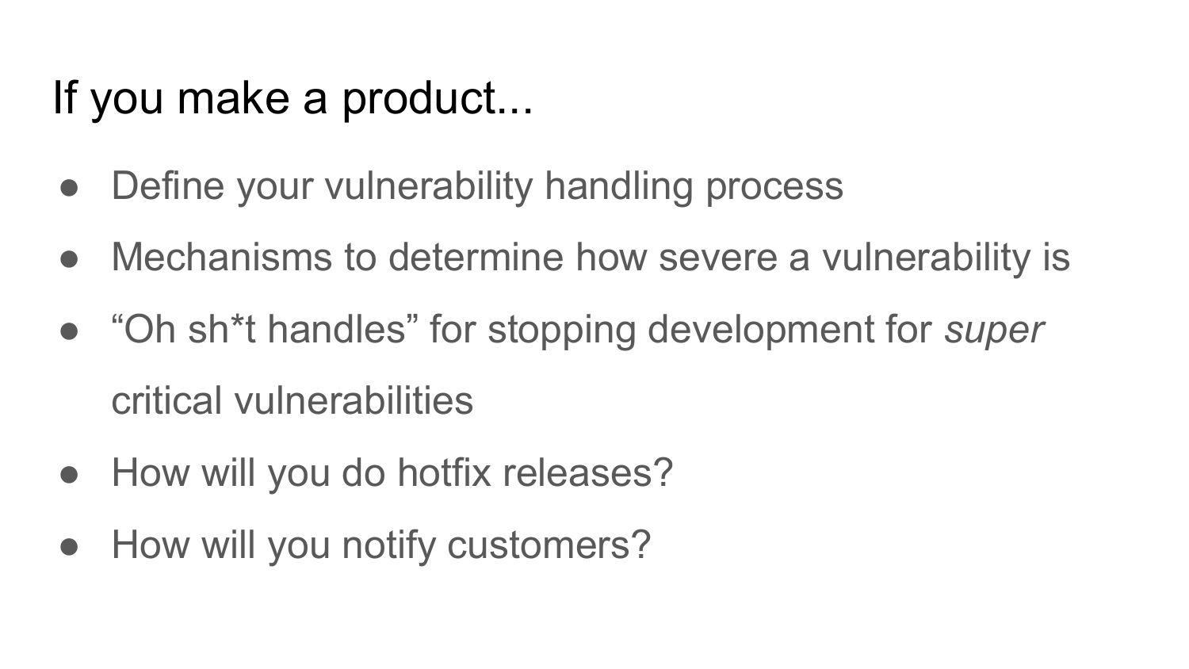# If you make a product...

- Define your vulnerability handling process
- Mechanisms to determine how severe a vulnerability is
- “Oh sh*t handles” for stopping development for *super* critical vulnerabilities
- How will you do hotfix releases?
- How will you notify customers?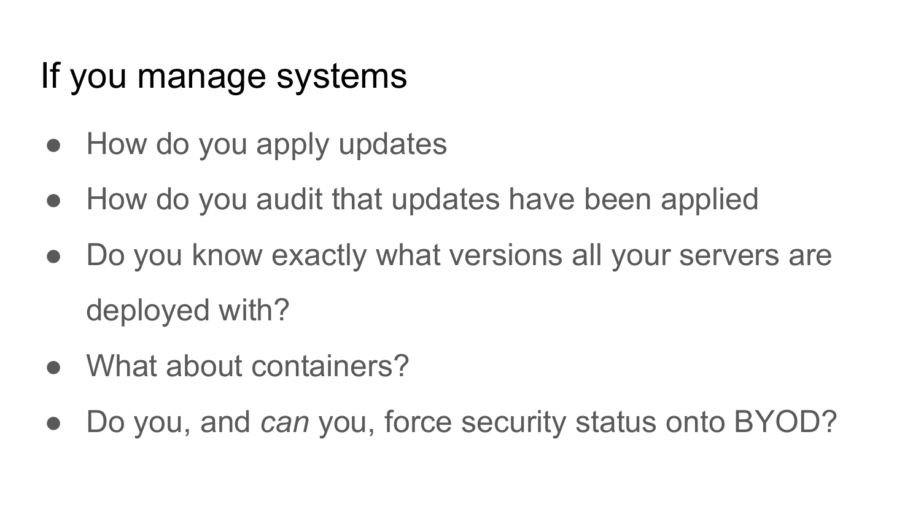# If you manage systems

- How do you apply updates
- How do you audit that updates have been applied
- Do you know exactly what versions all your servers are deployed with?
- What about containers?
- Do you, and *can* you, force security status onto BYOD?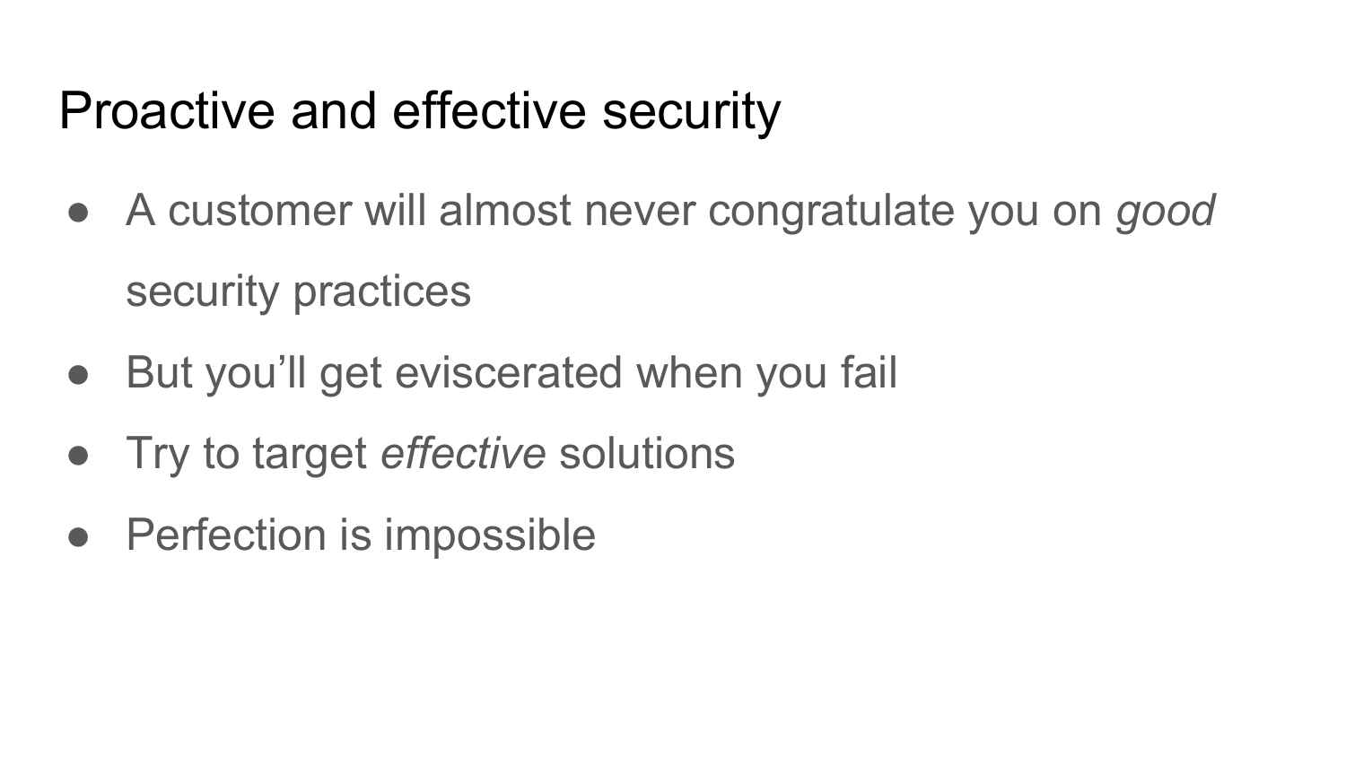# Proactive and effective security

- A customer will almost never congratulate you on *good* security practices
- But you'll get eviscerated when you fail
- Try to target *effective* solutions
- Perfection is impossible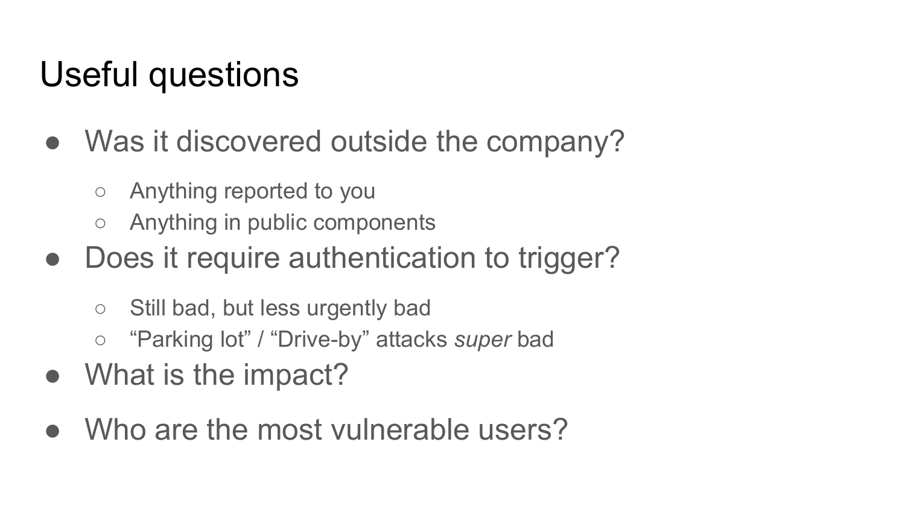# Useful questions

- Was it discovered outside the company?
  - Anything reported to you
  - Anything in public components
- Does it require authentication to trigger?
  - Still bad, but less urgently bad
  - “Parking lot” / “Drive-by” attacks *super* bad
- What is the impact?
- Who are the most vulnerable users?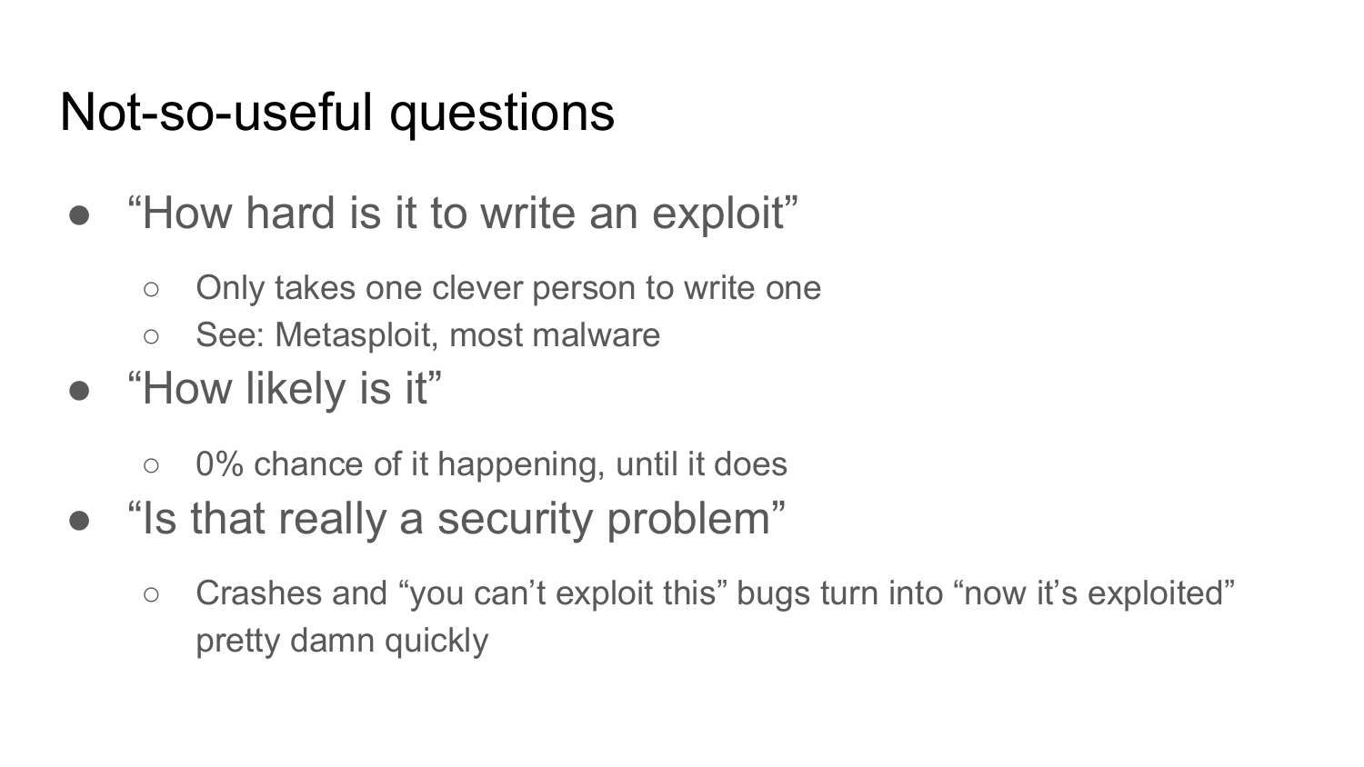# Not-so-useful questions

- “How hard is it to write an exploit”
  - Only takes one clever person to write one
  - See: Metasploit, most malware
- “How likely is it”
  - 0% chance of it happening, until it does
- “Is that really a security problem”
  - Crashes and “you can’t exploit this” bugs turn into “now it’s exploited” pretty damn quickly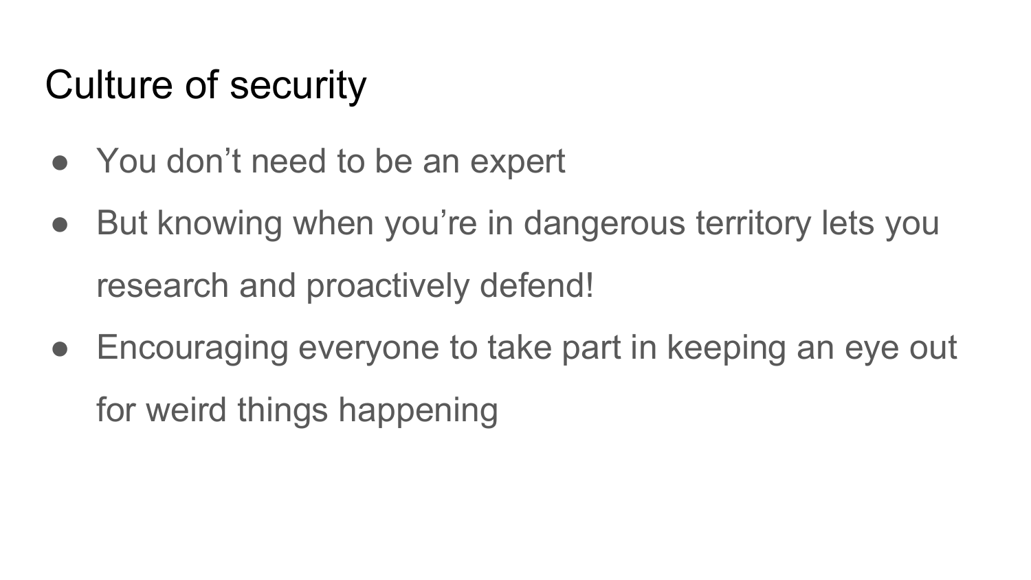# Culture of security

- You don’t need to be an expert
- But knowing when you’re in dangerous territory lets you research and proactively defend!
- Encouraging everyone to take part in keeping an eye out for weird things happening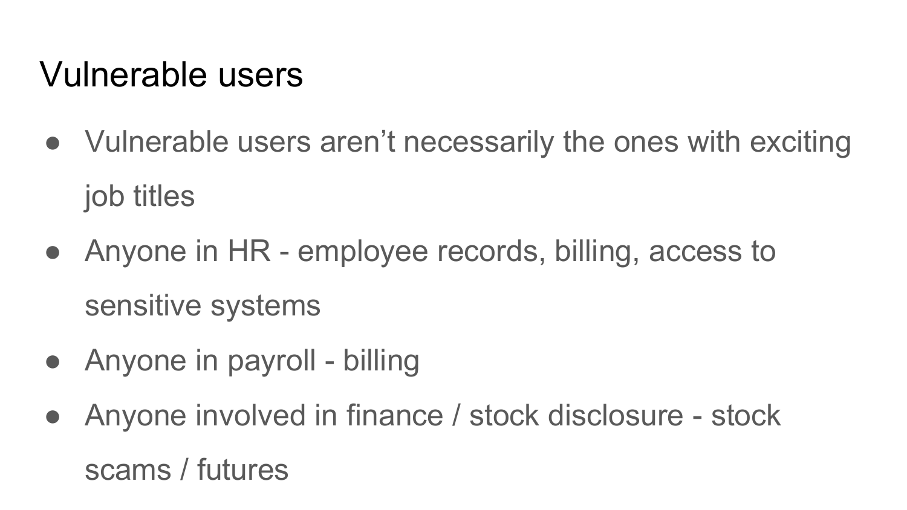# Vulnerable users

- Vulnerable users aren't necessarily the ones with exciting job titles
- Anyone in HR - employee records, billing, access to sensitive systems
- Anyone in payroll - billing
- Anyone involved in finance / stock disclosure - stock scams / futures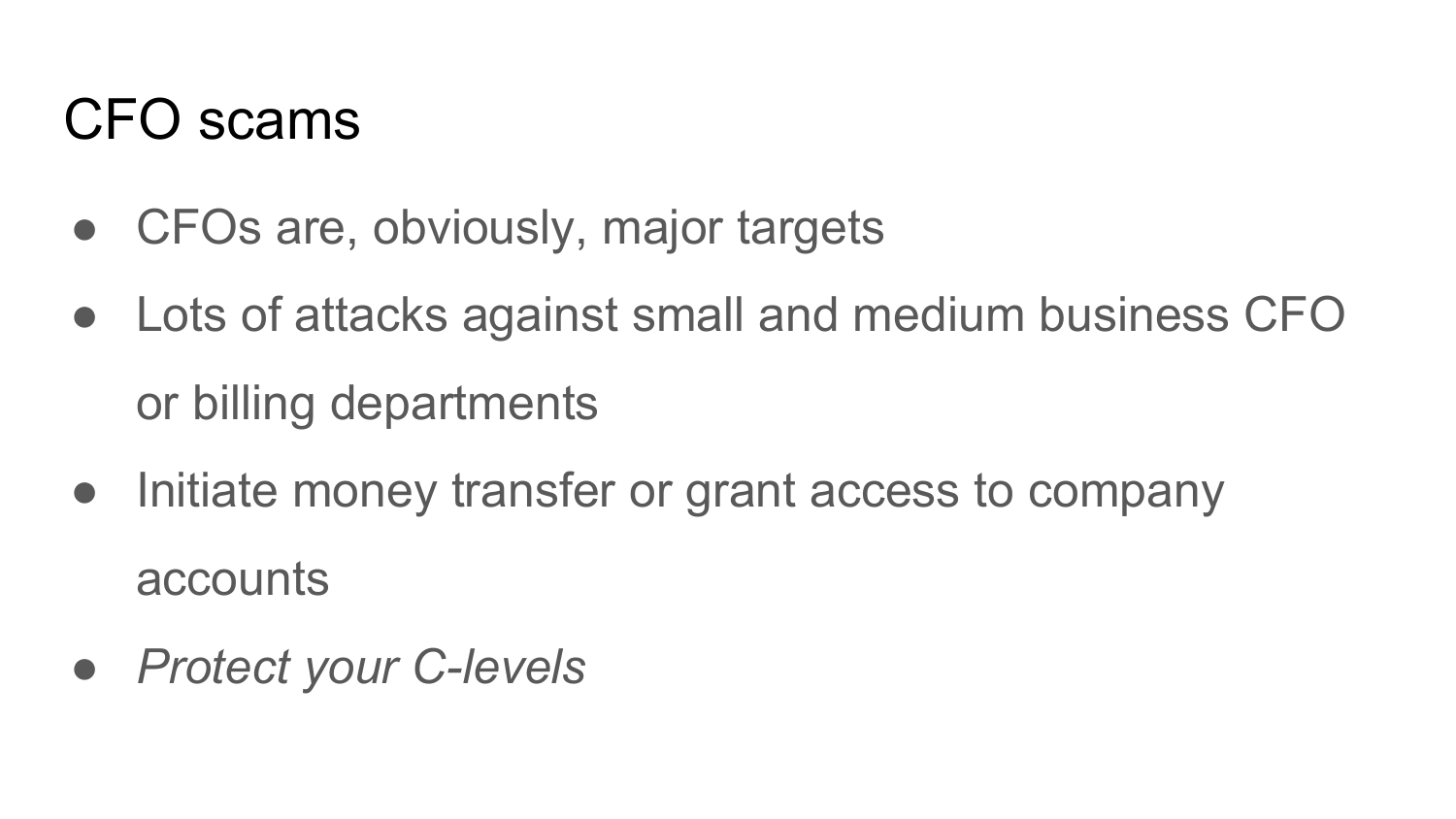# CFO scams

- CFOs are, obviously, major targets
- Lots of attacks against small and medium business CFO or billing departments
- Initiate money transfer or grant access to company accounts
- *Protect your C-levels*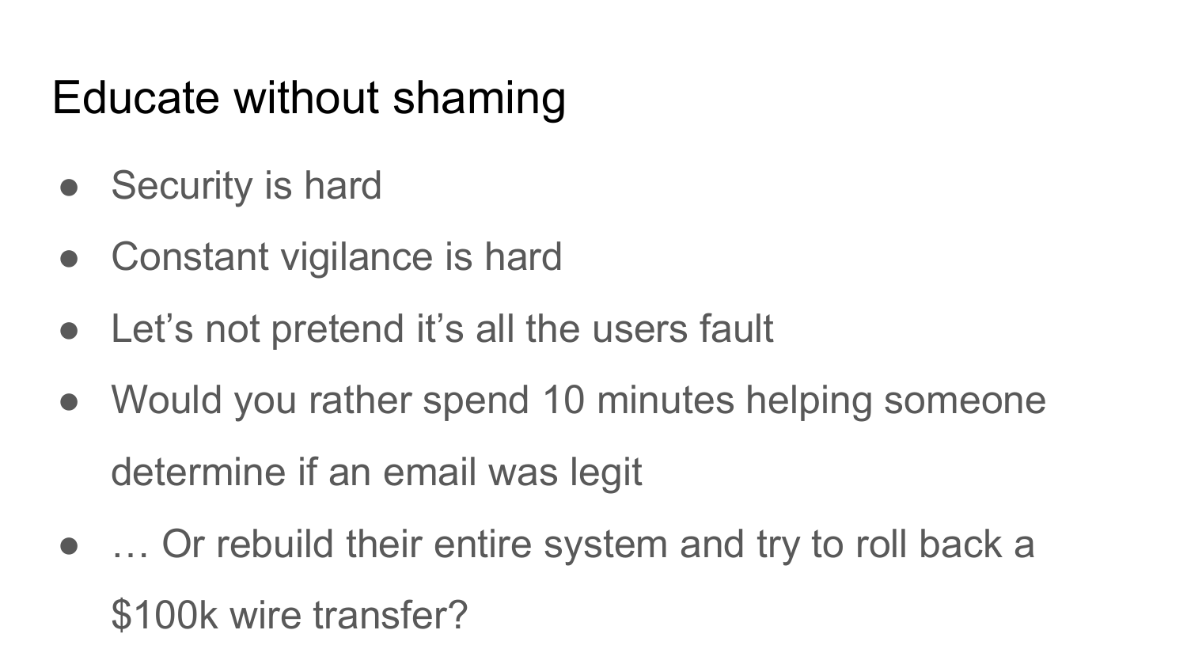# Educate without shaming

- Security is hard
- Constant vigilance is hard
- Let’s not pretend it’s all the users fault
- Would you rather spend 10 minutes helping someone determine if an email was legit
- … Or rebuild their entire system and try to roll back a $100k wire transfer?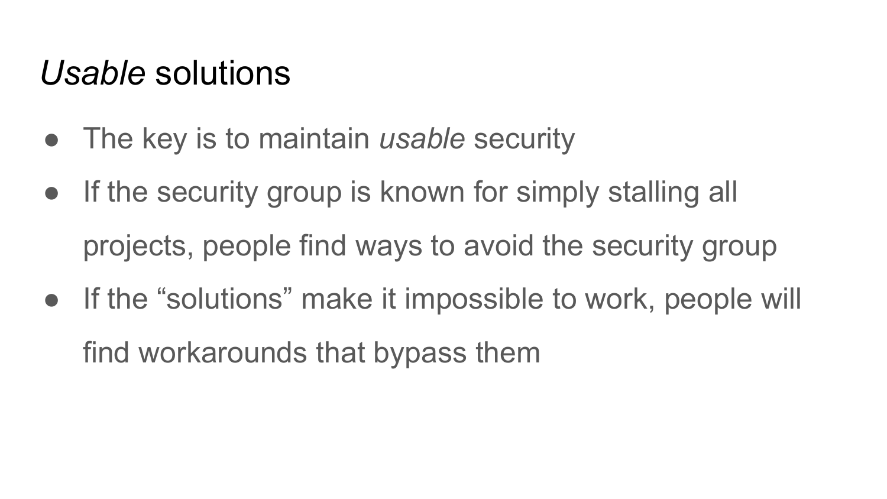# *Usable* solutions

- The key is to maintain *usable* security
- If the security group is known for simply stalling all projects, people find ways to avoid the security group
- If the “solutions” make it impossible to work, people will find workarounds that bypass them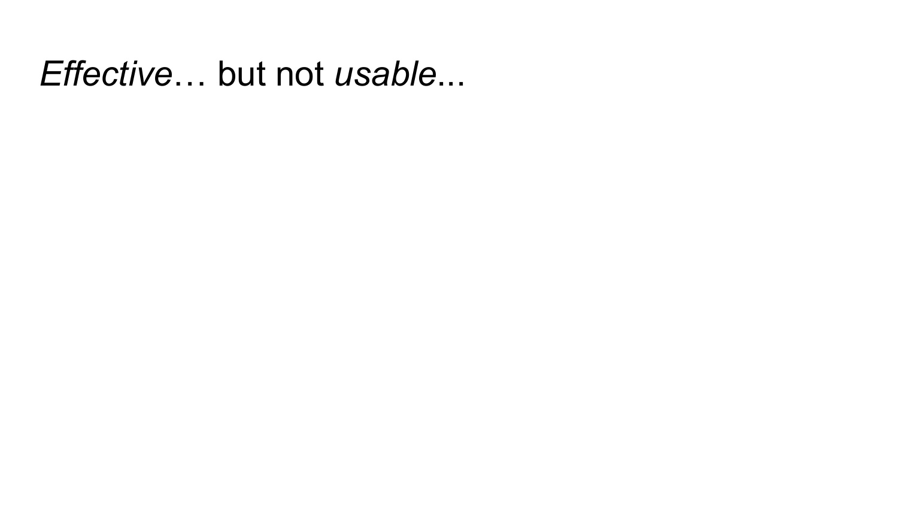# *Effective*… but not *usable*...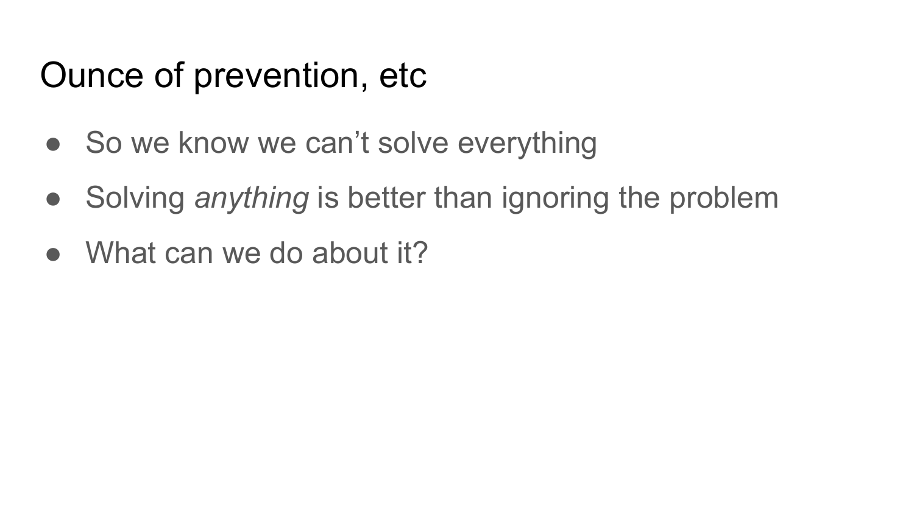# Ounce of prevention, etc

- So we know we can’t solve everything
- Solving *anything* is better than ignoring the problem
- What can we do about it?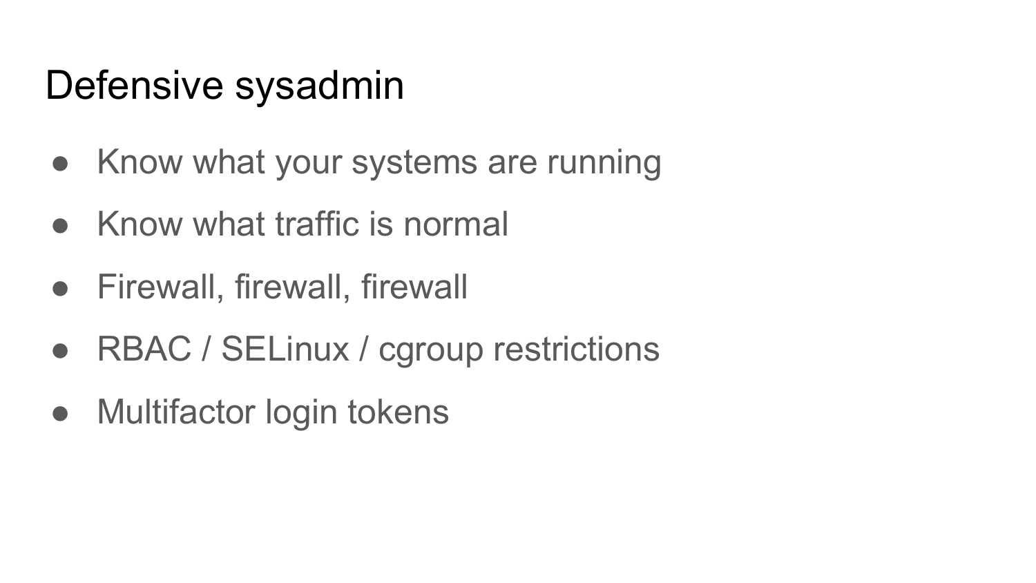# Defensive sysadmin

- Know what your systems are running
- Know what traffic is normal
- Firewall, firewall, firewall
- RBAC / SELinux / cgroup restrictions
- Multifactor login tokens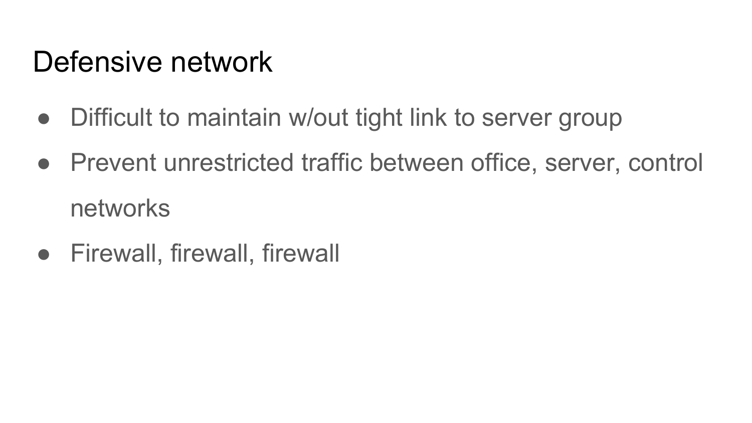# Defensive network

- Difficult to maintain w/out tight link to server group
- Prevent unrestricted traffic between office, server, control networks
- Firewall, firewall, firewall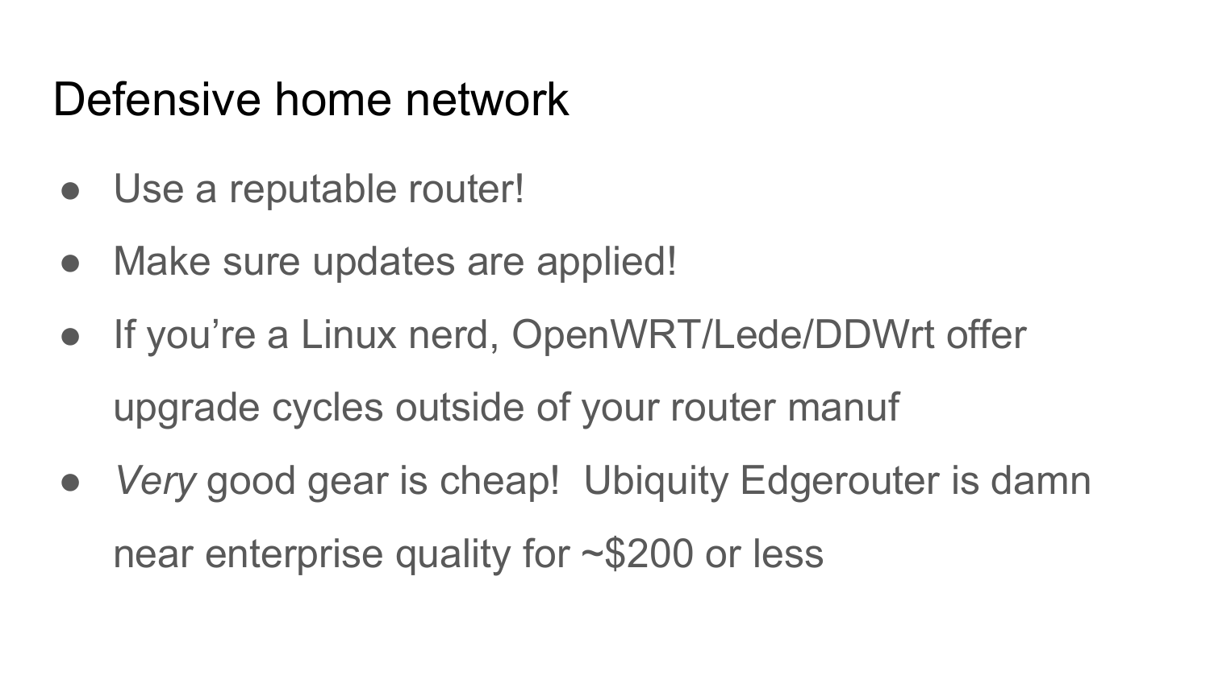# Defensive home network

- Use a reputable router!
- Make sure updates are applied!
- If you're a Linux nerd, OpenWRT/Lede/DDWrt offer upgrade cycles outside of your router manuf
- *Very* good gear is cheap! Ubiquity Edgerouter is damn near enterprise quality for ~$200 or less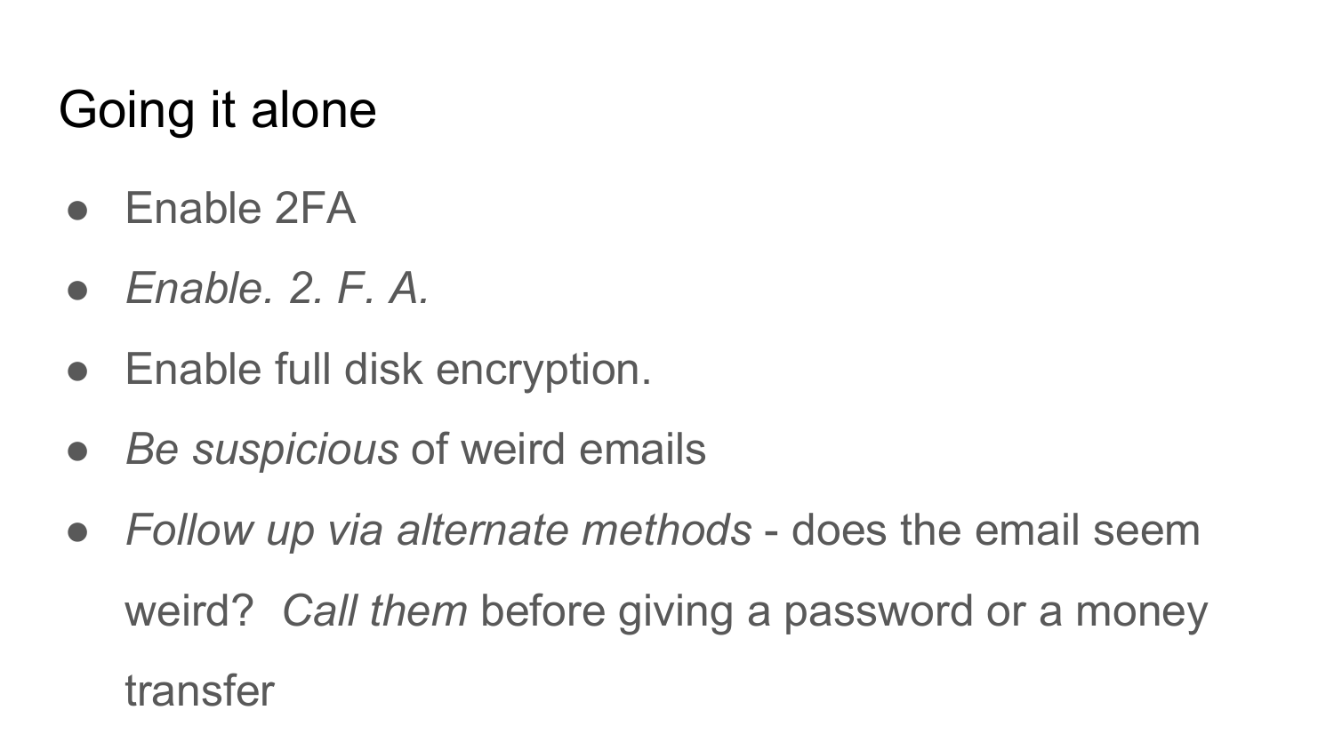# Going it alone

- Enable 2FA
- *Enable. 2. F. A.*
- Enable full disk encryption.
- *Be suspicious* of weird emails
- *Follow up via alternate methods* - does the email seem weird? *Call them* before giving a password or a money transfer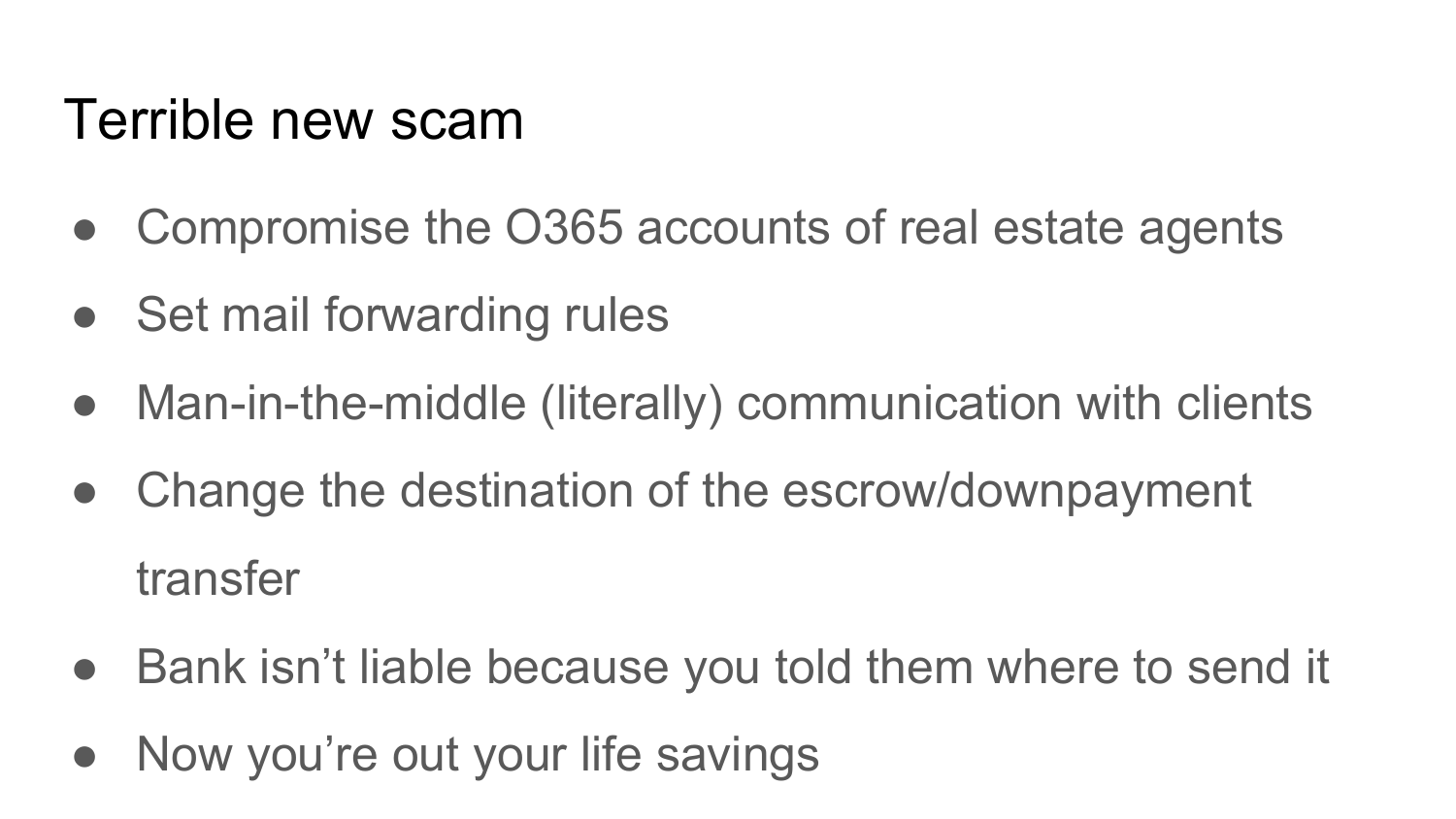# Terrible new scam

- Compromise the O365 accounts of real estate agents
- Set mail forwarding rules
- Man-in-the-middle (literally) communication with clients
- Change the destination of the escrow/downpayment transfer
- Bank isn’t liable because you told them where to send it
- Now you’re out your life savings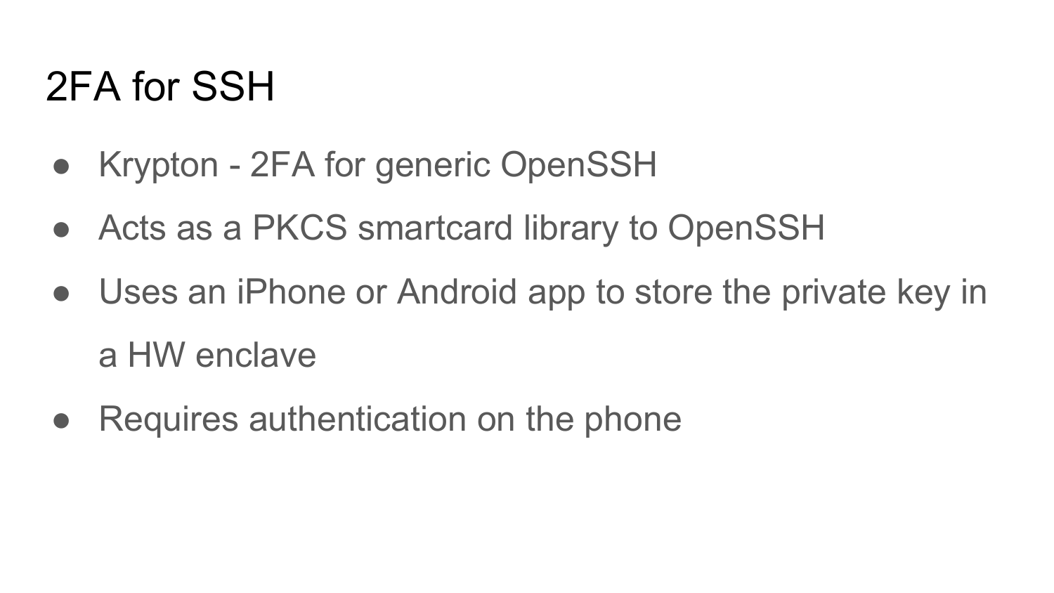# 2FA for SSH

- Krypton - 2FA for generic OpenSSH
- Acts as a PKCS smartcard library to OpenSSH
- Uses an iPhone or Android app to store the private key in a HW enclave
- Requires authentication on the phone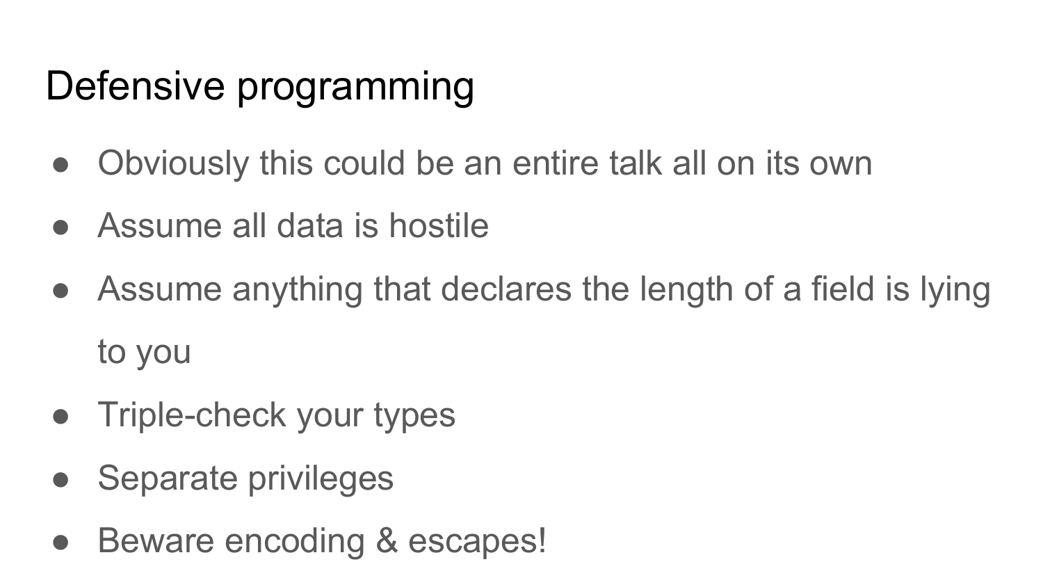# Defensive programming

- Obviously this could be an entire talk all on its own
- Assume all data is hostile
- Assume anything that declares the length of a field is lying to you
- Triple-check your types
- Separate privileges
- Beware encoding & escapes!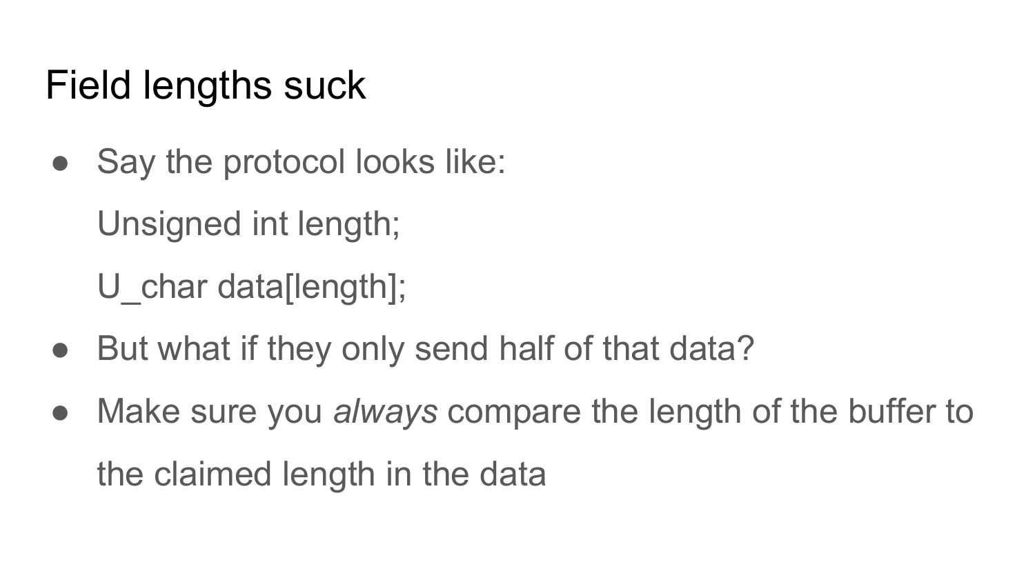# Field lengths suck

- Say the protocol looks like:

  Unsigned int length;

  U_char data[length];

- But what if they only send half of that data?
- Make sure you *always* compare the length of the buffer to the claimed length in the data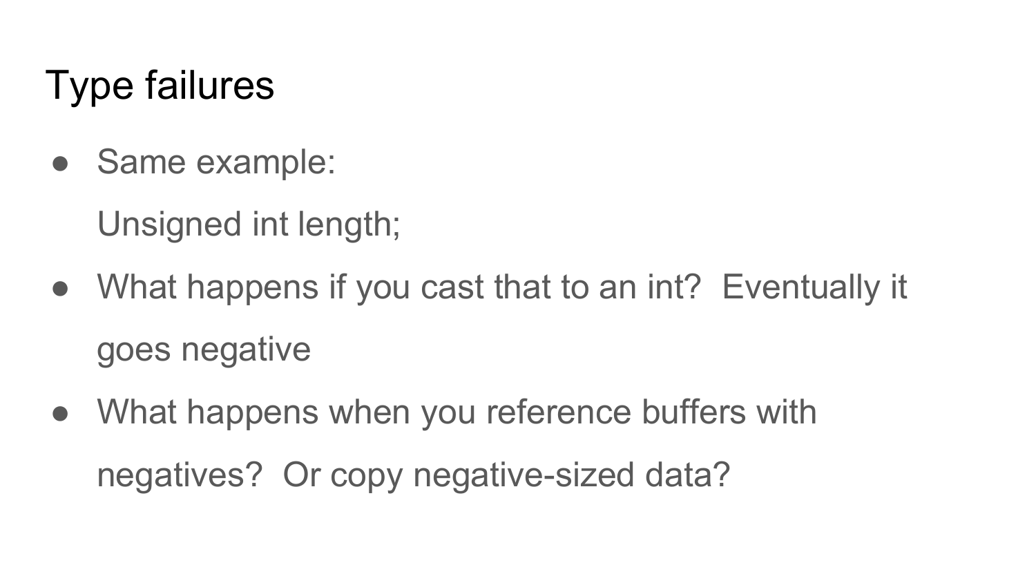# Type failures

- Same example:

  Unsigned int length;

- What happens if you cast that to an int? Eventually it goes negative
- What happens when you reference buffers with negatives? Or copy negative-sized data?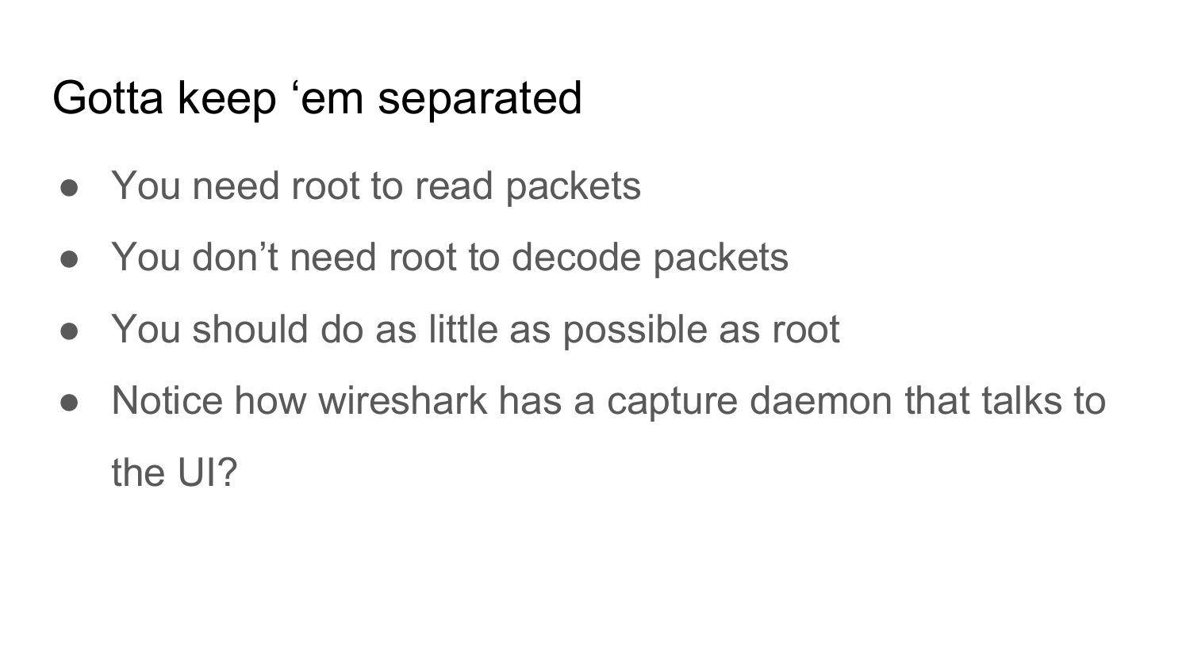# Gotta keep ‘em separated

- You need root to read packets
- You don’t need root to decode packets
- You should do as little as possible as root
- Notice how wireshark has a capture daemon that talks to the UI?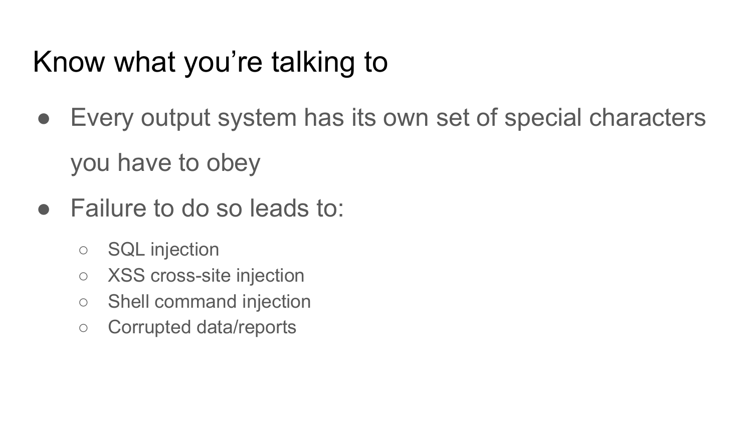# Know what you’re talking to

- Every output system has its own set of special characters you have to obey
- Failure to do so leads to:
  - SQL injection
  - XSS cross-site injection
  - Shell command injection
  - Corrupted data/reports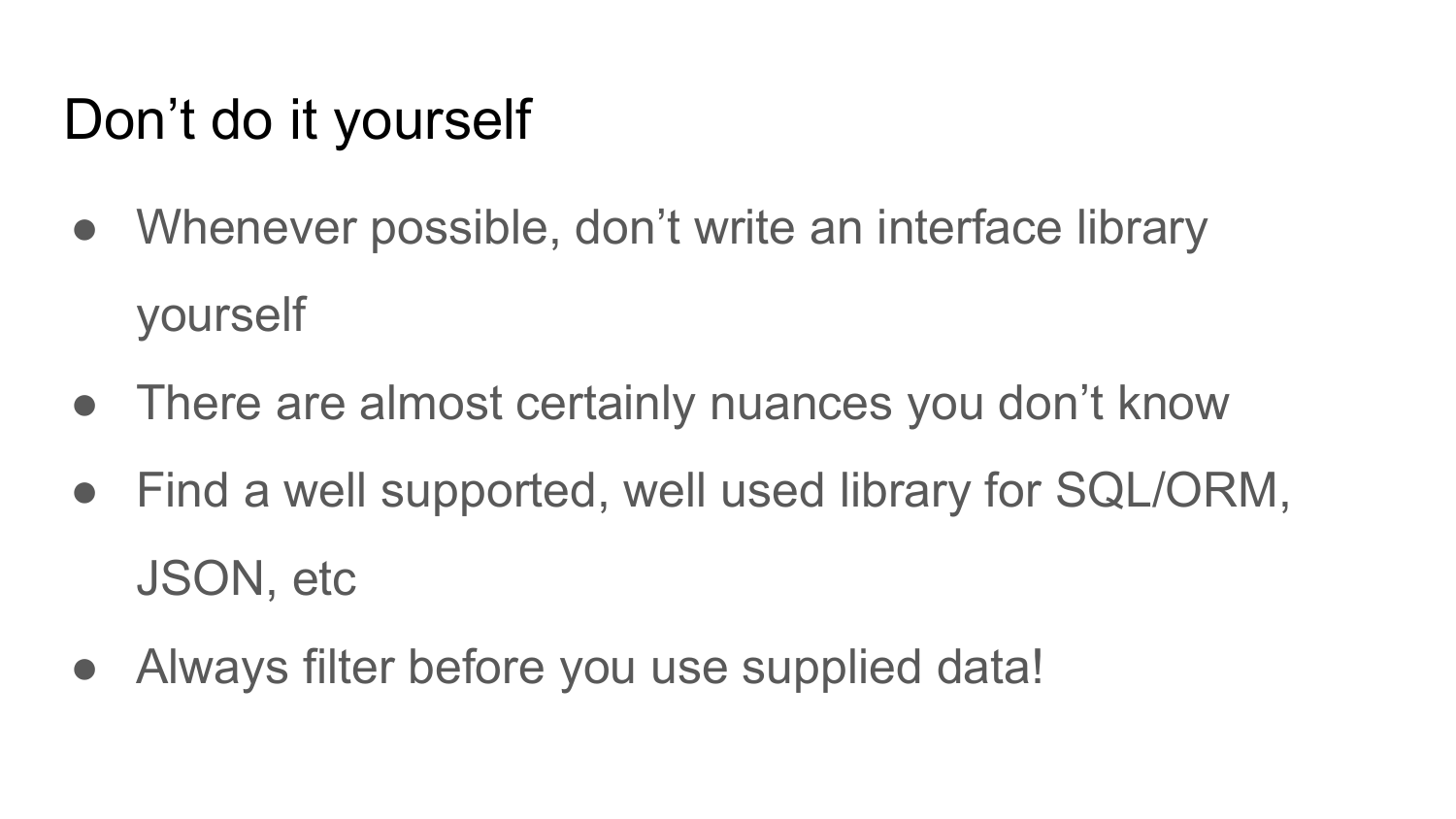# Don’t do it yourself

- Whenever possible, don’t write an interface library yourself
- There are almost certainly nuances you don’t know
- Find a well supported, well used library for SQL/ORM, JSON, etc
- Always filter before you use supplied data!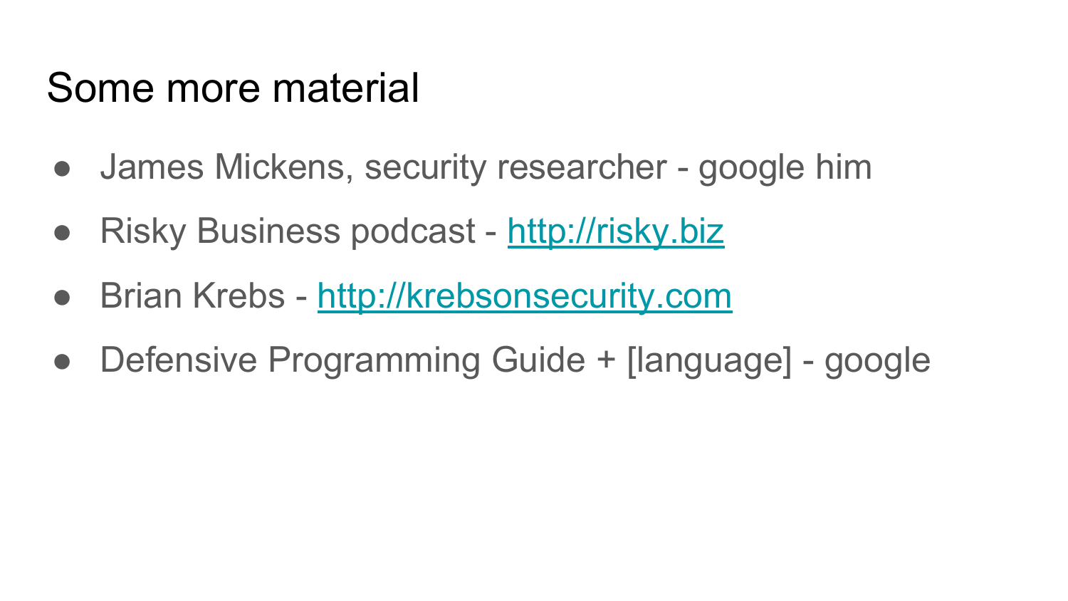# Some more material

- James Mickens, security researcher - google him
- Risky Business podcast - [http://risky.biz](http://risky.biz)
- Brian Krebs - [http://krebsonsecurity.com](http://krebsonsecurity.com)
- Defensive Programming Guide + [language] - google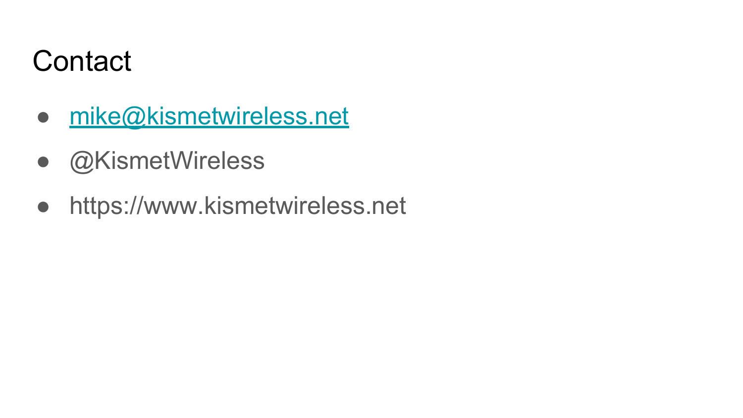# Contact

- mike@kismetwireless.net
- @KismetWireless
- https://www.kismetwireless.net